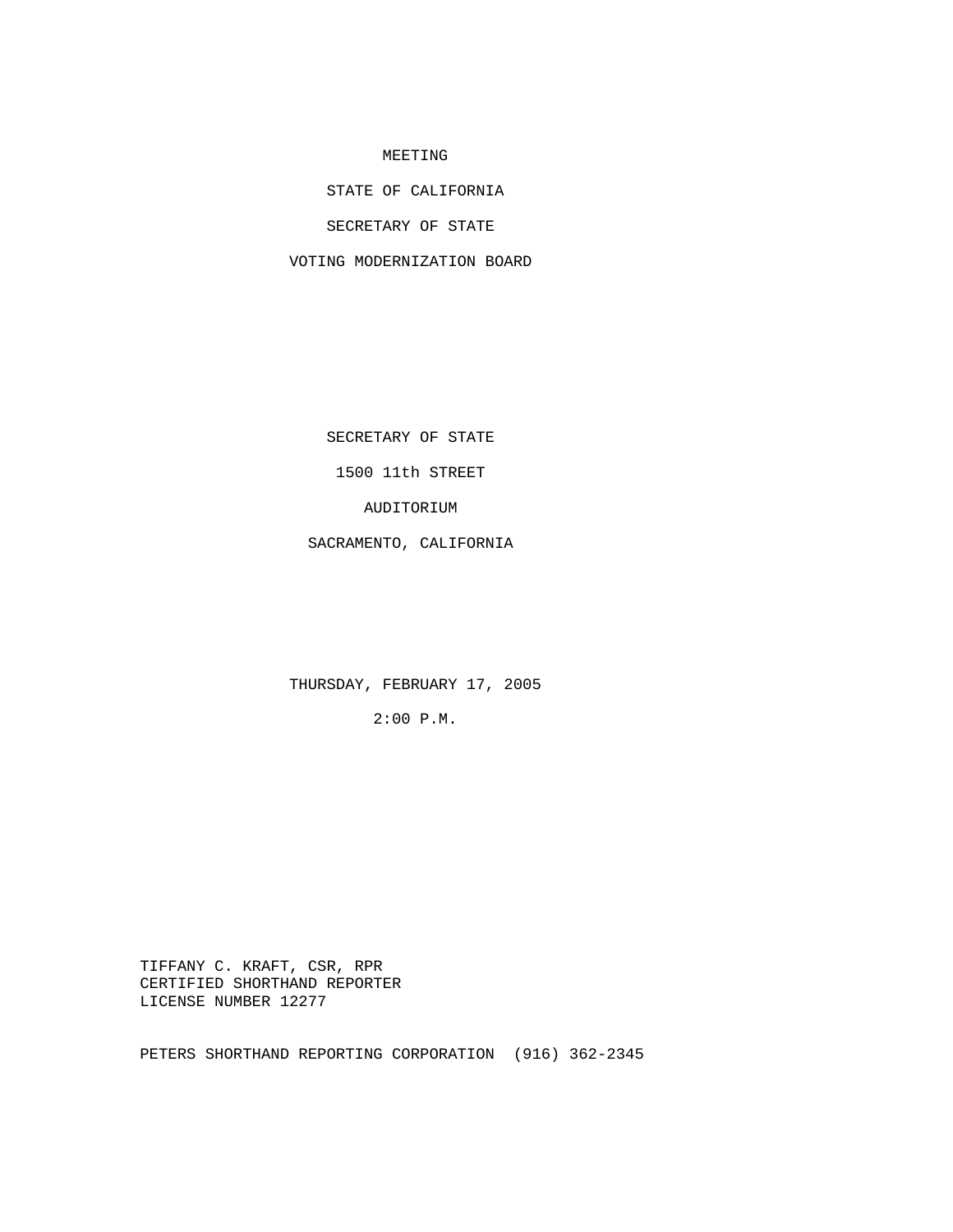MEETING

STATE OF CALIFORNIA

SECRETARY OF STATE

VOTING MODERNIZATION BOARD

SECRETARY OF STATE

1500 11th STREET

AUDITORIUM

SACRAMENTO, CALIFORNIA

THURSDAY, FEBRUARY 17, 2005

2:00 P.M.

TIFFANY C. KRAFT, CSR, RPR
CERTIFIED SHORTHAND REPORTER
LICENSE NUMBER 12277

PETERS SHORTHAND REPORTING CORPORATION (916) 362-2345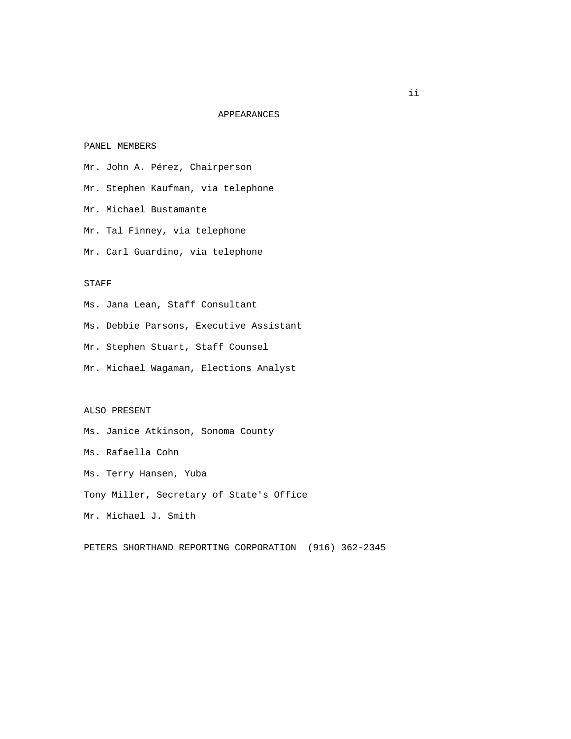# APPEARANCES

## PANEL MEMBERS

Mr. John A. Pérez, Chairperson

Mr. Stephen Kaufman, via telephone

Mr. Michael Bustamante

Mr. Tal Finney, via telephone

Mr. Carl Guardino, via telephone

## STAFF

Ms. Jana Lean, Staff Consultant

Ms. Debbie Parsons, Executive Assistant

Mr. Stephen Stuart, Staff Counsel

Mr. Michael Wagaman, Elections Analyst

## ALSO PRESENT

Ms. Janice Atkinson, Sonoma County

Ms. Rafaella Cohn

Ms. Terry Hansen, Yuba

Tony Miller, Secretary of State's Office

Mr. Michael J. Smith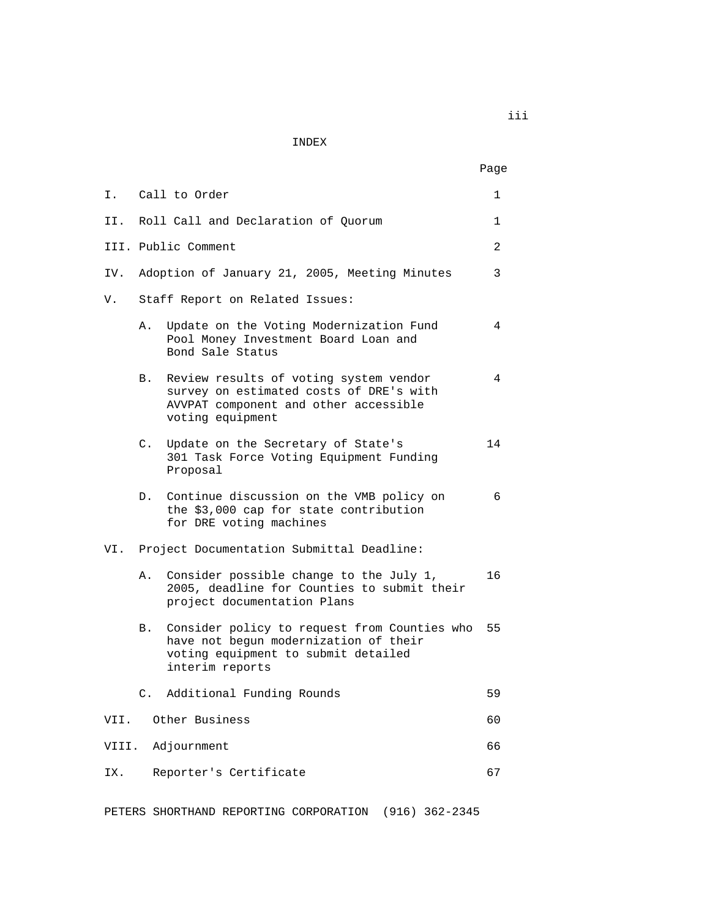# INDEX

| | | Page |
|---|---|---|
| I. | Call to Order | 1 |
| II. | Roll Call and Declaration of Quorum | 1 |
| III. | Public Comment | 2 |
| IV. | Adoption of January 21, 2005, Meeting Minutes | 3 |
| V. | Staff Report on Related Issues: | |
| | A. Update on the Voting Modernization Fund Pool Money Investment Board Loan and Bond Sale Status | 4 |
| | B. Review results of voting system vendor survey on estimated costs of DRE's with AVVPAT component and other accessible voting equipment | 4 |
| | C. Update on the Secretary of State's 301 Task Force Voting Equipment Funding Proposal | 14 |
| | D. Continue discussion on the VMB policy on the $3,000 cap for state contribution for DRE voting machines | 6 |
| VI. | Project Documentation Submittal Deadline: | |
| | A. Consider possible change to the July 1, 2005, deadline for Counties to submit their project documentation Plans | 16 |
| | B. Consider policy to request from Counties who have not begun modernization of their voting equipment to submit detailed interim reports | 55 |
| | C. Additional Funding Rounds | 59 |
| VII. | Other Business | 60 |
| VIII. | Adjournment | 66 |
| IX. | Reporter's Certificate | 67 |

PETERS SHORTHAND REPORTING CORPORATION (916) 362-2345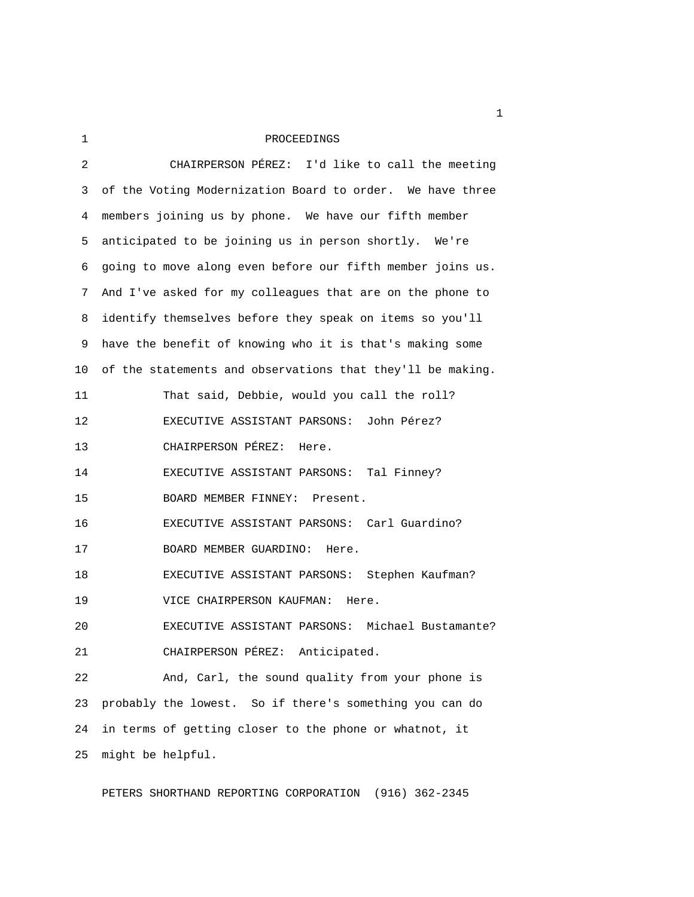PROCEEDINGS

CHAIRPERSON PÉREZ: I'd like to call the meeting of the Voting Modernization Board to order. We have three members joining us by phone. We have our fifth member anticipated to be joining us in person shortly. We're going to move along even before our fifth member joins us. And I've asked for my colleagues that are on the phone to identify themselves before they speak on items so you'll have the benefit of knowing who it is that's making some of the statements and observations that they'll be making.

That said, Debbie, would you call the roll?

EXECUTIVE ASSISTANT PARSONS: John Pérez?

CHAIRPERSON PÉREZ: Here.

EXECUTIVE ASSISTANT PARSONS: Tal Finney?

BOARD MEMBER FINNEY: Present.

EXECUTIVE ASSISTANT PARSONS: Carl Guardino?

BOARD MEMBER GUARDINO: Here.

EXECUTIVE ASSISTANT PARSONS: Stephen Kaufman?

VICE CHAIRPERSON KAUFMAN: Here.

EXECUTIVE ASSISTANT PARSONS: Michael Bustamante?

CHAIRPERSON PÉREZ: Anticipated.

And, Carl, the sound quality from your phone is probably the lowest. So if there's something you can do in terms of getting closer to the phone or whatnot, it might be helpful.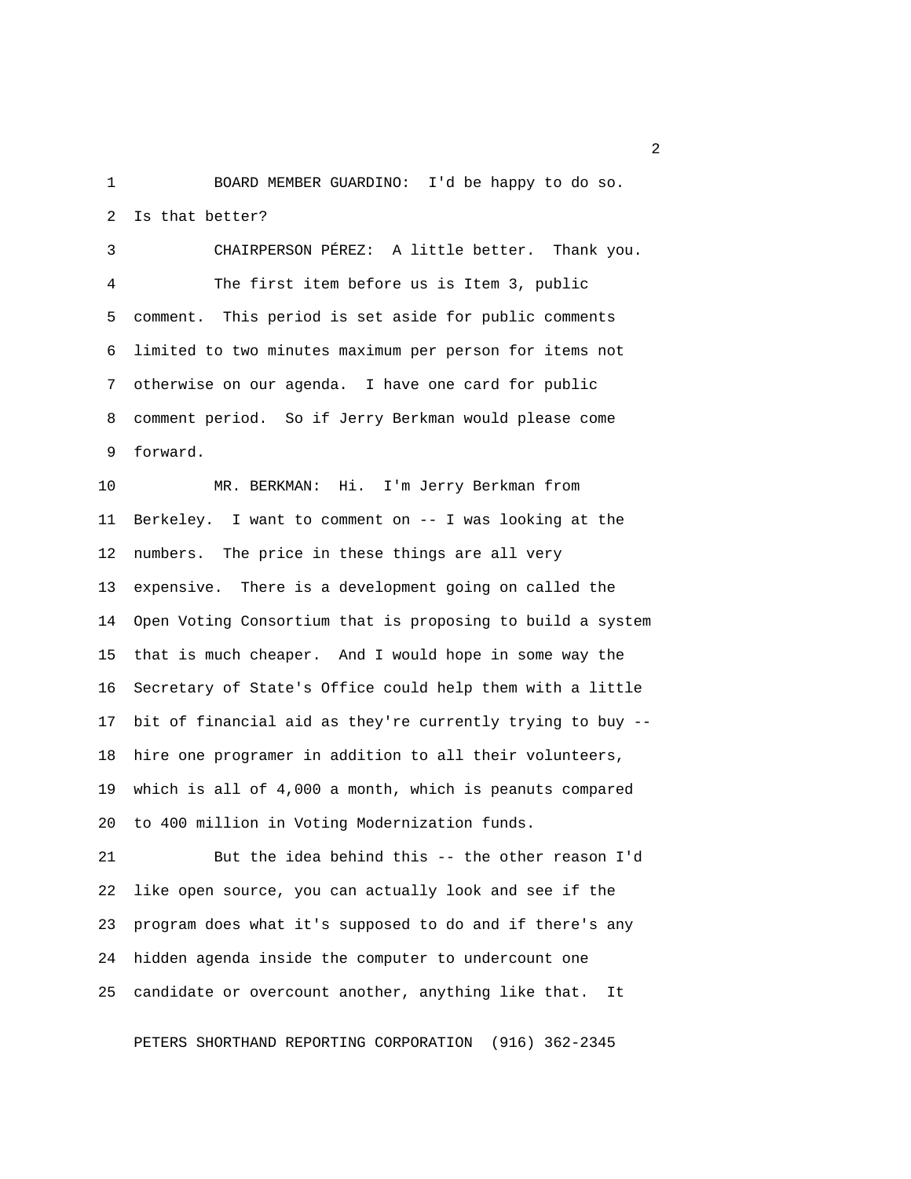BOARD MEMBER GUARDINO: I'd be happy to do so. Is that better?

CHAIRPERSON PÉREZ: A little better. Thank you.

The first item before us is Item 3, public comment. This period is set aside for public comments limited to two minutes maximum per person for items not otherwise on our agenda. I have one card for public comment period. So if Jerry Berkman would please come forward.

MR. BERKMAN: Hi. I'm Jerry Berkman from Berkeley. I want to comment on -- I was looking at the numbers. The price in these things are all very expensive. There is a development going on called the Open Voting Consortium that is proposing to build a system that is much cheaper. And I would hope in some way the Secretary of State's Office could help them with a little bit of financial aid as they're currently trying to buy -- hire one programer in addition to all their volunteers, which is all of 4,000 a month, which is peanuts compared to 400 million in Voting Modernization funds.

But the idea behind this -- the other reason I'd like open source, you can actually look and see if the program does what it's supposed to do and if there's any hidden agenda inside the computer to undercount one candidate or overcount another, anything like that. It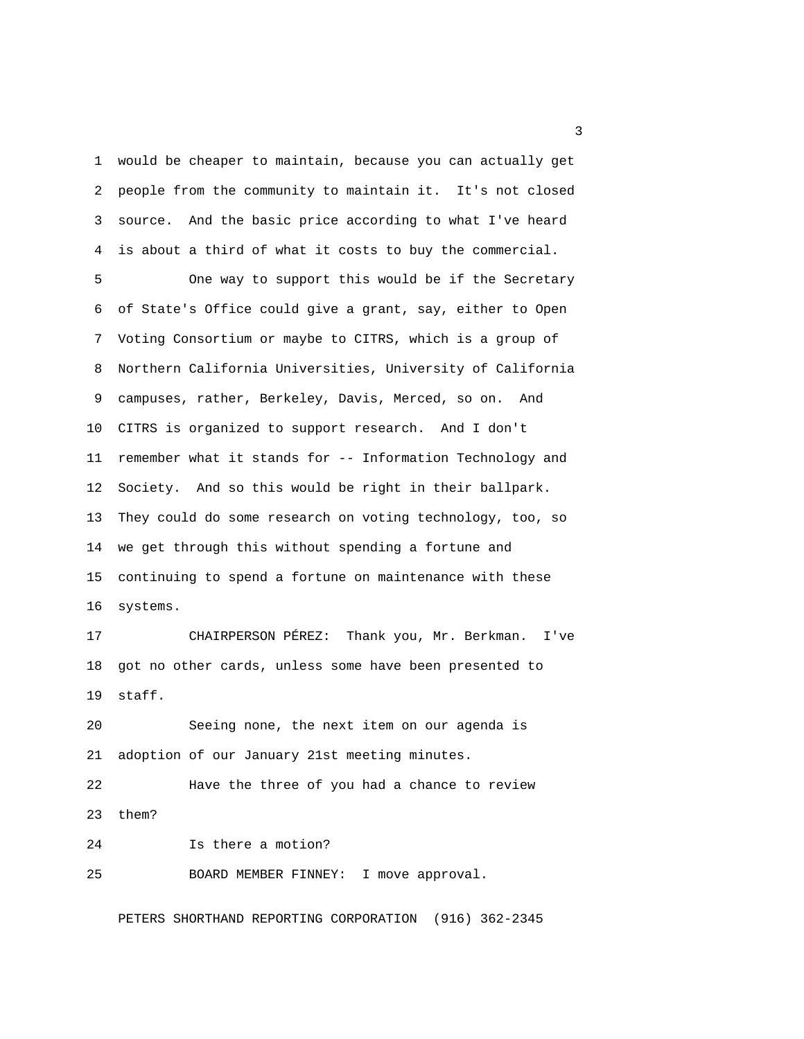would be cheaper to maintain, because you can actually get people from the community to maintain it. It's not closed source. And the basic price according to what I've heard is about a third of what it costs to buy the commercial.

One way to support this would be if the Secretary of State's Office could give a grant, say, either to Open Voting Consortium or maybe to CITRS, which is a group of Northern California Universities, University of California campuses, rather, Berkeley, Davis, Merced, so on. And CITRS is organized to support research. And I don't remember what it stands for -- Information Technology and Society. And so this would be right in their ballpark. They could do some research on voting technology, too, so we get through this without spending a fortune and continuing to spend a fortune on maintenance with these systems.

CHAIRPERSON PÉREZ: Thank you, Mr. Berkman. I've got no other cards, unless some have been presented to staff.

Seeing none, the next item on our agenda is adoption of our January 21st meeting minutes.

Have the three of you had a chance to review them?

Is there a motion?

BOARD MEMBER FINNEY: I move approval.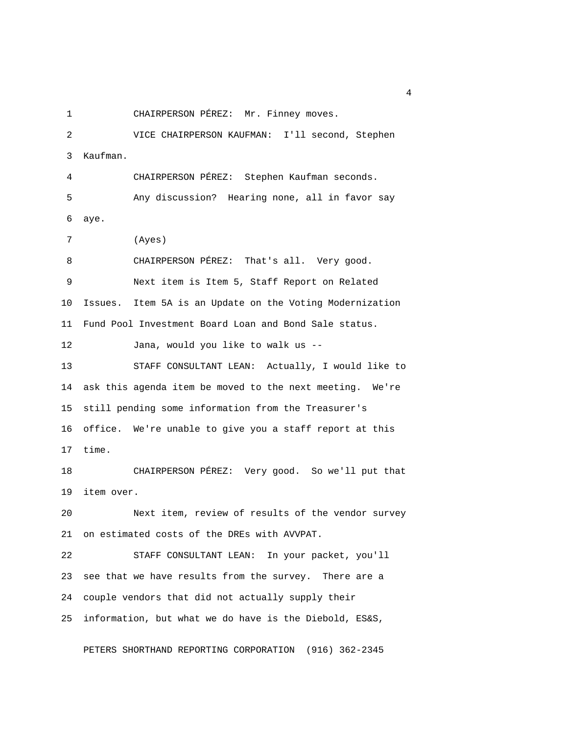CHAIRPERSON PÉREZ: Mr. Finney moves.

VICE CHAIRPERSON KAUFMAN: I'll second, Stephen Kaufman.

CHAIRPERSON PÉREZ: Stephen Kaufman seconds.

Any discussion? Hearing none, all in favor say aye.

(Ayes)

CHAIRPERSON PÉREZ: That's all. Very good.

Next item is Item 5, Staff Report on Related Issues. Item 5A is an Update on the Voting Modernization Fund Pool Investment Board Loan and Bond Sale status.

Jana, would you like to walk us --

STAFF CONSULTANT LEAN: Actually, I would like to ask this agenda item be moved to the next meeting. We're still pending some information from the Treasurer's office. We're unable to give you a staff report at this time.

CHAIRPERSON PÉREZ: Very good. So we'll put that item over.

Next item, review of results of the vendor survey on estimated costs of the DREs with AVVPAT.

STAFF CONSULTANT LEAN: In your packet, you'll see that we have results from the survey. There are a couple vendors that did not actually supply their information, but what we do have is the Diebold, ES&S,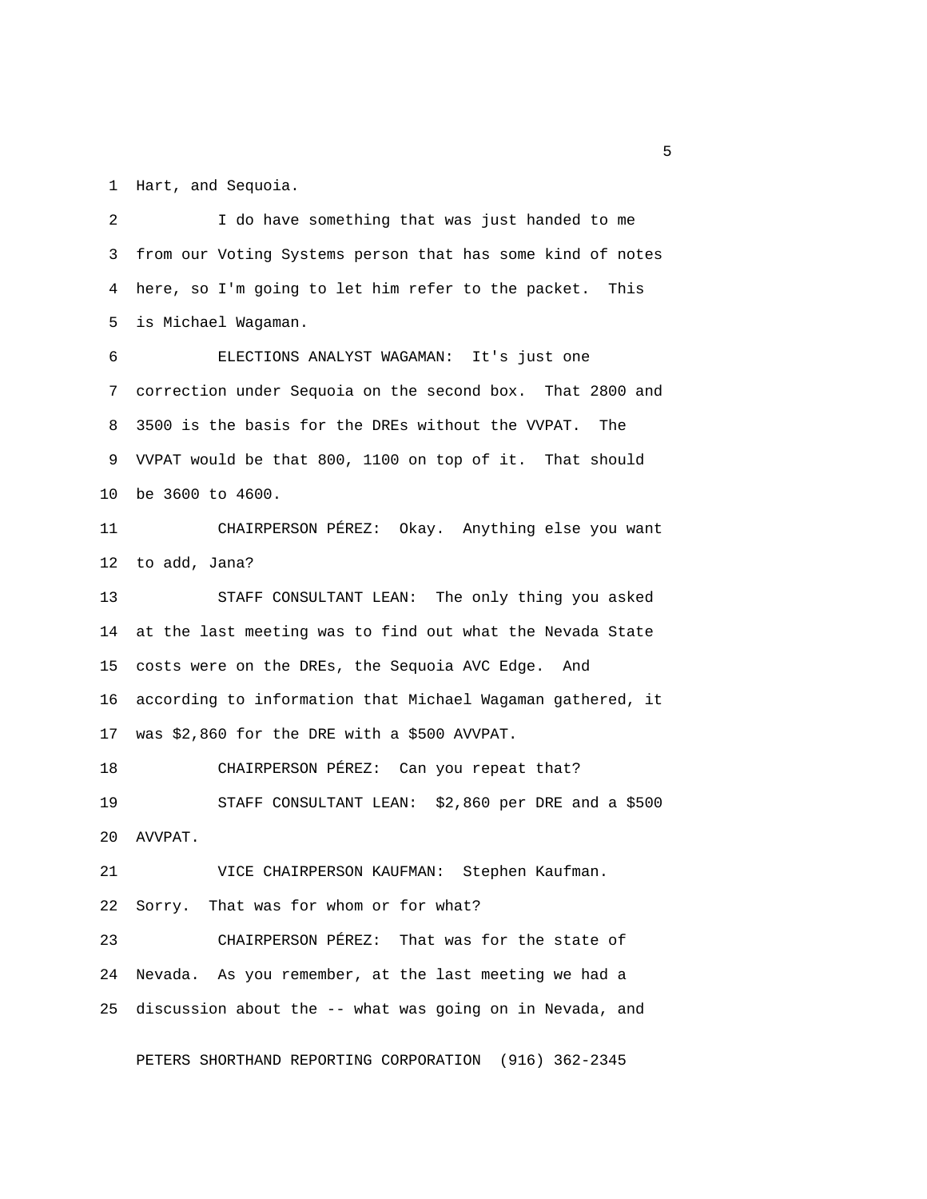Hart, and Sequoia.

I do have something that was just handed to me from our Voting Systems person that has some kind of notes here, so I'm going to let him refer to the packet. This is Michael Wagaman.

ELECTIONS ANALYST WAGAMAN: It's just one correction under Sequoia on the second box. That 2800 and 3500 is the basis for the DREs without the VVPAT. The VVPAT would be that 800, 1100 on top of it. That should be 3600 to 4600.

CHAIRPERSON PÉREZ: Okay. Anything else you want to add, Jana?

STAFF CONSULTANT LEAN: The only thing you asked at the last meeting was to find out what the Nevada State costs were on the DREs, the Sequoia AVC Edge. And according to information that Michael Wagaman gathered, it was $2,860 for the DRE with a $500 AVVPAT.

CHAIRPERSON PÉREZ: Can you repeat that?

STAFF CONSULTANT LEAN: $2,860 per DRE and a $500 AVVPAT.

VICE CHAIRPERSON KAUFMAN: Stephen Kaufman. Sorry. That was for whom or for what?

CHAIRPERSON PÉREZ: That was for the state of Nevada. As you remember, at the last meeting we had a discussion about the -- what was going on in Nevada, and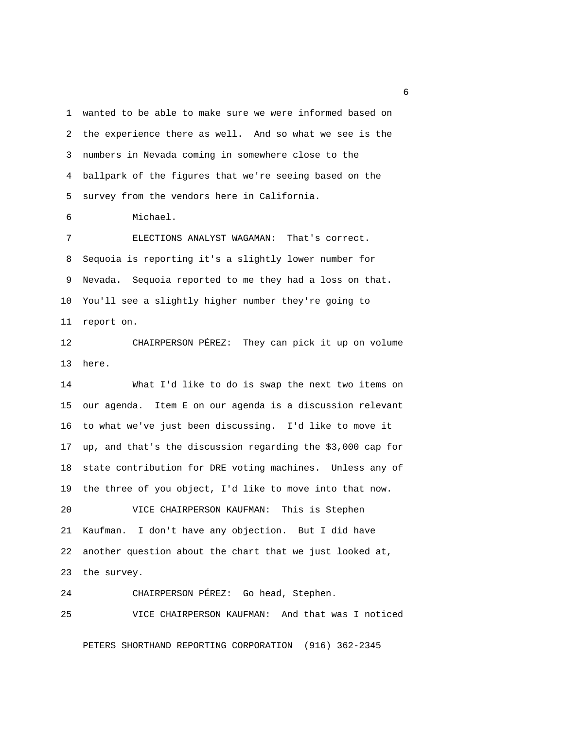wanted to be able to make sure we were informed based on the experience there as well. And so what we see is the numbers in Nevada coming in somewhere close to the ballpark of the figures that we're seeing based on the survey from the vendors here in California.

Michael.

ELECTIONS ANALYST WAGAMAN: That's correct. Sequoia is reporting it's a slightly lower number for Nevada. Sequoia reported to me they had a loss on that. You'll see a slightly higher number they're going to report on.

CHAIRPERSON PÉREZ: They can pick it up on volume here.

What I'd like to do is swap the next two items on our agenda. Item E on our agenda is a discussion relevant to what we've just been discussing. I'd like to move it up, and that's the discussion regarding the $3,000 cap for state contribution for DRE voting machines. Unless any of the three of you object, I'd like to move into that now.

VICE CHAIRPERSON KAUFMAN: This is Stephen Kaufman. I don't have any objection. But I did have another question about the chart that we just looked at, the survey.

CHAIRPERSON PÉREZ: Go head, Stephen.

VICE CHAIRPERSON KAUFMAN: And that was I noticed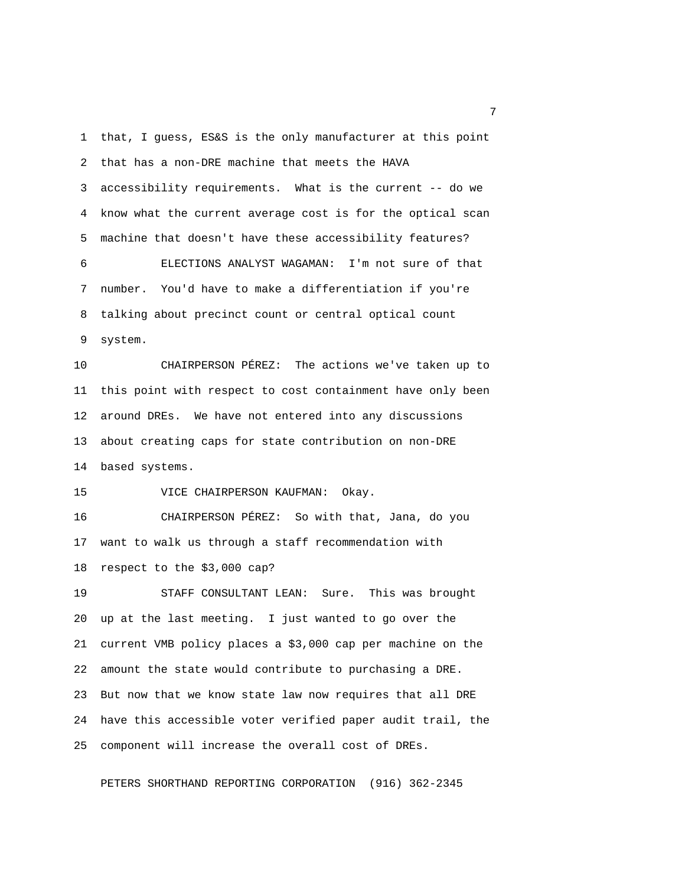that, I guess, ES&S is the only manufacturer at this point that has a non-DRE machine that meets the HAVA accessibility requirements. What is the current -- do we know what the current average cost is for the optical scan machine that doesn't have these accessibility features?

ELECTIONS ANALYST WAGAMAN: I'm not sure of that number. You'd have to make a differentiation if you're talking about precinct count or central optical count system.

CHAIRPERSON PÉREZ: The actions we've taken up to this point with respect to cost containment have only been around DREs. We have not entered into any discussions about creating caps for state contribution on non-DRE based systems.

VICE CHAIRPERSON KAUFMAN: Okay.

CHAIRPERSON PÉREZ: So with that, Jana, do you want to walk us through a staff recommendation with respect to the $3,000 cap?

STAFF CONSULTANT LEAN: Sure. This was brought up at the last meeting. I just wanted to go over the current VMB policy places a $3,000 cap per machine on the amount the state would contribute to purchasing a DRE. But now that we know state law now requires that all DRE have this accessible voter verified paper audit trail, the component will increase the overall cost of DREs.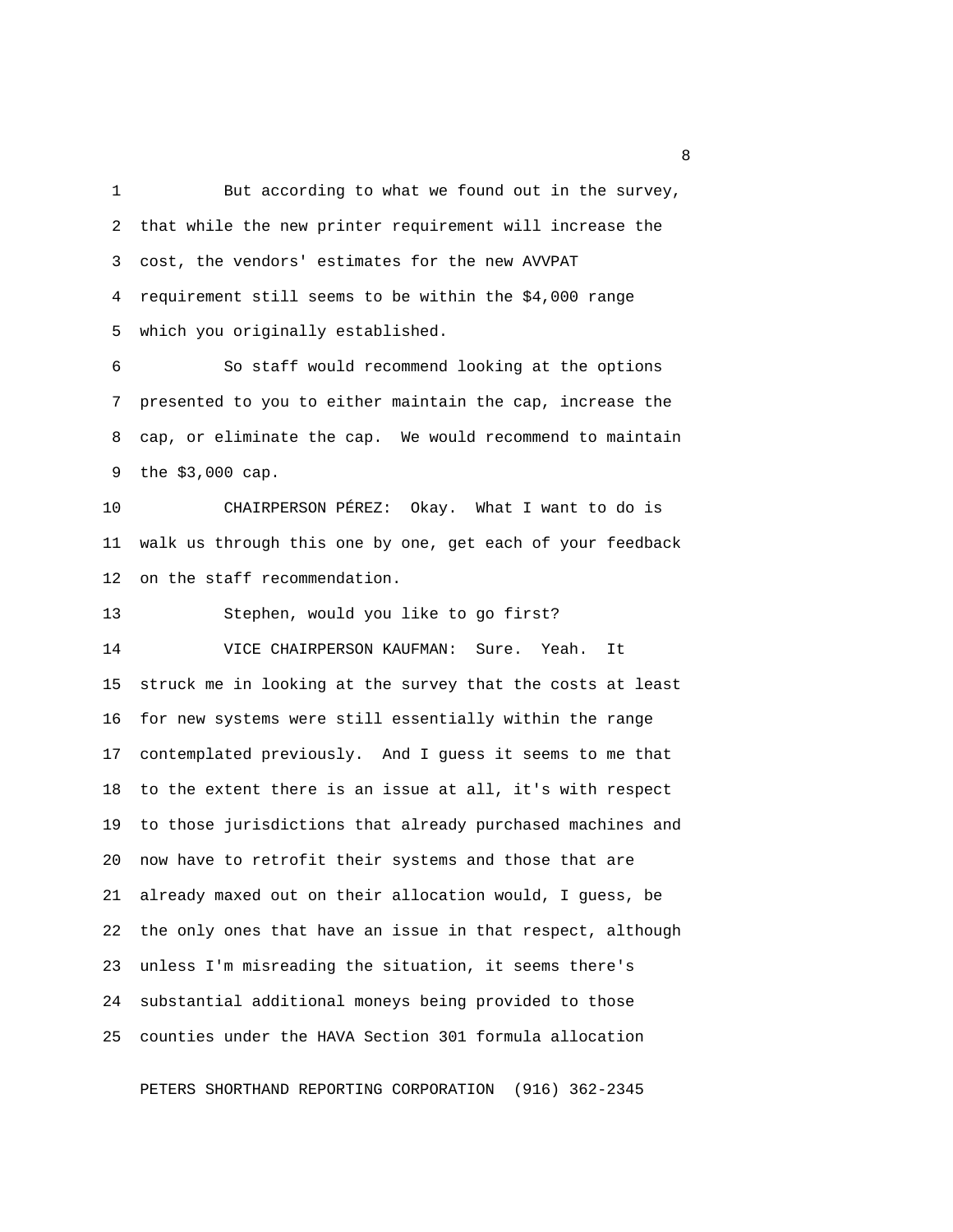But according to what we found out in the survey, that while the new printer requirement will increase the cost, the vendors' estimates for the new AVVPAT requirement still seems to be within the $4,000 range which you originally established.

So staff would recommend looking at the options presented to you to either maintain the cap, increase the cap, or eliminate the cap. We would recommend to maintain the $3,000 cap.

CHAIRPERSON PÉREZ: Okay. What I want to do is walk us through this one by one, get each of your feedback on the staff recommendation.

Stephen, would you like to go first?

VICE CHAIRPERSON KAUFMAN: Sure. Yeah. It struck me in looking at the survey that the costs at least for new systems were still essentially within the range contemplated previously. And I guess it seems to me that to the extent there is an issue at all, it's with respect to those jurisdictions that already purchased machines and now have to retrofit their systems and those that are already maxed out on their allocation would, I guess, be the only ones that have an issue in that respect, although unless I'm misreading the situation, it seems there's substantial additional moneys being provided to those counties under the HAVA Section 301 formula allocation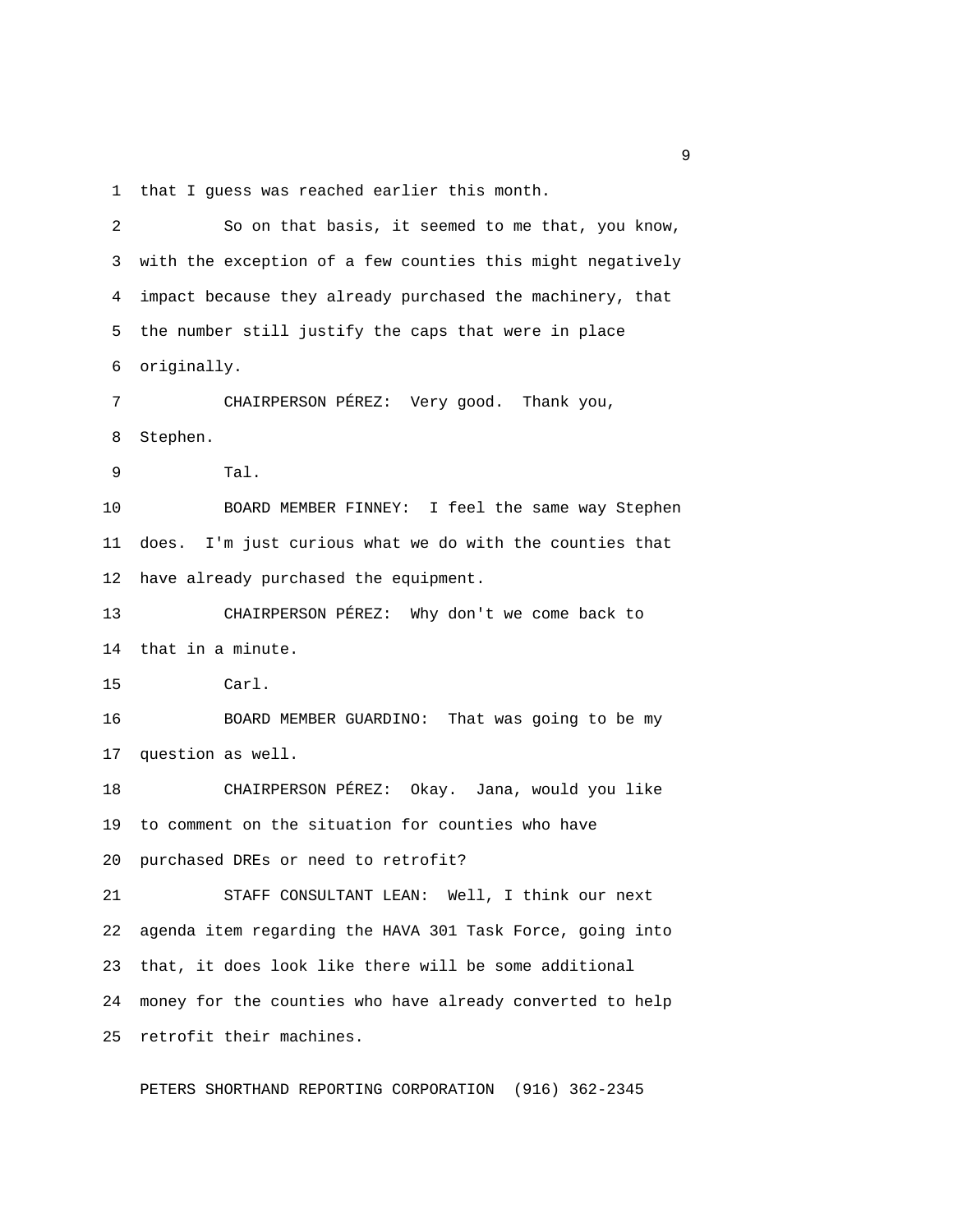that I guess was reached earlier this month.

So on that basis, it seemed to me that, you know, with the exception of a few counties this might negatively impact because they already purchased the machinery, that the number still justify the caps that were in place originally.

CHAIRPERSON PÉREZ: Very good. Thank you, Stephen.

Tal.

BOARD MEMBER FINNEY: I feel the same way Stephen does. I'm just curious what we do with the counties that have already purchased the equipment.

CHAIRPERSON PÉREZ: Why don't we come back to that in a minute.

Carl.

BOARD MEMBER GUARDINO: That was going to be my question as well.

CHAIRPERSON PÉREZ: Okay. Jana, would you like to comment on the situation for counties who have purchased DREs or need to retrofit?

STAFF CONSULTANT LEAN: Well, I think our next agenda item regarding the HAVA 301 Task Force, going into that, it does look like there will be some additional money for the counties who have already converted to help retrofit their machines.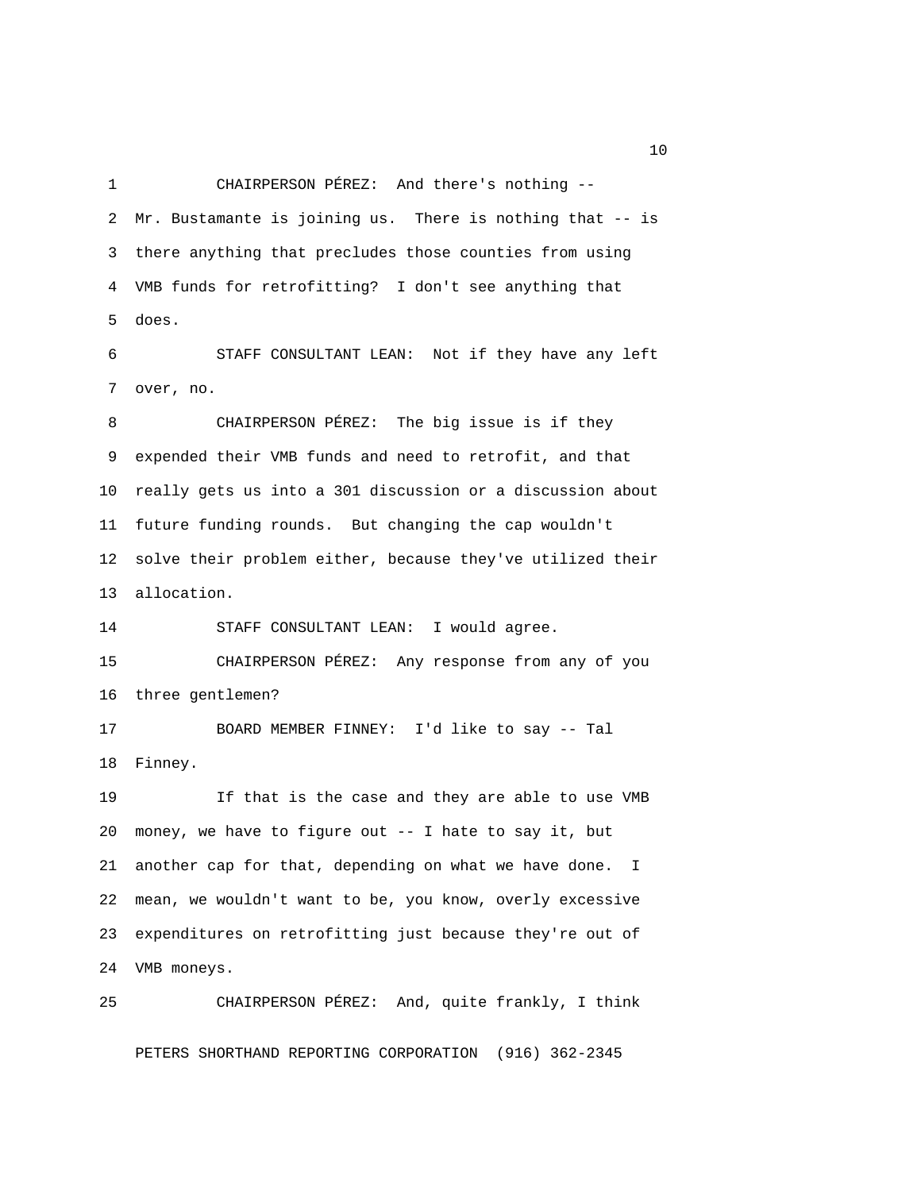CHAIRPERSON PÉREZ: And there's nothing -- Mr. Bustamante is joining us. There is nothing that -- is there anything that precludes those counties from using VMB funds for retrofitting? I don't see anything that does.

STAFF CONSULTANT LEAN: Not if they have any left over, no.

CHAIRPERSON PÉREZ: The big issue is if they expended their VMB funds and need to retrofit, and that really gets us into a 301 discussion or a discussion about future funding rounds. But changing the cap wouldn't solve their problem either, because they've utilized their allocation.

STAFF CONSULTANT LEAN: I would agree.

CHAIRPERSON PÉREZ: Any response from any of you three gentlemen?

BOARD MEMBER FINNEY: I'd like to say -- Tal Finney.

If that is the case and they are able to use VMB money, we have to figure out -- I hate to say it, but another cap for that, depending on what we have done. I mean, we wouldn't want to be, you know, overly excessive expenditures on retrofitting just because they're out of VMB moneys.

CHAIRPERSON PÉREZ: And, quite frankly, I think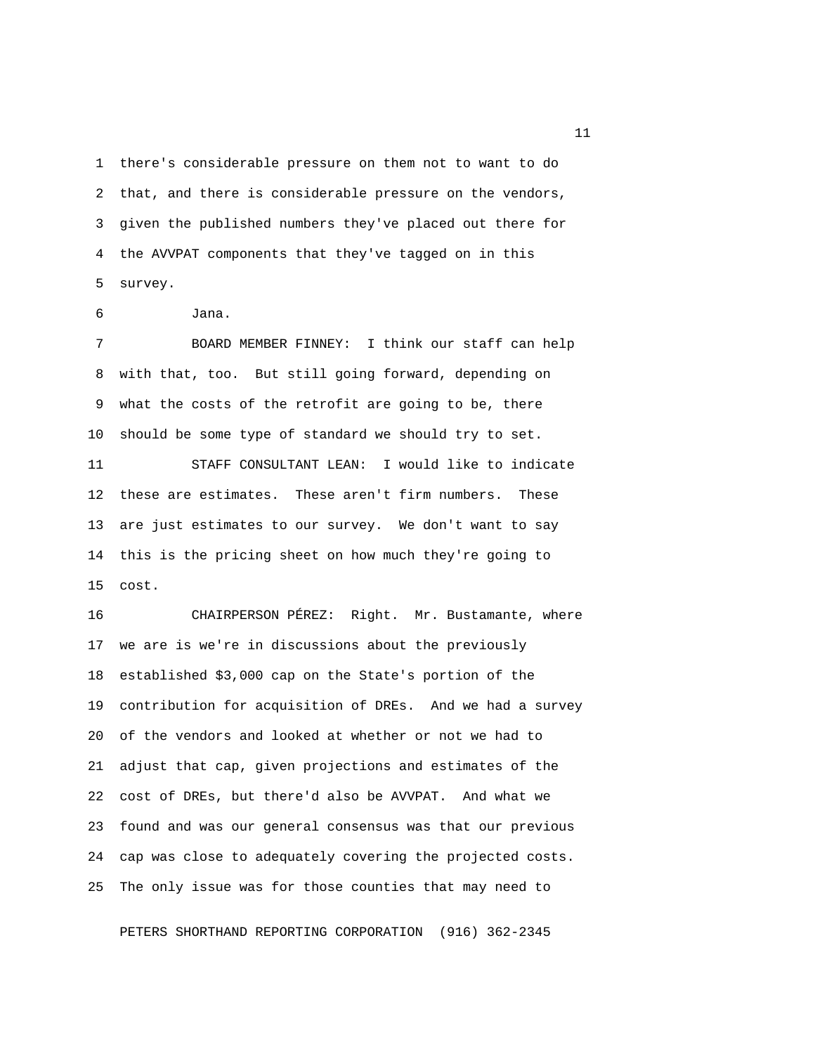there's considerable pressure on them not to want to do that, and there is considerable pressure on the vendors, given the published numbers they've placed out there for the AVVPAT components that they've tagged on in this survey.

Jana.

BOARD MEMBER FINNEY: I think our staff can help with that, too. But still going forward, depending on what the costs of the retrofit are going to be, there should be some type of standard we should try to set.

STAFF CONSULTANT LEAN: I would like to indicate these are estimates. These aren't firm numbers. These are just estimates to our survey. We don't want to say this is the pricing sheet on how much they're going to cost.

CHAIRPERSON PÉREZ: Right. Mr. Bustamante, where we are is we're in discussions about the previously established $3,000 cap on the State's portion of the contribution for acquisition of DREs. And we had a survey of the vendors and looked at whether or not we had to adjust that cap, given projections and estimates of the cost of DREs, but there'd also be AVVPAT. And what we found and was our general consensus was that our previous cap was close to adequately covering the projected costs. The only issue was for those counties that may need to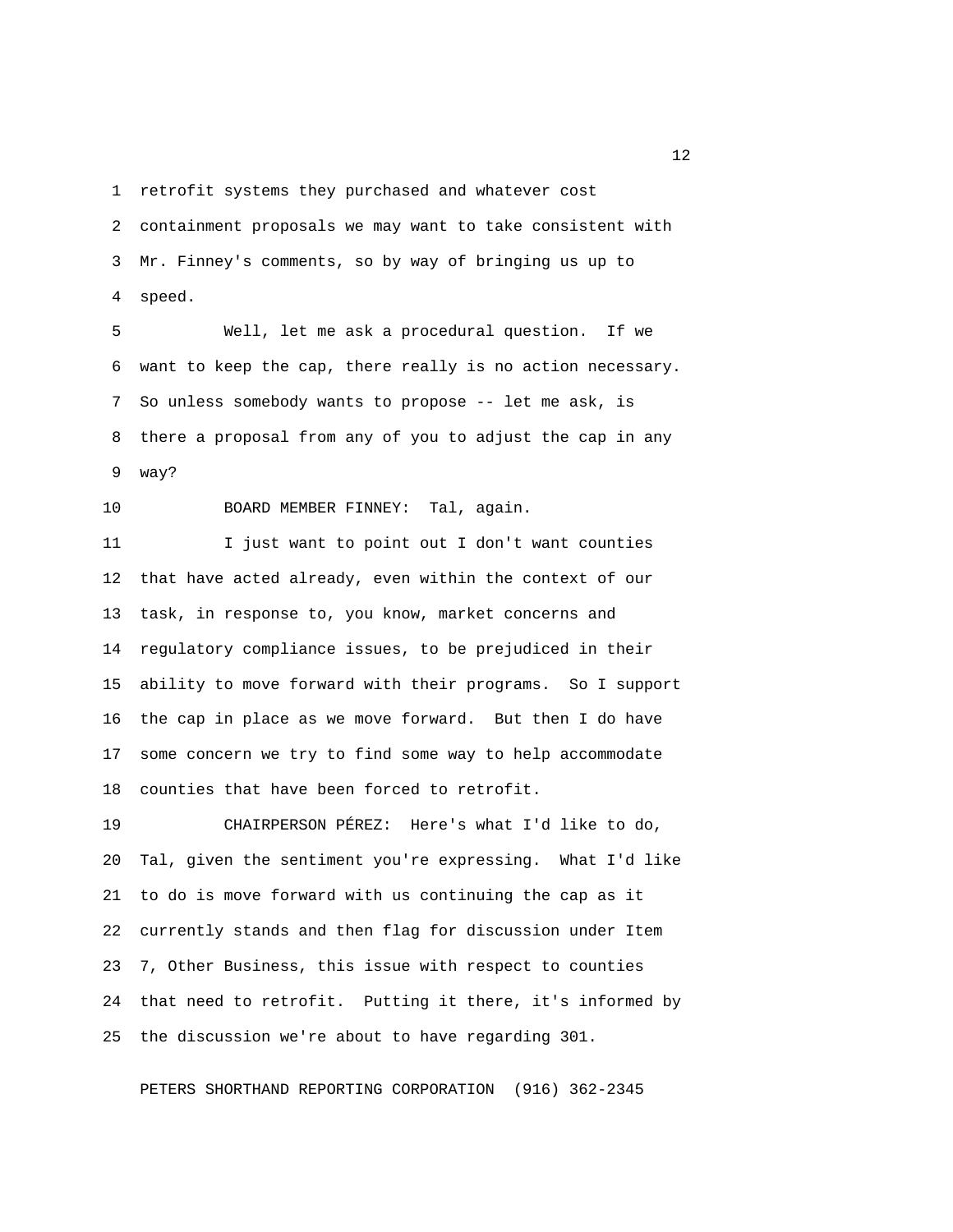retrofit systems they purchased and whatever cost containment proposals we may want to take consistent with Mr. Finney's comments, so by way of bringing us up to speed.

Well, let me ask a procedural question. If we want to keep the cap, there really is no action necessary. So unless somebody wants to propose -- let me ask, is there a proposal from any of you to adjust the cap in any way?

BOARD MEMBER FINNEY: Tal, again.

I just want to point out I don't want counties that have acted already, even within the context of our task, in response to, you know, market concerns and regulatory compliance issues, to be prejudiced in their ability to move forward with their programs. So I support the cap in place as we move forward. But then I do have some concern we try to find some way to help accommodate counties that have been forced to retrofit.

CHAIRPERSON PÉREZ: Here's what I'd like to do, Tal, given the sentiment you're expressing. What I'd like to do is move forward with us continuing the cap as it currently stands and then flag for discussion under Item 7, Other Business, this issue with respect to counties that need to retrofit. Putting it there, it's informed by the discussion we're about to have regarding 301.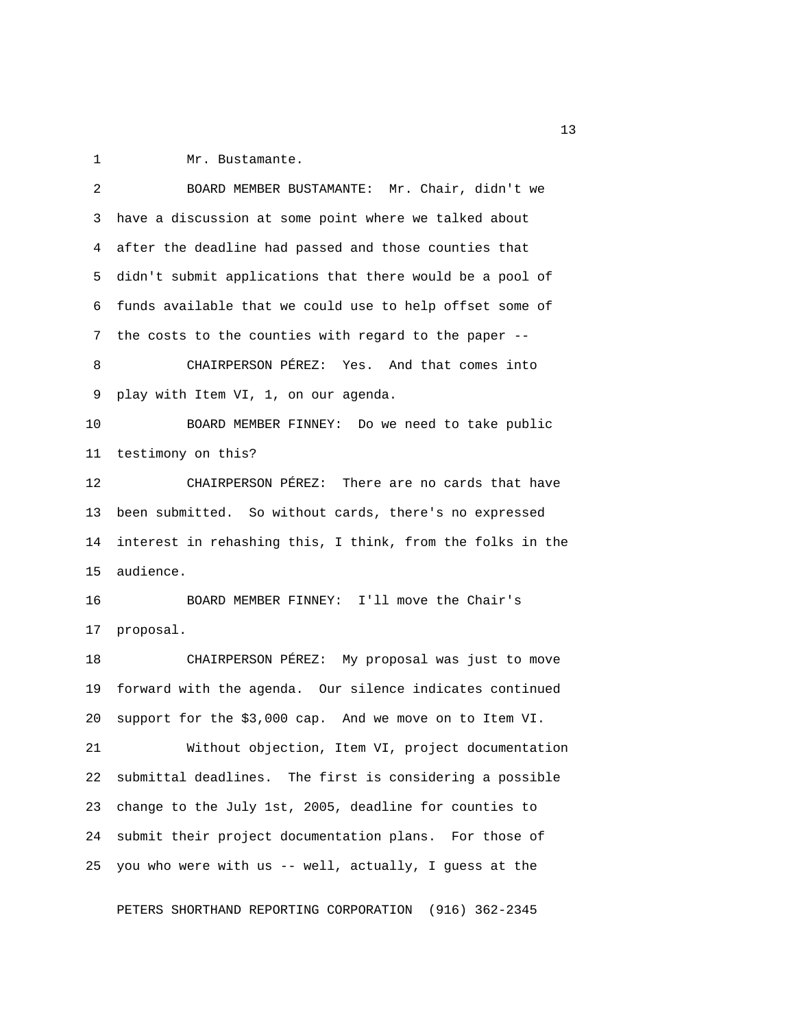Mr. Bustamante.

BOARD MEMBER BUSTAMANTE: Mr. Chair, didn't we have a discussion at some point where we talked about after the deadline had passed and those counties that didn't submit applications that there would be a pool of funds available that we could use to help offset some of the costs to the counties with regard to the paper --

CHAIRPERSON PÉREZ: Yes. And that comes into play with Item VI, 1, on our agenda.

BOARD MEMBER FINNEY: Do we need to take public testimony on this?

CHAIRPERSON PÉREZ: There are no cards that have been submitted. So without cards, there's no expressed interest in rehashing this, I think, from the folks in the audience.

BOARD MEMBER FINNEY: I'll move the Chair's proposal.

CHAIRPERSON PÉREZ: My proposal was just to move forward with the agenda. Our silence indicates continued support for the $3,000 cap. And we move on to Item VI.

Without objection, Item VI, project documentation submittal deadlines. The first is considering a possible change to the July 1st, 2005, deadline for counties to submit their project documentation plans. For those of you who were with us -- well, actually, I guess at the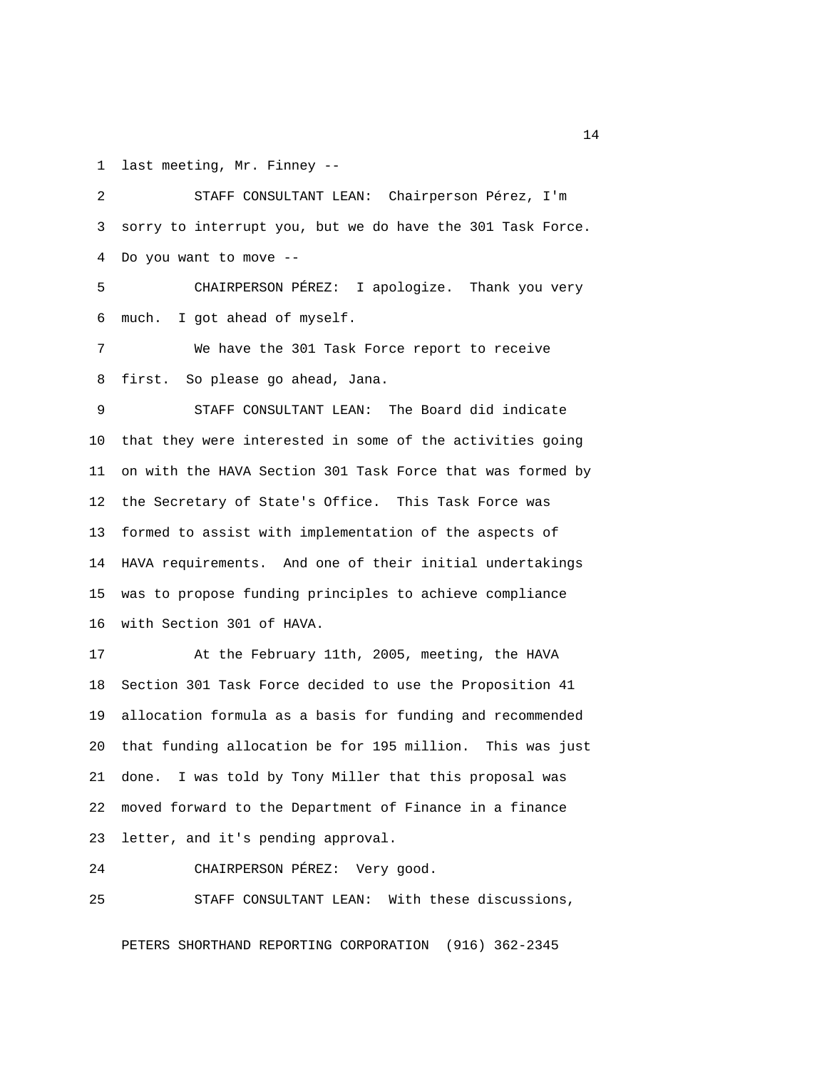last meeting, Mr. Finney --

STAFF CONSULTANT LEAN: Chairperson Pérez, I'm sorry to interrupt you, but we do have the 301 Task Force. Do you want to move --

CHAIRPERSON PÉREZ: I apologize. Thank you very much. I got ahead of myself.

We have the 301 Task Force report to receive first. So please go ahead, Jana.

STAFF CONSULTANT LEAN: The Board did indicate that they were interested in some of the activities going on with the HAVA Section 301 Task Force that was formed by the Secretary of State's Office. This Task Force was formed to assist with implementation of the aspects of HAVA requirements. And one of their initial undertakings was to propose funding principles to achieve compliance with Section 301 of HAVA.

At the February 11th, 2005, meeting, the HAVA Section 301 Task Force decided to use the Proposition 41 allocation formula as a basis for funding and recommended that funding allocation be for 195 million. This was just done. I was told by Tony Miller that this proposal was moved forward to the Department of Finance in a finance letter, and it's pending approval.

CHAIRPERSON PÉREZ: Very good.

STAFF CONSULTANT LEAN: With these discussions,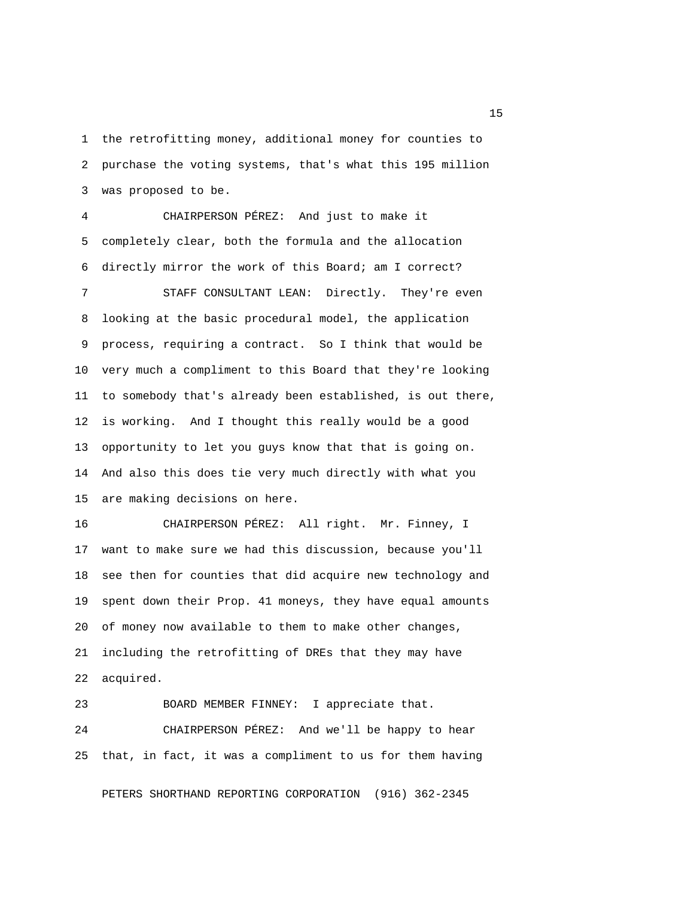the retrofitting money, additional money for counties to purchase the voting systems, that's what this 195 million was proposed to be.

CHAIRPERSON PÉREZ: And just to make it completely clear, both the formula and the allocation directly mirror the work of this Board; am I correct?

STAFF CONSULTANT LEAN: Directly. They're even looking at the basic procedural model, the application process, requiring a contract. So I think that would be very much a compliment to this Board that they're looking to somebody that's already been established, is out there, is working. And I thought this really would be a good opportunity to let you guys know that that is going on. And also this does tie very much directly with what you are making decisions on here.

CHAIRPERSON PÉREZ: All right. Mr. Finney, I want to make sure we had this discussion, because you'll see then for counties that did acquire new technology and spent down their Prop. 41 moneys, they have equal amounts of money now available to them to make other changes, including the retrofitting of DREs that they may have acquired.

BOARD MEMBER FINNEY: I appreciate that.

CHAIRPERSON PÉREZ: And we'll be happy to hear that, in fact, it was a compliment to us for them having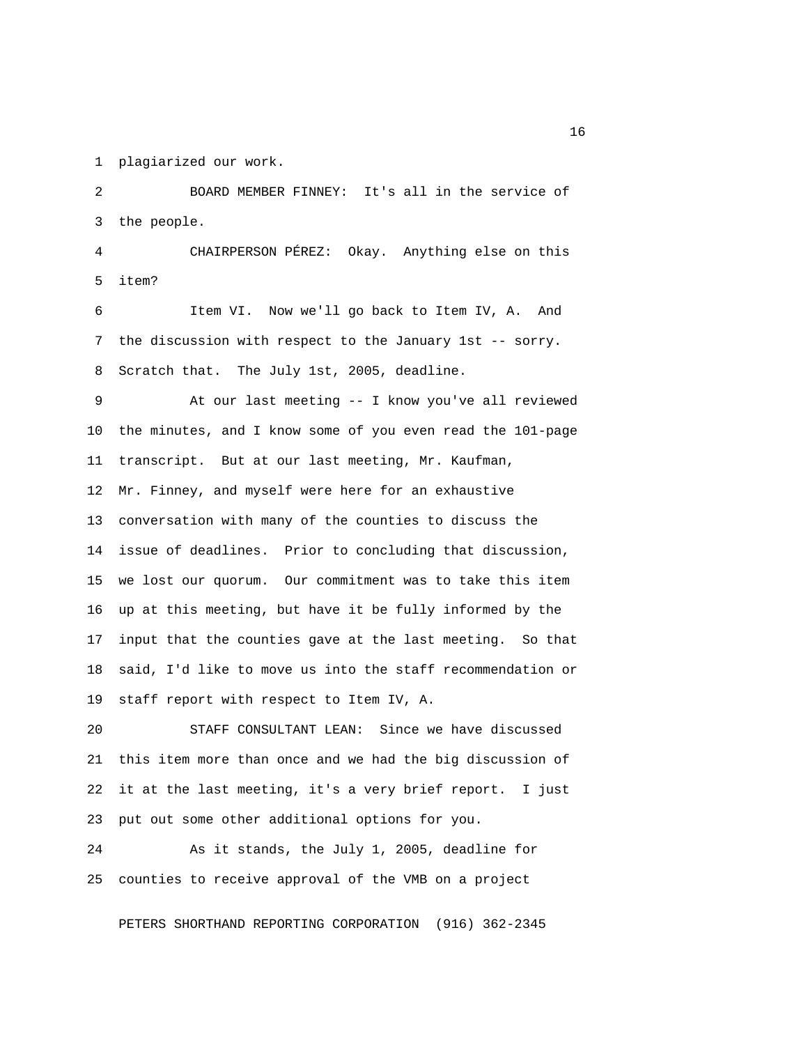plagiarized our work.

BOARD MEMBER FINNEY: It's all in the service of the people.

CHAIRPERSON PÉREZ: Okay. Anything else on this item?

Item VI. Now we'll go back to Item IV, A. And the discussion with respect to the January 1st -- sorry. Scratch that. The July 1st, 2005, deadline.

At our last meeting -- I know you've all reviewed the minutes, and I know some of you even read the 101-page transcript. But at our last meeting, Mr. Kaufman, Mr. Finney, and myself were here for an exhaustive conversation with many of the counties to discuss the issue of deadlines. Prior to concluding that discussion, we lost our quorum. Our commitment was to take this item up at this meeting, but have it be fully informed by the input that the counties gave at the last meeting. So that said, I'd like to move us into the staff recommendation or staff report with respect to Item IV, A.

STAFF CONSULTANT LEAN: Since we have discussed this item more than once and we had the big discussion of it at the last meeting, it's a very brief report. I just put out some other additional options for you.

As it stands, the July 1, 2005, deadline for counties to receive approval of the VMB on a project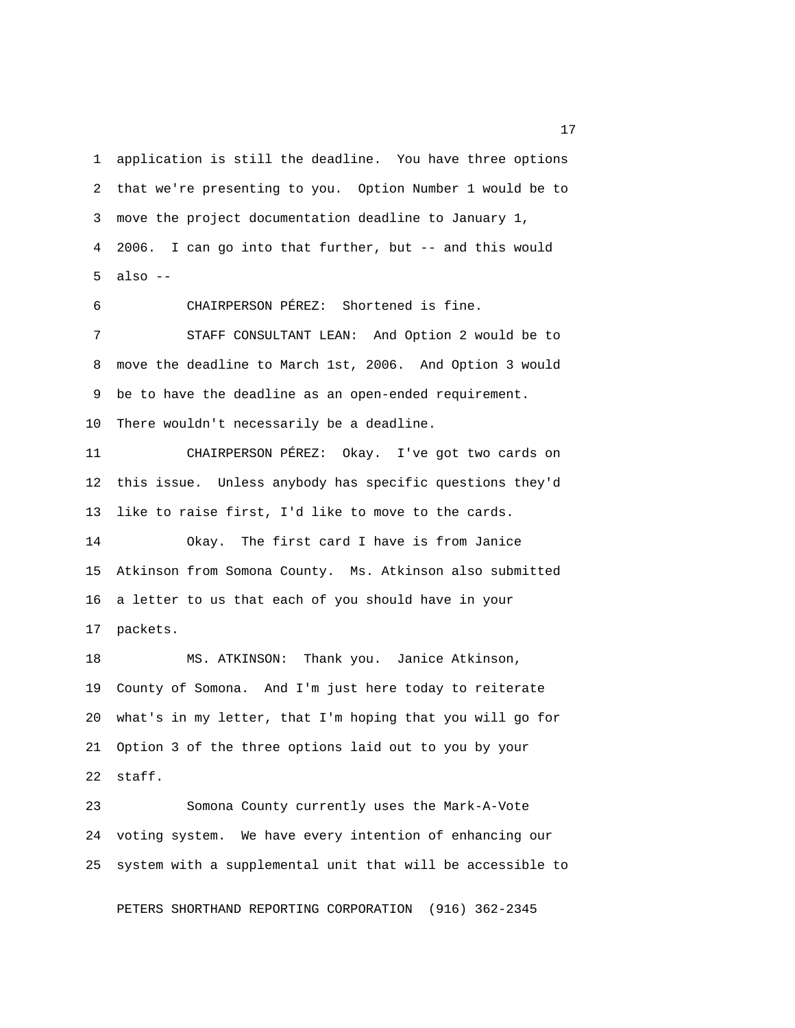application is still the deadline. You have three options that we're presenting to you. Option Number 1 would be to move the project documentation deadline to January 1, 2006. I can go into that further, but -- and this would also --

CHAIRPERSON PÉREZ: Shortened is fine.

STAFF CONSULTANT LEAN: And Option 2 would be to move the deadline to March 1st, 2006. And Option 3 would be to have the deadline as an open-ended requirement. There wouldn't necessarily be a deadline.

CHAIRPERSON PÉREZ: Okay. I've got two cards on this issue. Unless anybody has specific questions they'd like to raise first, I'd like to move to the cards.

Okay. The first card I have is from Janice Atkinson from Somona County. Ms. Atkinson also submitted a letter to us that each of you should have in your packets.

MS. ATKINSON: Thank you. Janice Atkinson, County of Somona. And I'm just here today to reiterate what's in my letter, that I'm hoping that you will go for Option 3 of the three options laid out to you by your staff.

Somona County currently uses the Mark-A-Vote voting system. We have every intention of enhancing our system with a supplemental unit that will be accessible to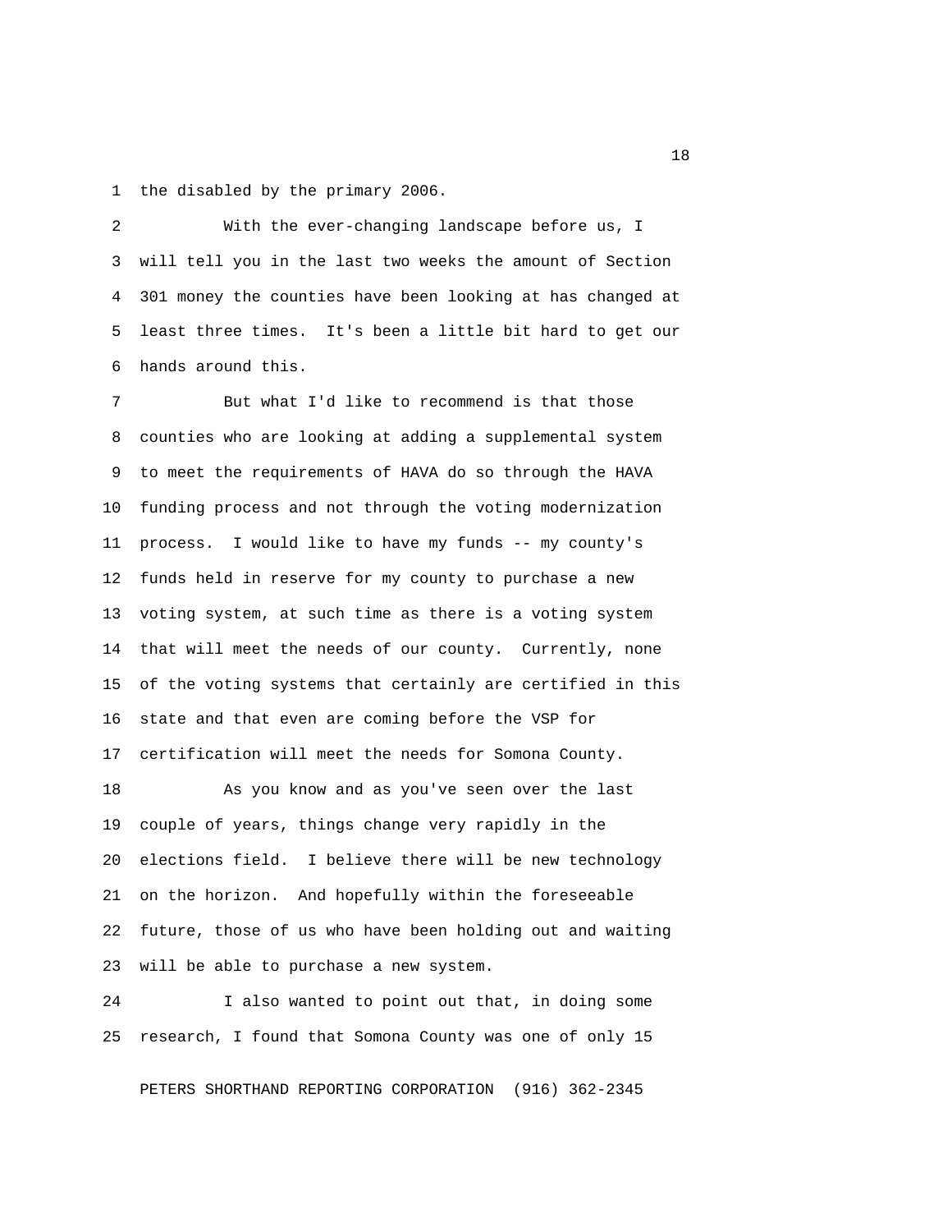the disabled by the primary 2006.

With the ever-changing landscape before us, I will tell you in the last two weeks the amount of Section 301 money the counties have been looking at has changed at least three times. It's been a little bit hard to get our hands around this.

But what I'd like to recommend is that those counties who are looking at adding a supplemental system to meet the requirements of HAVA do so through the HAVA funding process and not through the voting modernization process. I would like to have my funds -- my county's funds held in reserve for my county to purchase a new voting system, at such time as there is a voting system that will meet the needs of our county. Currently, none of the voting systems that certainly are certified in this state and that even are coming before the VSP for certification will meet the needs for Somona County.

As you know and as you've seen over the last couple of years, things change very rapidly in the elections field. I believe there will be new technology on the horizon. And hopefully within the foreseeable future, those of us who have been holding out and waiting will be able to purchase a new system.

I also wanted to point out that, in doing some research, I found that Somona County was one of only 15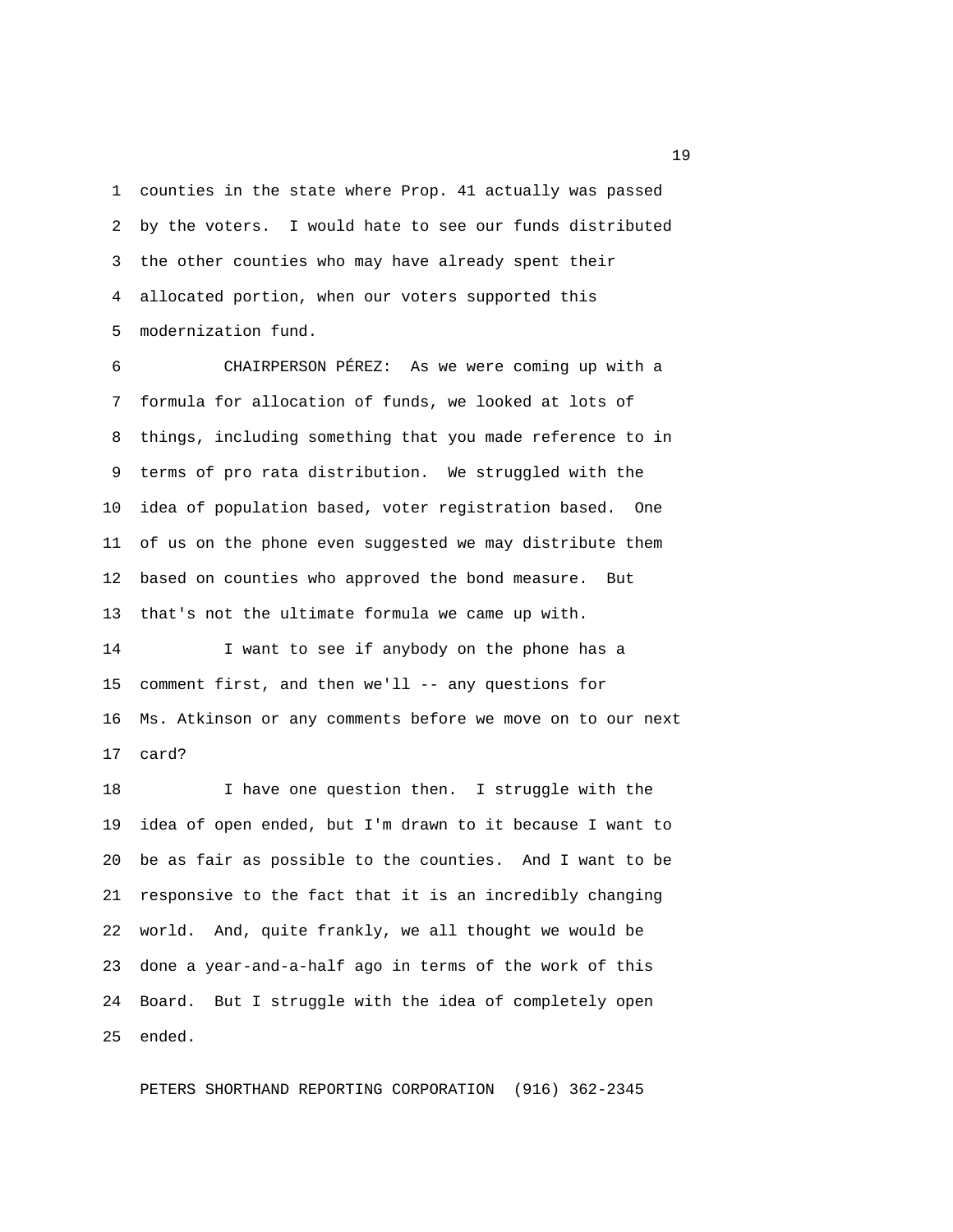counties in the state where Prop. 41 actually was passed by the voters. I would hate to see our funds distributed the other counties who may have already spent their allocated portion, when our voters supported this modernization fund.

CHAIRPERSON PÉREZ: As we were coming up with a formula for allocation of funds, we looked at lots of things, including something that you made reference to in terms of pro rata distribution. We struggled with the idea of population based, voter registration based. One of us on the phone even suggested we may distribute them based on counties who approved the bond measure. But that's not the ultimate formula we came up with.

I want to see if anybody on the phone has a comment first, and then we'll -- any questions for Ms. Atkinson or any comments before we move on to our next card?

I have one question then. I struggle with the idea of open ended, but I'm drawn to it because I want to be as fair as possible to the counties. And I want to be responsive to the fact that it is an incredibly changing world. And, quite frankly, we all thought we would be done a year-and-a-half ago in terms of the work of this Board. But I struggle with the idea of completely open ended.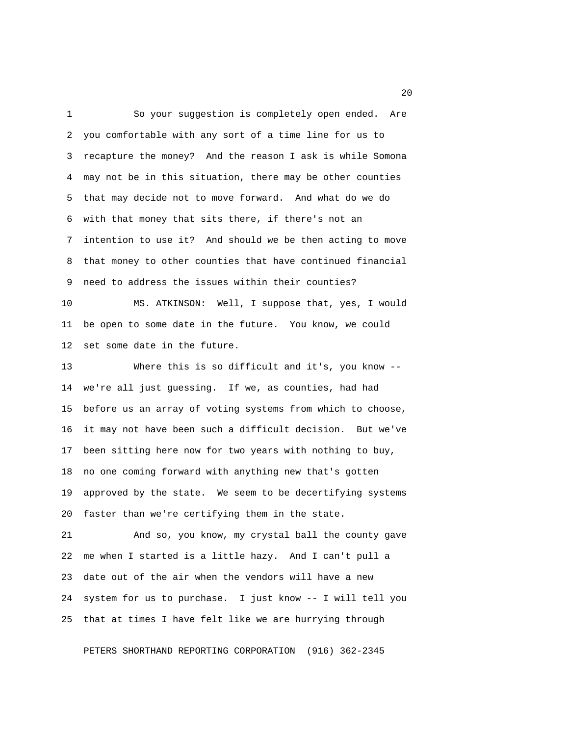So your suggestion is completely open ended. Are you comfortable with any sort of a time line for us to recapture the money? And the reason I ask is while Somona may not be in this situation, there may be other counties that may decide not to move forward. And what do we do with that money that sits there, if there's not an intention to use it? And should we be then acting to move that money to other counties that have continued financial need to address the issues within their counties?

MS. ATKINSON: Well, I suppose that, yes, I would be open to some date in the future. You know, we could set some date in the future.

Where this is so difficult and it's, you know -- we're all just guessing. If we, as counties, had had before us an array of voting systems from which to choose, it may not have been such a difficult decision. But we've been sitting here now for two years with nothing to buy, no one coming forward with anything new that's gotten approved by the state. We seem to be decertifying systems faster than we're certifying them in the state.

And so, you know, my crystal ball the county gave me when I started is a little hazy. And I can't pull a date out of the air when the vendors will have a new system for us to purchase. I just know -- I will tell you that at times I have felt like we are hurrying through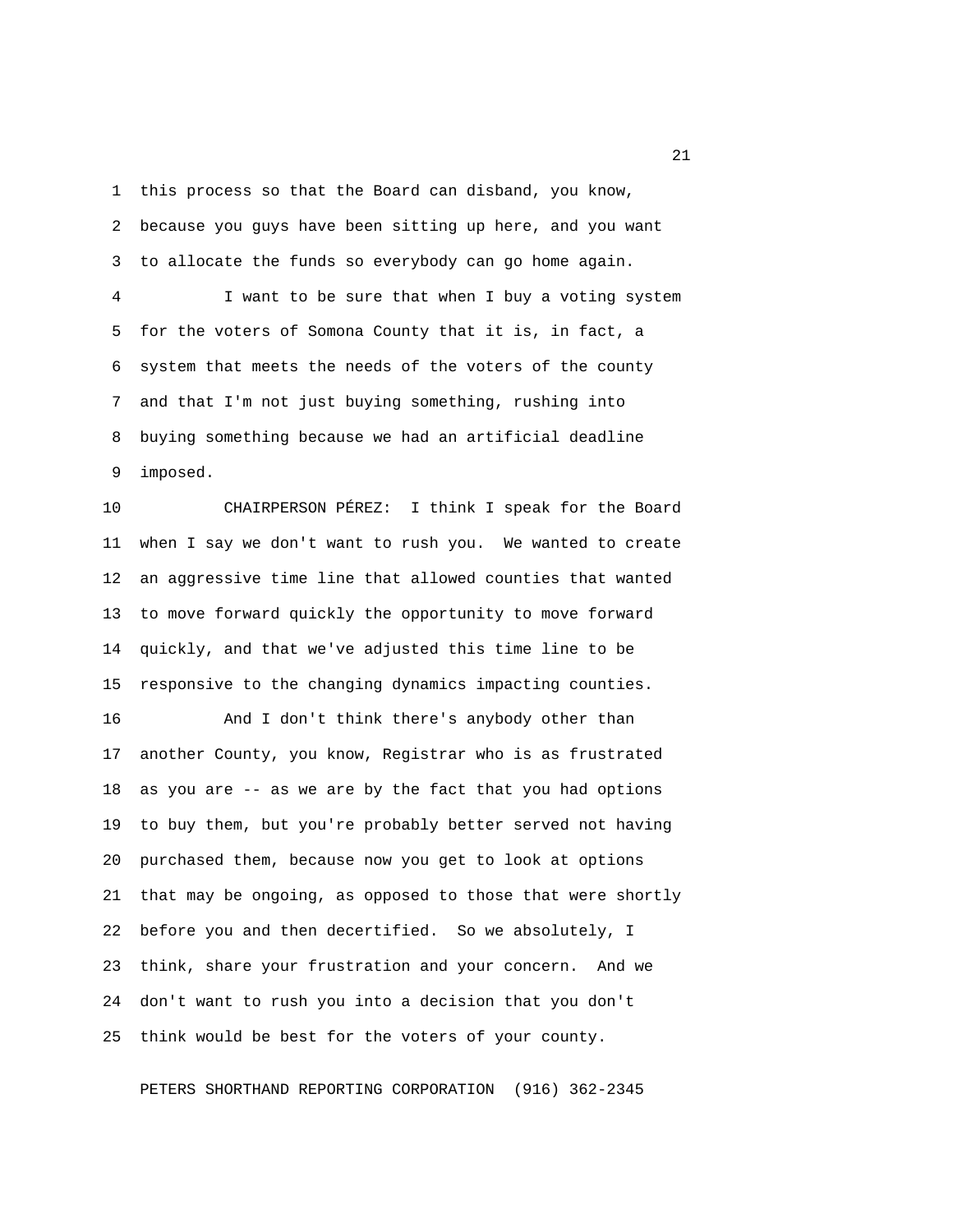this process so that the Board can disband, you know, because you guys have been sitting up here, and you want to allocate the funds so everybody can go home again.

I want to be sure that when I buy a voting system for the voters of Somona County that it is, in fact, a system that meets the needs of the voters of the county and that I'm not just buying something, rushing into buying something because we had an artificial deadline imposed.

CHAIRPERSON PÉREZ: I think I speak for the Board when I say we don't want to rush you. We wanted to create an aggressive time line that allowed counties that wanted to move forward quickly the opportunity to move forward quickly, and that we've adjusted this time line to be responsive to the changing dynamics impacting counties.

And I don't think there's anybody other than another County, you know, Registrar who is as frustrated as you are -- as we are by the fact that you had options to buy them, but you're probably better served not having purchased them, because now you get to look at options that may be ongoing, as opposed to those that were shortly before you and then decertified. So we absolutely, I think, share your frustration and your concern. And we don't want to rush you into a decision that you don't think would be best for the voters of your county.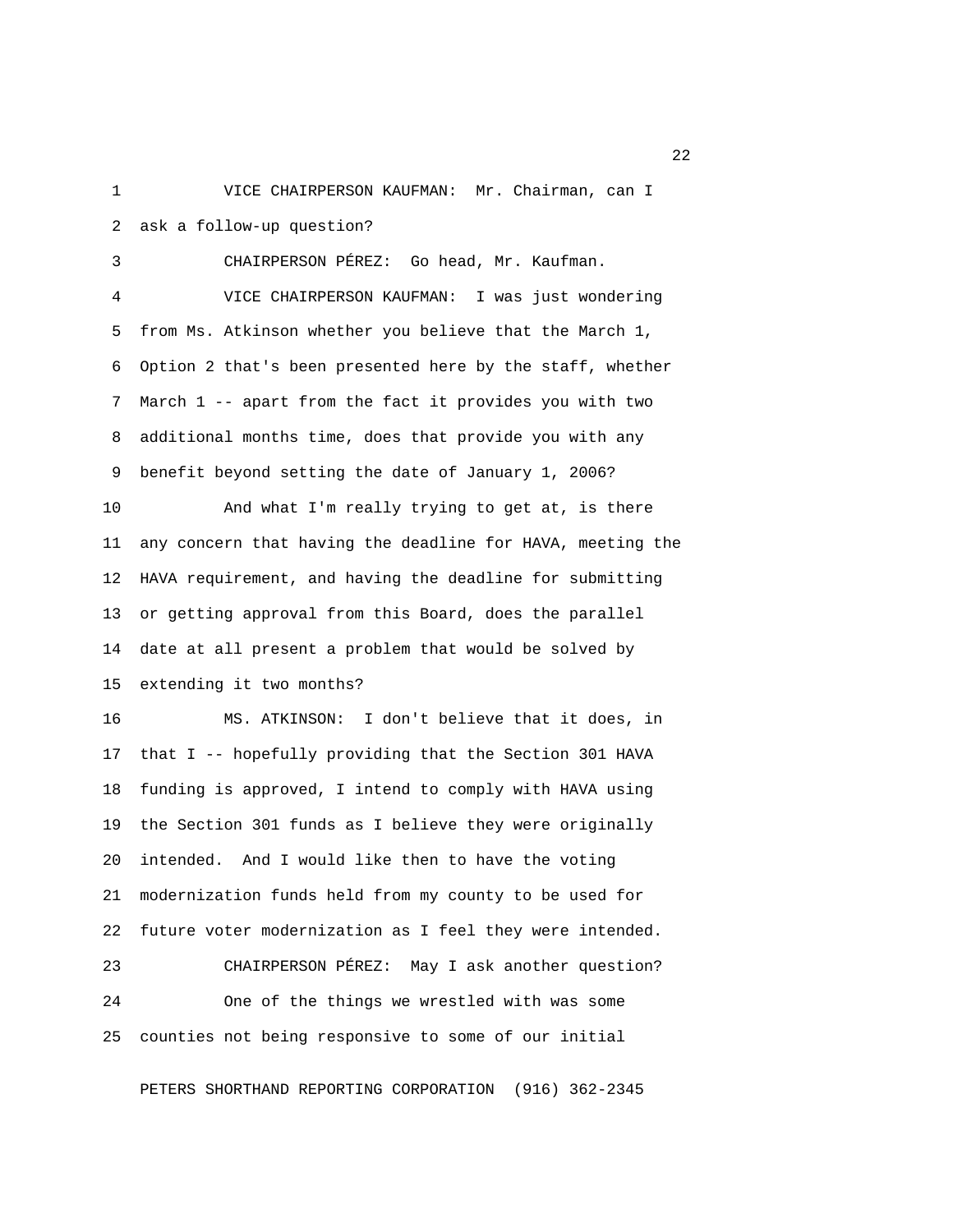VICE CHAIRPERSON KAUFMAN: Mr. Chairman, can I ask a follow-up question?

CHAIRPERSON PÉREZ: Go head, Mr. Kaufman.

VICE CHAIRPERSON KAUFMAN: I was just wondering from Ms. Atkinson whether you believe that the March 1, Option 2 that's been presented here by the staff, whether March 1 -- apart from the fact it provides you with two additional months time, does that provide you with any benefit beyond setting the date of January 1, 2006?

And what I'm really trying to get at, is there any concern that having the deadline for HAVA, meeting the HAVA requirement, and having the deadline for submitting or getting approval from this Board, does the parallel date at all present a problem that would be solved by extending it two months?

MS. ATKINSON: I don't believe that it does, in that I -- hopefully providing that the Section 301 HAVA funding is approved, I intend to comply with HAVA using the Section 301 funds as I believe they were originally intended. And I would like then to have the voting modernization funds held from my county to be used for future voter modernization as I feel they were intended.

CHAIRPERSON PÉREZ: May I ask another question?

One of the things we wrestled with was some counties not being responsive to some of our initial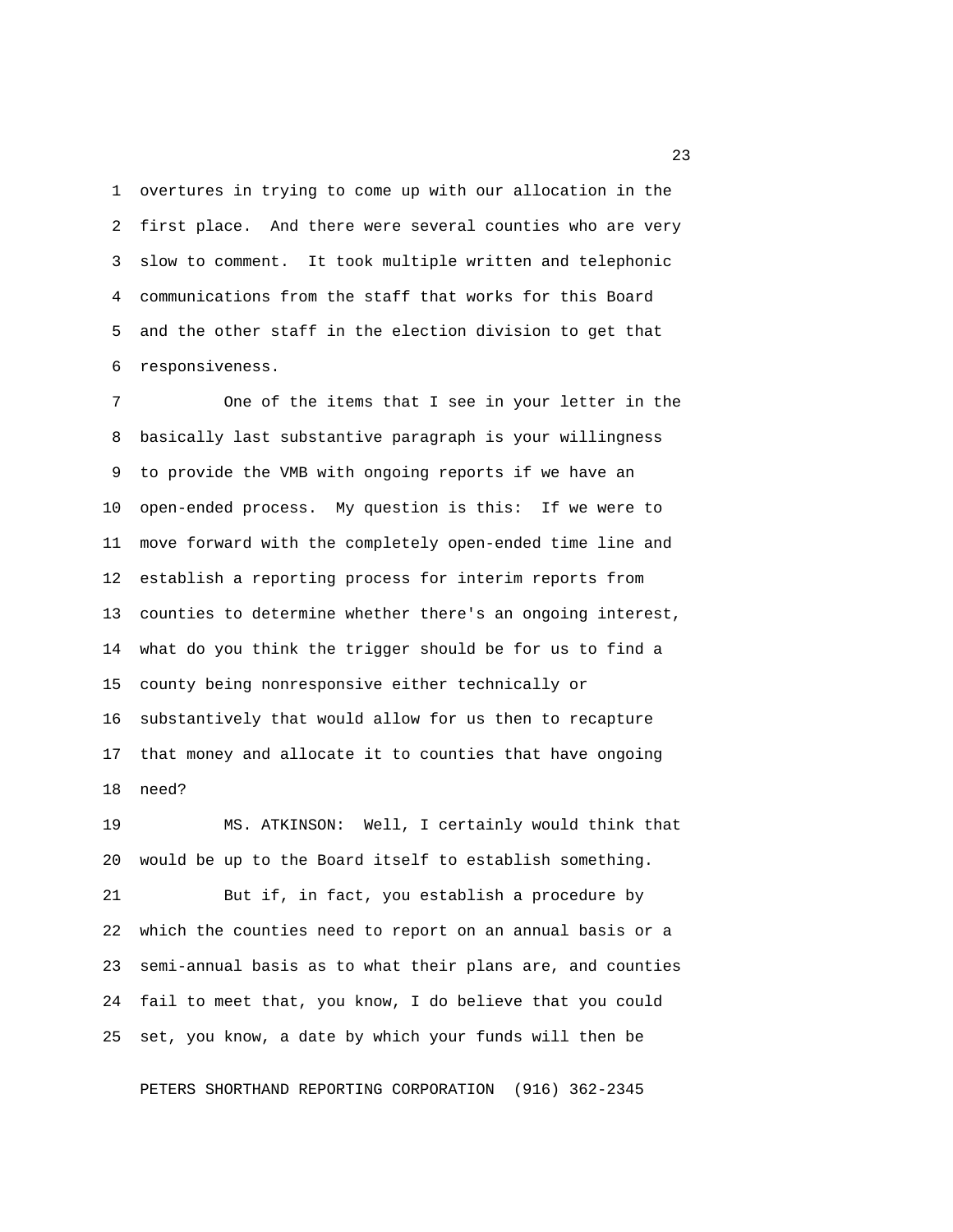overtures in trying to come up with our allocation in the first place. And there were several counties who are very slow to comment. It took multiple written and telephonic communications from the staff that works for this Board and the other staff in the election division to get that responsiveness.

One of the items that I see in your letter in the basically last substantive paragraph is your willingness to provide the VMB with ongoing reports if we have an open-ended process. My question is this: If we were to move forward with the completely open-ended time line and establish a reporting process for interim reports from counties to determine whether there's an ongoing interest, what do you think the trigger should be for us to find a county being nonresponsive either technically or substantively that would allow for us then to recapture that money and allocate it to counties that have ongoing need?

MS. ATKINSON: Well, I certainly would think that would be up to the Board itself to establish something.

But if, in fact, you establish a procedure by which the counties need to report on an annual basis or a semi-annual basis as to what their plans are, and counties fail to meet that, you know, I do believe that you could set, you know, a date by which your funds will then be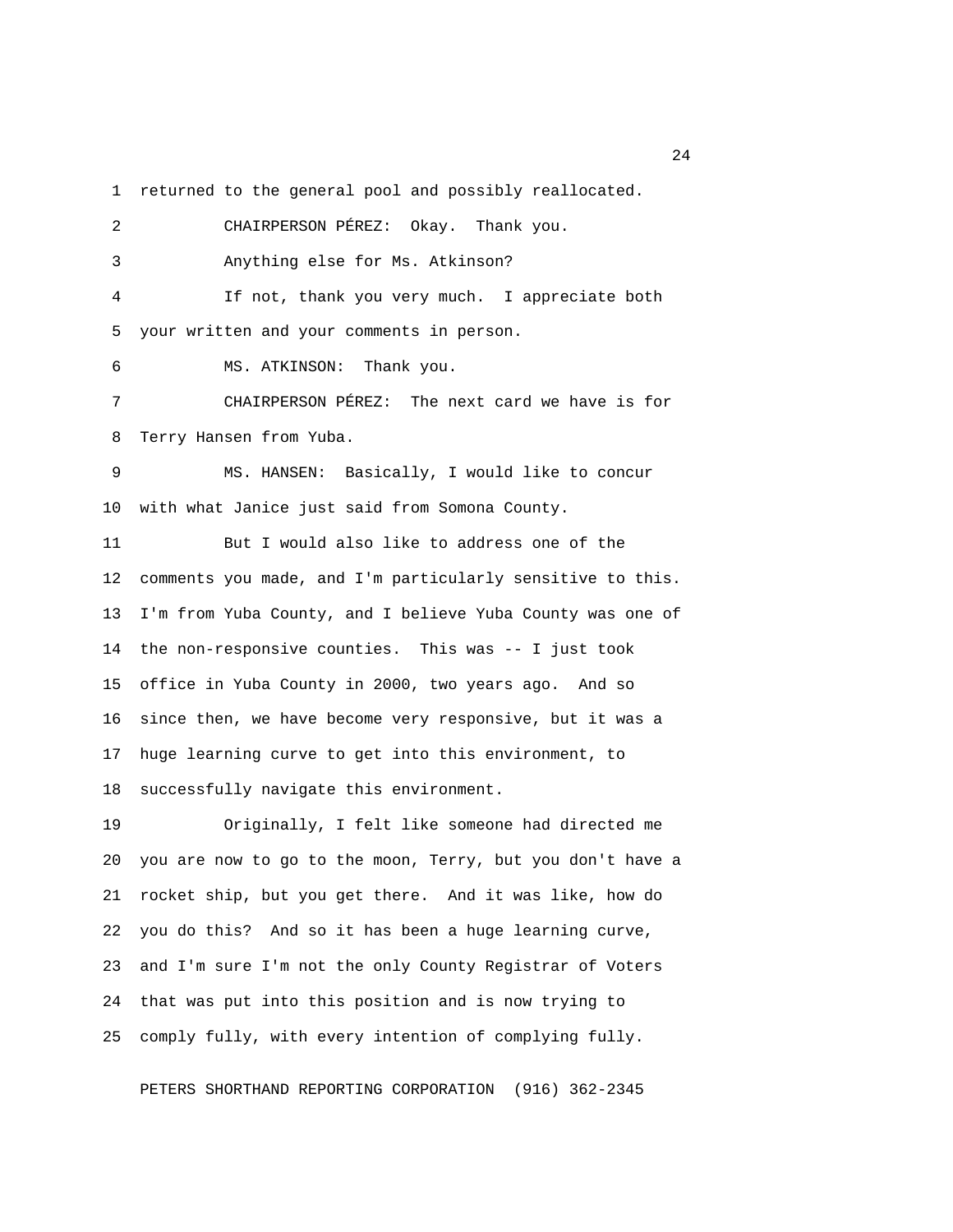returned to the general pool and possibly reallocated.

CHAIRPERSON PÉREZ: Okay. Thank you.

Anything else for Ms. Atkinson?

If not, thank you very much. I appreciate both your written and your comments in person.

MS. ATKINSON: Thank you.

CHAIRPERSON PÉREZ: The next card we have is for Terry Hansen from Yuba.

MS. HANSEN: Basically, I would like to concur with what Janice just said from Somona County.

But I would also like to address one of the comments you made, and I'm particularly sensitive to this. I'm from Yuba County, and I believe Yuba County was one of the non-responsive counties. This was -- I just took office in Yuba County in 2000, two years ago. And so since then, we have become very responsive, but it was a huge learning curve to get into this environment, to successfully navigate this environment.

Originally, I felt like someone had directed me you are now to go to the moon, Terry, but you don't have a rocket ship, but you get there. And it was like, how do you do this? And so it has been a huge learning curve, and I'm sure I'm not the only County Registrar of Voters that was put into this position and is now trying to comply fully, with every intention of complying fully.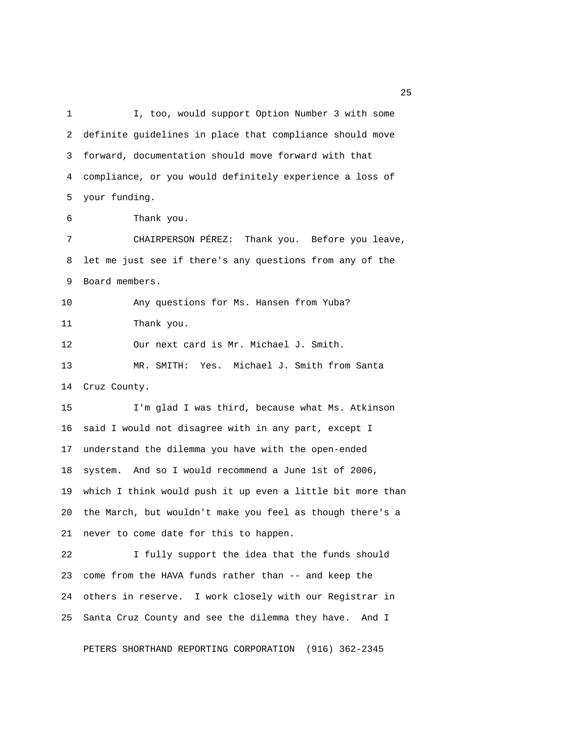I, too, would support Option Number 3 with some definite guidelines in place that compliance should move forward, documentation should move forward with that compliance, or you would definitely experience a loss of your funding.

Thank you.

CHAIRPERSON PÉREZ: Thank you. Before you leave, let me just see if there's any questions from any of the Board members.

Any questions for Ms. Hansen from Yuba?

Thank you.

Our next card is Mr. Michael J. Smith.

MR. SMITH: Yes. Michael J. Smith from Santa Cruz County.

I'm glad I was third, because what Ms. Atkinson said I would not disagree with in any part, except I understand the dilemma you have with the open-ended system. And so I would recommend a June 1st of 2006, which I think would push it up even a little bit more than the March, but wouldn't make you feel as though there's a never to come date for this to happen.

I fully support the idea that the funds should come from the HAVA funds rather than -- and keep the others in reserve. I work closely with our Registrar in Santa Cruz County and see the dilemma they have. And I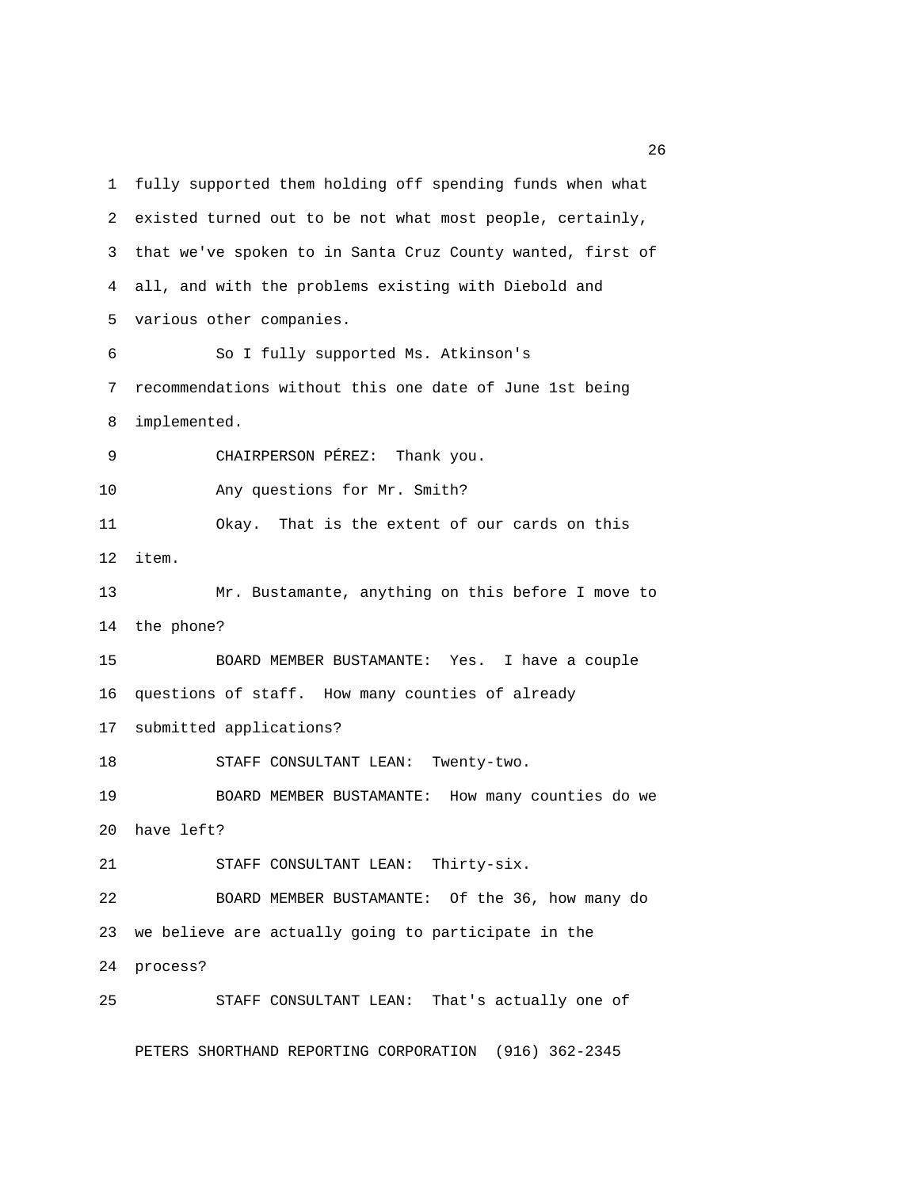fully supported them holding off spending funds when what existed turned out to be not what most people, certainly, that we've spoken to in Santa Cruz County wanted, first of all, and with the problems existing with Diebold and various other companies.

So I fully supported Ms. Atkinson's recommendations without this one date of June 1st being implemented.

CHAIRPERSON PÉREZ: Thank you.

Any questions for Mr. Smith?

Okay. That is the extent of our cards on this item.

Mr. Bustamante, anything on this before I move to the phone?

BOARD MEMBER BUSTAMANTE: Yes. I have a couple questions of staff. How many counties of already submitted applications?

STAFF CONSULTANT LEAN: Twenty-two.

BOARD MEMBER BUSTAMANTE: How many counties do we have left?

STAFF CONSULTANT LEAN: Thirty-six.

BOARD MEMBER BUSTAMANTE: Of the 36, how many do we believe are actually going to participate in the process?

STAFF CONSULTANT LEAN: That's actually one of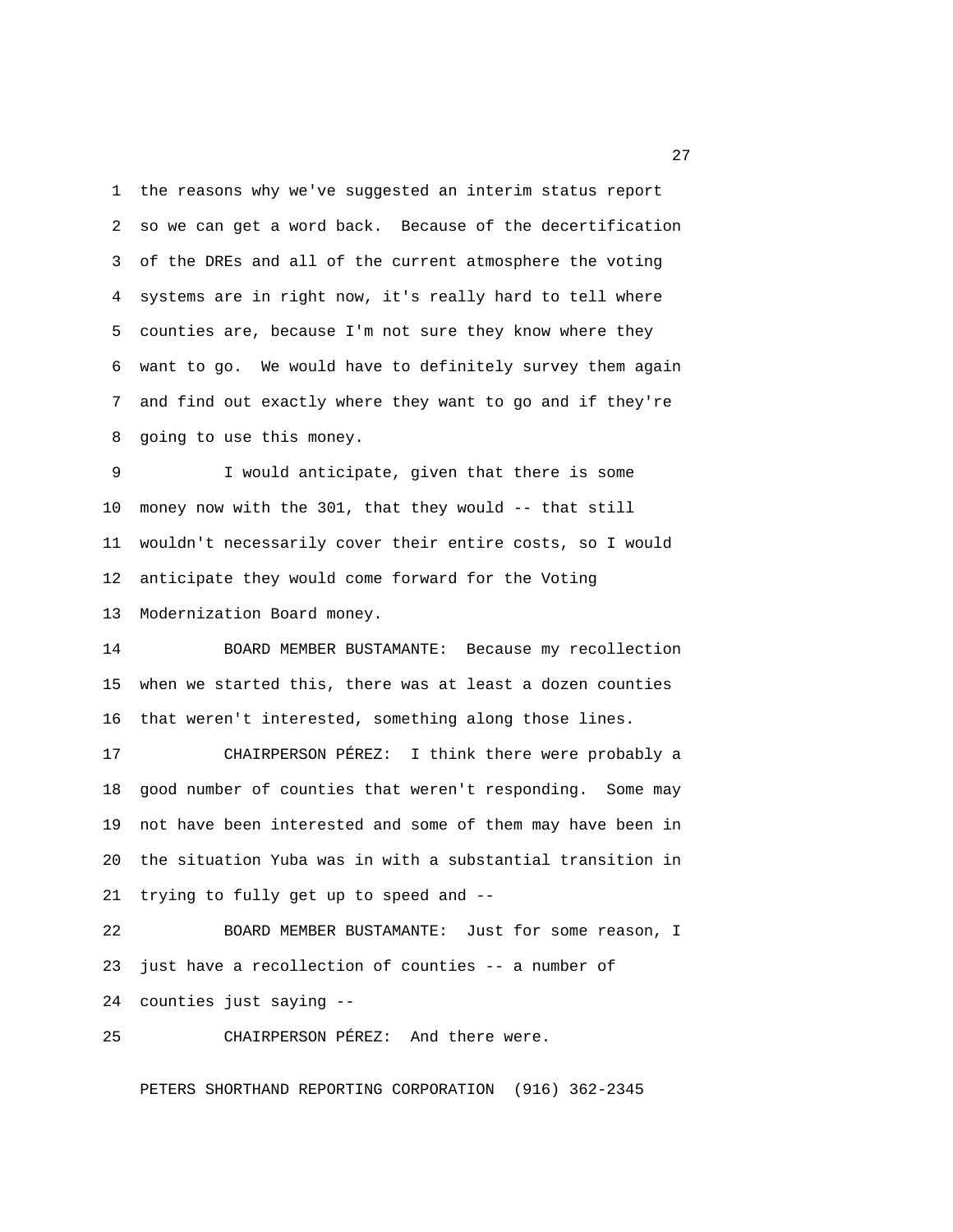the reasons why we've suggested an interim status report so we can get a word back. Because of the decertification of the DREs and all of the current atmosphere the voting systems are in right now, it's really hard to tell where counties are, because I'm not sure they know where they want to go. We would have to definitely survey them again and find out exactly where they want to go and if they're going to use this money.

I would anticipate, given that there is some money now with the 301, that they would -- that still wouldn't necessarily cover their entire costs, so I would anticipate they would come forward for the Voting Modernization Board money.

BOARD MEMBER BUSTAMANTE: Because my recollection when we started this, there was at least a dozen counties that weren't interested, something along those lines.

CHAIRPERSON PÉREZ: I think there were probably a good number of counties that weren't responding. Some may not have been interested and some of them may have been in the situation Yuba was in with a substantial transition in trying to fully get up to speed and --

BOARD MEMBER BUSTAMANTE: Just for some reason, I just have a recollection of counties -- a number of counties just saying --

CHAIRPERSON PÉREZ: And there were.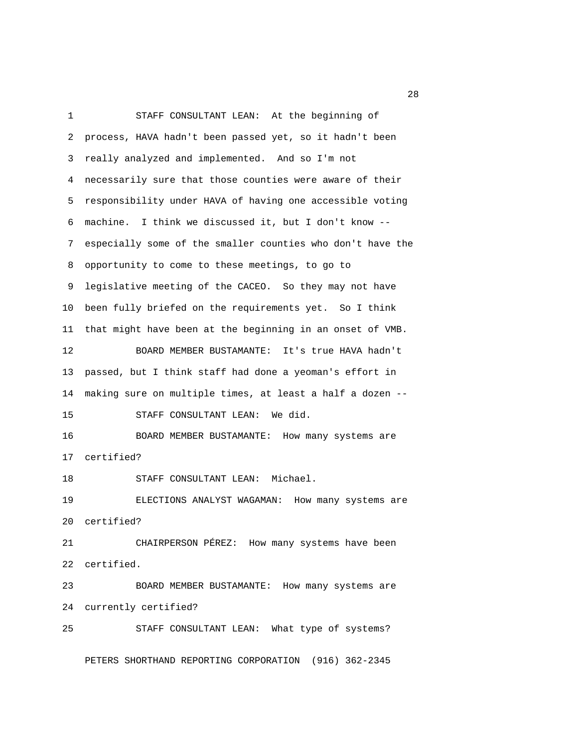STAFF CONSULTANT LEAN: At the beginning of process, HAVA hadn't been passed yet, so it hadn't been really analyzed and implemented. And so I'm not necessarily sure that those counties were aware of their responsibility under HAVA of having one accessible voting machine. I think we discussed it, but I don't know -- especially some of the smaller counties who don't have the opportunity to come to these meetings, to go to legislative meeting of the CACEO. So they may not have been fully briefed on the requirements yet. So I think that might have been at the beginning in an onset of VMB.

BOARD MEMBER BUSTAMANTE: It's true HAVA hadn't passed, but I think staff had done a yeoman's effort in making sure on multiple times, at least a half a dozen --

STAFF CONSULTANT LEAN: We did.

BOARD MEMBER BUSTAMANTE: How many systems are certified?

STAFF CONSULTANT LEAN: Michael.

ELECTIONS ANALYST WAGAMAN: How many systems are certified?

CHAIRPERSON PÉREZ: How many systems have been certified.

BOARD MEMBER BUSTAMANTE: How many systems are currently certified?

STAFF CONSULTANT LEAN: What type of systems?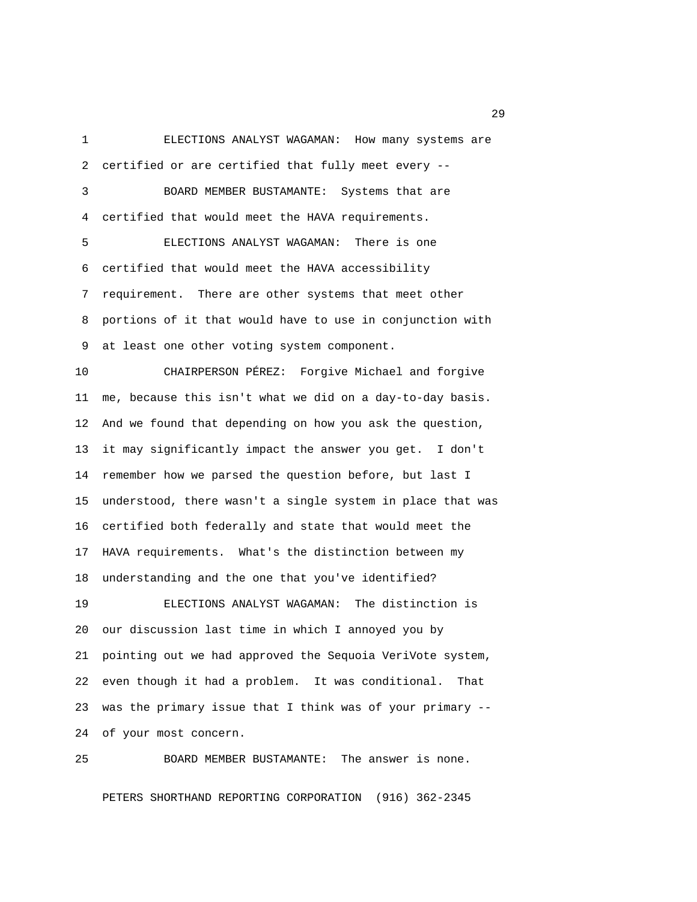ELECTIONS ANALYST WAGAMAN: How many systems are certified or are certified that fully meet every --

BOARD MEMBER BUSTAMANTE: Systems that are certified that would meet the HAVA requirements.

ELECTIONS ANALYST WAGAMAN: There is one certified that would meet the HAVA accessibility requirement. There are other systems that meet other portions of it that would have to use in conjunction with at least one other voting system component.

CHAIRPERSON PÉREZ: Forgive Michael and forgive me, because this isn't what we did on a day-to-day basis. And we found that depending on how you ask the question, it may significantly impact the answer you get. I don't remember how we parsed the question before, but last I understood, there wasn't a single system in place that was certified both federally and state that would meet the HAVA requirements. What's the distinction between my understanding and the one that you've identified?

ELECTIONS ANALYST WAGAMAN: The distinction is our discussion last time in which I annoyed you by pointing out we had approved the Sequoia VeriVote system, even though it had a problem. It was conditional. That was the primary issue that I think was of your primary -- of your most concern.

BOARD MEMBER BUSTAMANTE: The answer is none.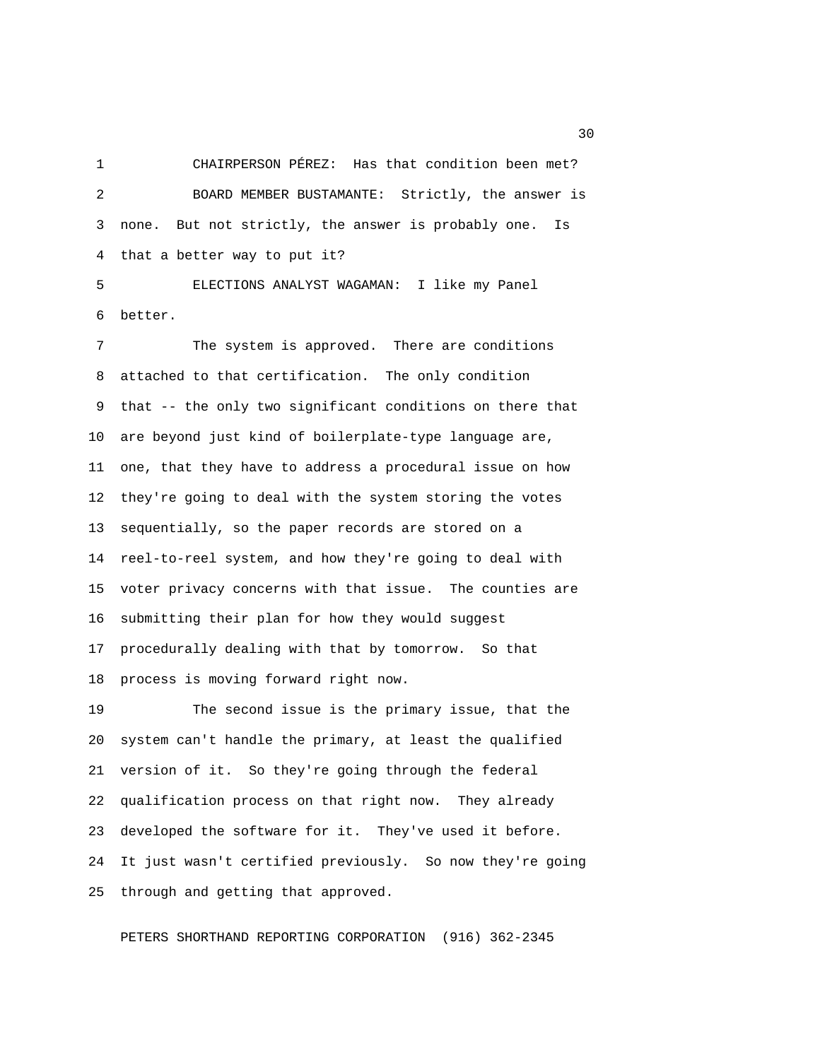CHAIRPERSON PÉREZ: Has that condition been met?

BOARD MEMBER BUSTAMANTE: Strictly, the answer is none. But not strictly, the answer is probably one. Is that a better way to put it?

ELECTIONS ANALYST WAGAMAN: I like my Panel better.

The system is approved. There are conditions attached to that certification. The only condition that -- the only two significant conditions on there that are beyond just kind of boilerplate-type language are, one, that they have to address a procedural issue on how they're going to deal with the system storing the votes sequentially, so the paper records are stored on a reel-to-reel system, and how they're going to deal with voter privacy concerns with that issue. The counties are submitting their plan for how they would suggest procedurally dealing with that by tomorrow. So that process is moving forward right now.

The second issue is the primary issue, that the system can't handle the primary, at least the qualified version of it. So they're going through the federal qualification process on that right now. They already developed the software for it. They've used it before. It just wasn't certified previously. So now they're going through and getting that approved.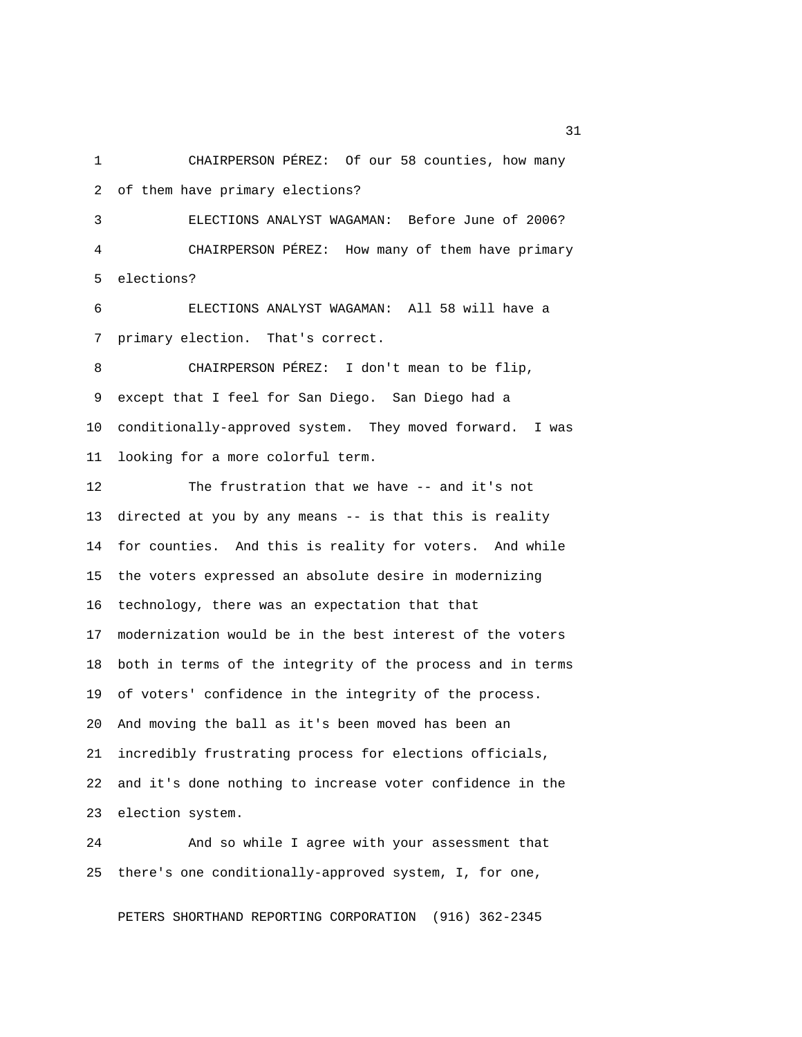CHAIRPERSON PÉREZ: Of our 58 counties, how many of them have primary elections?

ELECTIONS ANALYST WAGAMAN: Before June of 2006?

CHAIRPERSON PÉREZ: How many of them have primary elections?

ELECTIONS ANALYST WAGAMAN: All 58 will have a primary election. That's correct.

CHAIRPERSON PÉREZ: I don't mean to be flip, except that I feel for San Diego. San Diego had a conditionally-approved system. They moved forward. I was looking for a more colorful term.

The frustration that we have -- and it's not directed at you by any means -- is that this is reality for counties. And this is reality for voters. And while the voters expressed an absolute desire in modernizing technology, there was an expectation that that modernization would be in the best interest of the voters both in terms of the integrity of the process and in terms of voters' confidence in the integrity of the process. And moving the ball as it's been moved has been an incredibly frustrating process for elections officials, and it's done nothing to increase voter confidence in the election system.

And so while I agree with your assessment that there's one conditionally-approved system, I, for one,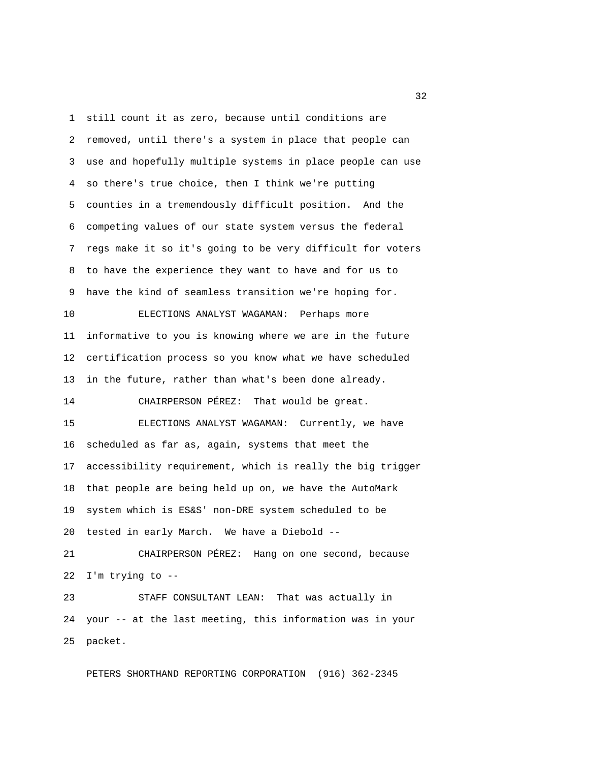still count it as zero, because until conditions are removed, until there's a system in place that people can use and hopefully multiple systems in place people can use so there's true choice, then I think we're putting counties in a tremendously difficult position. And the competing values of our state system versus the federal regs make it so it's going to be very difficult for voters to have the experience they want to have and for us to have the kind of seamless transition we're hoping for.

ELECTIONS ANALYST WAGAMAN: Perhaps more informative to you is knowing where we are in the future certification process so you know what we have scheduled in the future, rather than what's been done already.

CHAIRPERSON PÉREZ: That would be great.

ELECTIONS ANALYST WAGAMAN: Currently, we have scheduled as far as, again, systems that meet the accessibility requirement, which is really the big trigger that people are being held up on, we have the AutoMark system which is ES&S' non-DRE system scheduled to be tested in early March. We have a Diebold --

CHAIRPERSON PÉREZ: Hang on one second, because I'm trying to --

STAFF CONSULTANT LEAN: That was actually in your -- at the last meeting, this information was in your packet.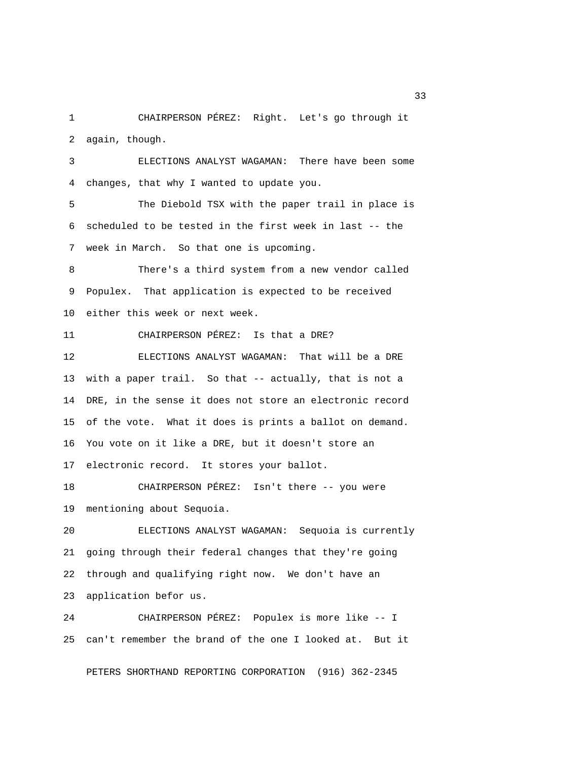CHAIRPERSON PÉREZ: Right. Let's go through it again, though.

ELECTIONS ANALYST WAGAMAN: There have been some changes, that why I wanted to update you.

The Diebold TSX with the paper trail in place is scheduled to be tested in the first week in last -- the week in March. So that one is upcoming.

There's a third system from a new vendor called Populex. That application is expected to be received either this week or next week.

CHAIRPERSON PÉREZ: Is that a DRE?

ELECTIONS ANALYST WAGAMAN: That will be a DRE with a paper trail. So that -- actually, that is not a DRE, in the sense it does not store an electronic record of the vote. What it does is prints a ballot on demand. You vote on it like a DRE, but it doesn't store an electronic record. It stores your ballot.

CHAIRPERSON PÉREZ: Isn't there -- you were mentioning about Sequoia.

ELECTIONS ANALYST WAGAMAN: Sequoia is currently going through their federal changes that they're going through and qualifying right now. We don't have an application befor us.

CHAIRPERSON PÉREZ: Populex is more like -- I can't remember the brand of the one I looked at. But it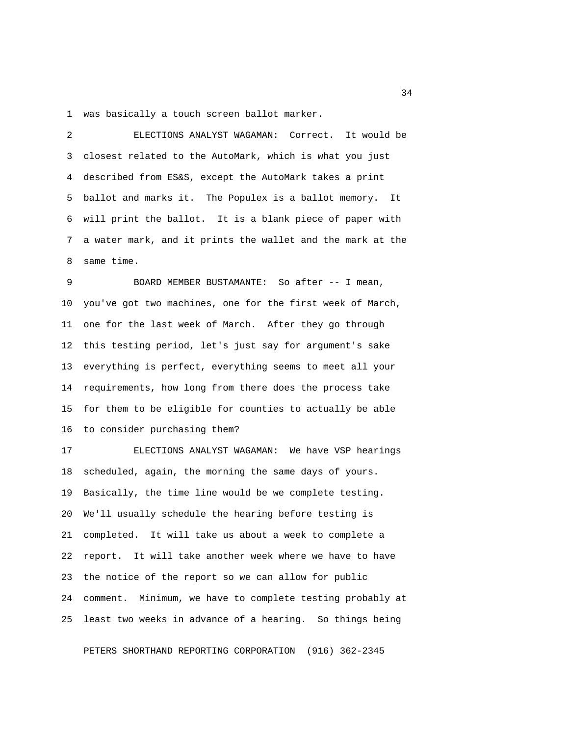was basically a touch screen ballot marker.

ELECTIONS ANALYST WAGAMAN: Correct. It would be closest related to the AutoMark, which is what you just described from ES&S, except the AutoMark takes a print ballot and marks it. The Populex is a ballot memory. It will print the ballot. It is a blank piece of paper with a water mark, and it prints the wallet and the mark at the same time.

BOARD MEMBER BUSTAMANTE: So after -- I mean, you've got two machines, one for the first week of March, one for the last week of March. After they go through this testing period, let's just say for argument's sake everything is perfect, everything seems to meet all your requirements, how long from there does the process take for them to be eligible for counties to actually be able to consider purchasing them?

ELECTIONS ANALYST WAGAMAN: We have VSP hearings scheduled, again, the morning the same days of yours. Basically, the time line would be we complete testing. We'll usually schedule the hearing before testing is completed. It will take us about a week to complete a report. It will take another week where we have to have the notice of the report so we can allow for public comment. Minimum, we have to complete testing probably at least two weeks in advance of a hearing. So things being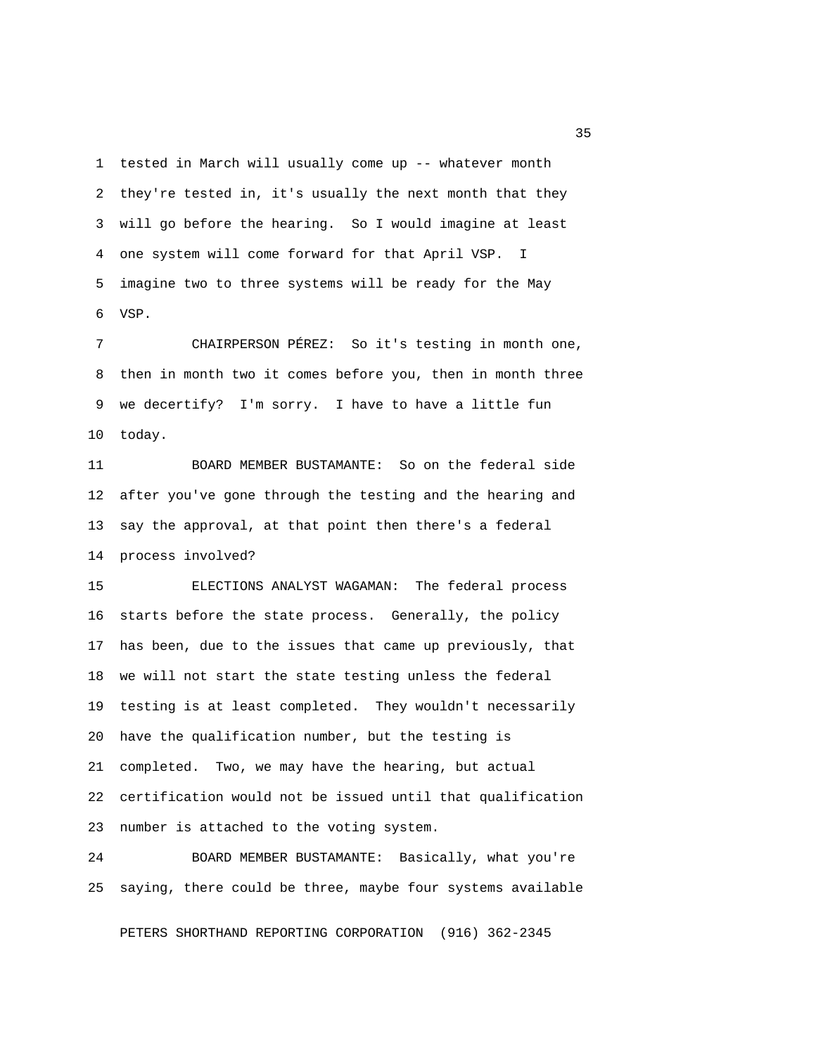tested in March will usually come up -- whatever month they're tested in, it's usually the next month that they will go before the hearing. So I would imagine at least one system will come forward for that April VSP. I imagine two to three systems will be ready for the May VSP.

CHAIRPERSON PÉREZ: So it's testing in month one, then in month two it comes before you, then in month three we decertify? I'm sorry. I have to have a little fun today.

BOARD MEMBER BUSTAMANTE: So on the federal side after you've gone through the testing and the hearing and say the approval, at that point then there's a federal process involved?

ELECTIONS ANALYST WAGAMAN: The federal process starts before the state process. Generally, the policy has been, due to the issues that came up previously, that we will not start the state testing unless the federal testing is at least completed. They wouldn't necessarily have the qualification number, but the testing is completed. Two, we may have the hearing, but actual certification would not be issued until that qualification number is attached to the voting system.

BOARD MEMBER BUSTAMANTE: Basically, what you're saying, there could be three, maybe four systems available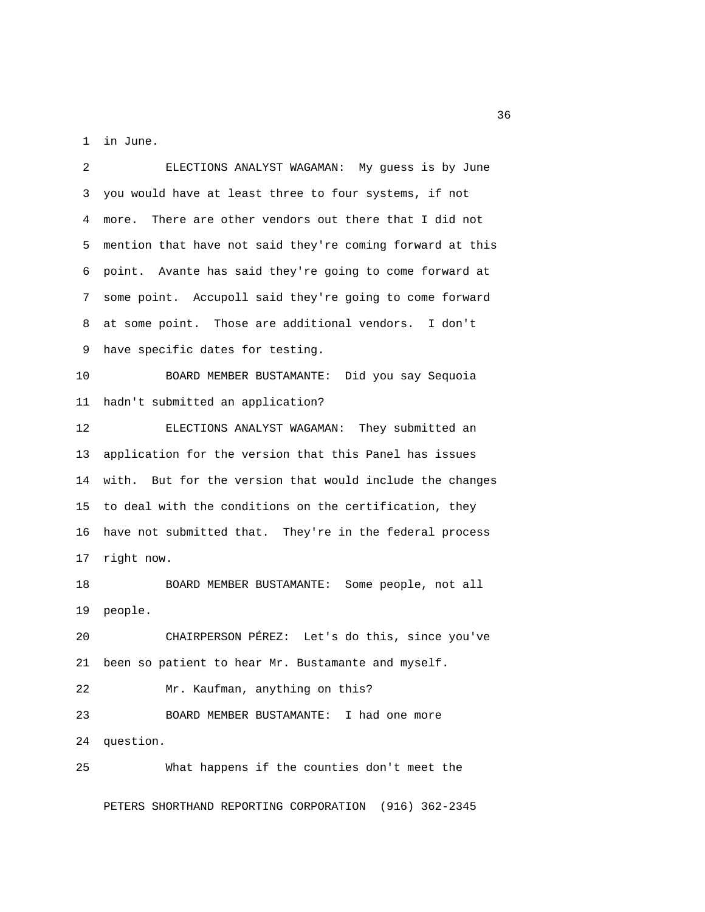in June.

ELECTIONS ANALYST WAGAMAN: My guess is by June you would have at least three to four systems, if not more. There are other vendors out there that I did not mention that have not said they're coming forward at this point. Avante has said they're going to come forward at some point. Accupoll said they're going to come forward at some point. Those are additional vendors. I don't have specific dates for testing.

BOARD MEMBER BUSTAMANTE: Did you say Sequoia hadn't submitted an application?

ELECTIONS ANALYST WAGAMAN: They submitted an application for the version that this Panel has issues with. But for the version that would include the changes to deal with the conditions on the certification, they have not submitted that. They're in the federal process right now.

BOARD MEMBER BUSTAMANTE: Some people, not all people.

CHAIRPERSON PÉREZ: Let's do this, since you've been so patient to hear Mr. Bustamante and myself.

Mr. Kaufman, anything on this?

BOARD MEMBER BUSTAMANTE: I had one more question.

What happens if the counties don't meet the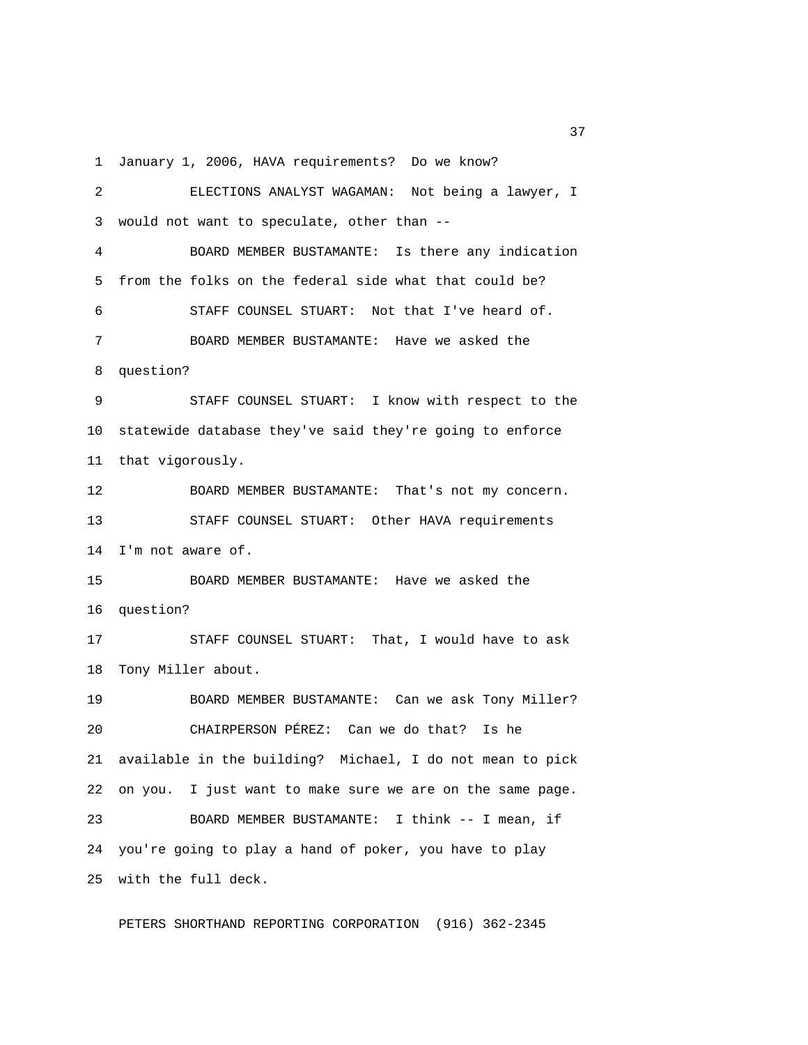January 1, 2006, HAVA requirements? Do we know?

ELECTIONS ANALYST WAGAMAN: Not being a lawyer, I would not want to speculate, other than --

BOARD MEMBER BUSTAMANTE: Is there any indication from the folks on the federal side what that could be?

STAFF COUNSEL STUART: Not that I've heard of.

BOARD MEMBER BUSTAMANTE: Have we asked the question?

STAFF COUNSEL STUART: I know with respect to the statewide database they've said they're going to enforce that vigorously.

BOARD MEMBER BUSTAMANTE: That's not my concern.

STAFF COUNSEL STUART: Other HAVA requirements I'm not aware of.

BOARD MEMBER BUSTAMANTE: Have we asked the question?

STAFF COUNSEL STUART: That, I would have to ask Tony Miller about.

BOARD MEMBER BUSTAMANTE: Can we ask Tony Miller?

CHAIRPERSON PÉREZ: Can we do that? Is he available in the building? Michael, I do not mean to pick on you. I just want to make sure we are on the same page.

BOARD MEMBER BUSTAMANTE: I think -- I mean, if you're going to play a hand of poker, you have to play with the full deck.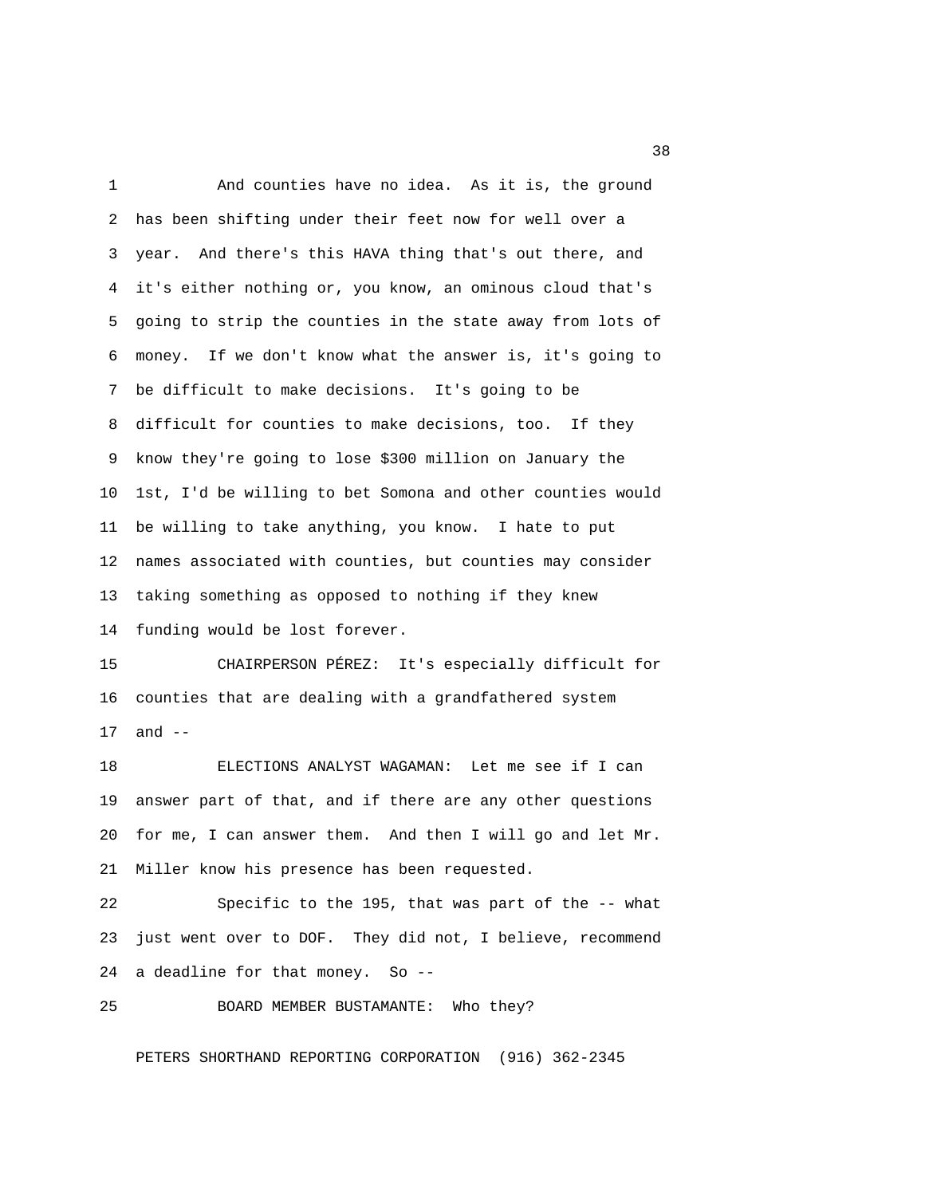And counties have no idea. As it is, the ground has been shifting under their feet now for well over a year. And there's this HAVA thing that's out there, and it's either nothing or, you know, an ominous cloud that's going to strip the counties in the state away from lots of money. If we don't know what the answer is, it's going to be difficult to make decisions. It's going to be difficult for counties to make decisions, too. If they know they're going to lose $300 million on January the 1st, I'd be willing to bet Somona and other counties would be willing to take anything, you know. I hate to put names associated with counties, but counties may consider taking something as opposed to nothing if they knew funding would be lost forever.

CHAIRPERSON PÉREZ: It's especially difficult for counties that are dealing with a grandfathered system and --

ELECTIONS ANALYST WAGAMAN: Let me see if I can answer part of that, and if there are any other questions for me, I can answer them. And then I will go and let Mr. Miller know his presence has been requested.

Specific to the 195, that was part of the -- what just went over to DOF. They did not, I believe, recommend a deadline for that money. So --

BOARD MEMBER BUSTAMANTE: Who they?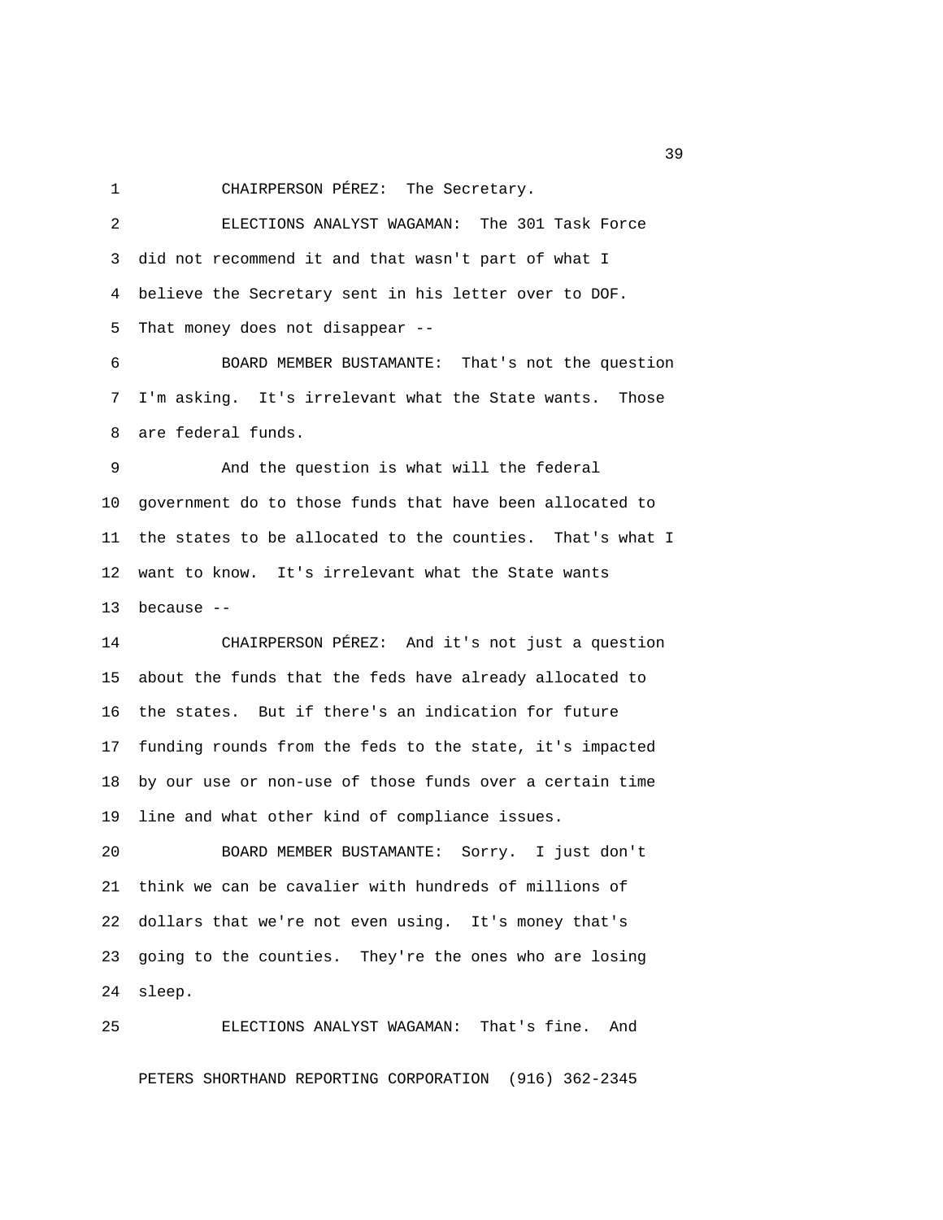CHAIRPERSON PÉREZ: The Secretary.

ELECTIONS ANALYST WAGAMAN: The 301 Task Force did not recommend it and that wasn't part of what I believe the Secretary sent in his letter over to DOF. That money does not disappear --

BOARD MEMBER BUSTAMANTE: That's not the question I'm asking. It's irrelevant what the State wants. Those are federal funds.

And the question is what will the federal government do to those funds that have been allocated to the states to be allocated to the counties. That's what I want to know. It's irrelevant what the State wants because --

CHAIRPERSON PÉREZ: And it's not just a question about the funds that the feds have already allocated to the states. But if there's an indication for future funding rounds from the feds to the state, it's impacted by our use or non-use of those funds over a certain time line and what other kind of compliance issues.

BOARD MEMBER BUSTAMANTE: Sorry. I just don't think we can be cavalier with hundreds of millions of dollars that we're not even using. It's money that's going to the counties. They're the ones who are losing sleep.

ELECTIONS ANALYST WAGAMAN: That's fine. And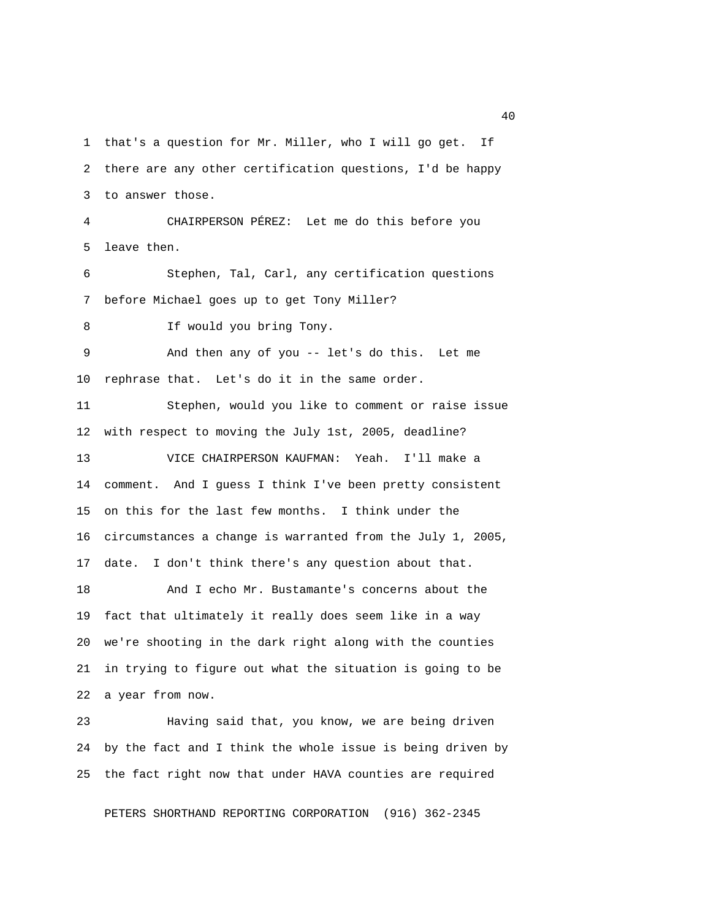that's a question for Mr. Miller, who I will go get. If there are any other certification questions, I'd be happy to answer those.

CHAIRPERSON PÉREZ: Let me do this before you leave then.

Stephen, Tal, Carl, any certification questions before Michael goes up to get Tony Miller?

If would you bring Tony.

And then any of you -- let's do this. Let me rephrase that. Let's do it in the same order.

Stephen, would you like to comment or raise issue with respect to moving the July 1st, 2005, deadline?

VICE CHAIRPERSON KAUFMAN: Yeah. I'll make a comment. And I guess I think I've been pretty consistent on this for the last few months. I think under the circumstances a change is warranted from the July 1, 2005, date. I don't think there's any question about that.

And I echo Mr. Bustamante's concerns about the fact that ultimately it really does seem like in a way we're shooting in the dark right along with the counties in trying to figure out what the situation is going to be a year from now.

Having said that, you know, we are being driven by the fact and I think the whole issue is being driven by the fact right now that under HAVA counties are required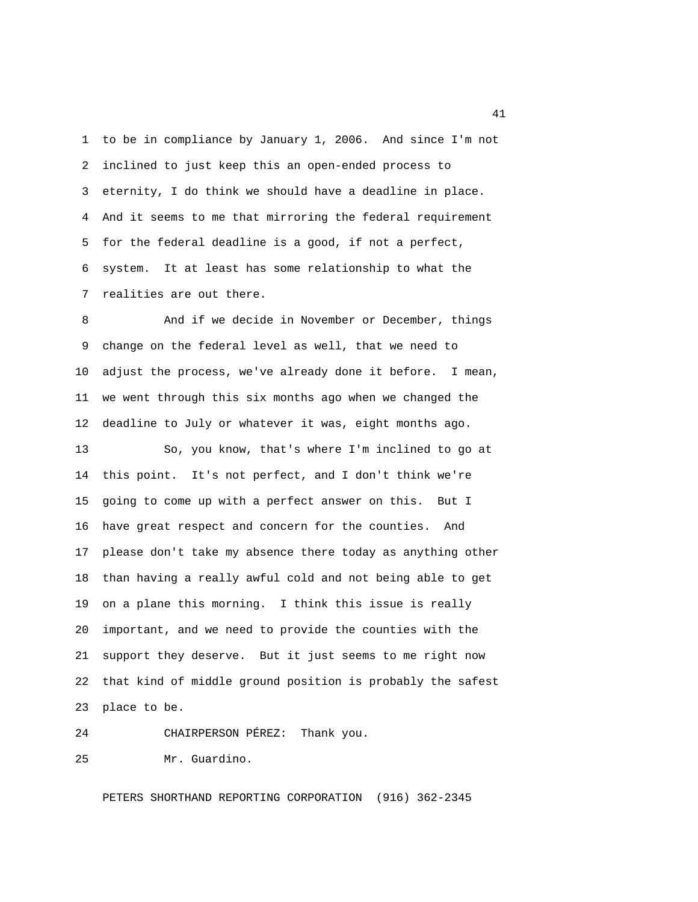to be in compliance by January 1, 2006. And since I'm not inclined to just keep this an open-ended process to eternity, I do think we should have a deadline in place. And it seems to me that mirroring the federal requirement for the federal deadline is a good, if not a perfect, system. It at least has some relationship to what the realities are out there.

And if we decide in November or December, things change on the federal level as well, that we need to adjust the process, we've already done it before. I mean, we went through this six months ago when we changed the deadline to July or whatever it was, eight months ago.

So, you know, that's where I'm inclined to go at this point. It's not perfect, and I don't think we're going to come up with a perfect answer on this. But I have great respect and concern for the counties. And please don't take my absence there today as anything other than having a really awful cold and not being able to get on a plane this morning. I think this issue is really important, and we need to provide the counties with the support they deserve. But it just seems to me right now that kind of middle ground position is probably the safest place to be.

CHAIRPERSON PÉREZ: Thank you.

Mr. Guardino.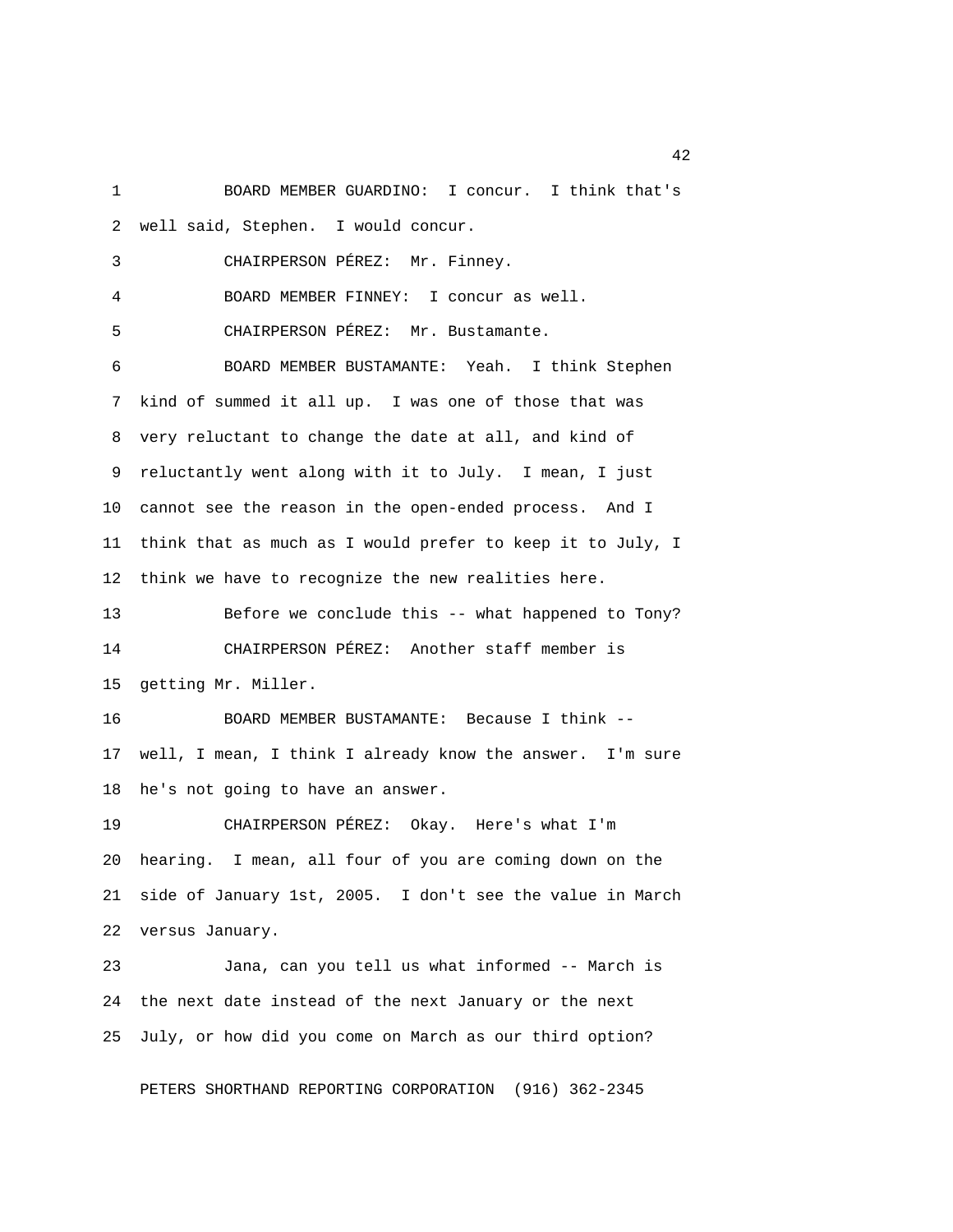BOARD MEMBER GUARDINO: I concur. I think that's well said, Stephen. I would concur.

CHAIRPERSON PÉREZ: Mr. Finney.

BOARD MEMBER FINNEY: I concur as well.

CHAIRPERSON PÉREZ: Mr. Bustamante.

BOARD MEMBER BUSTAMANTE: Yeah. I think Stephen kind of summed it all up. I was one of those that was very reluctant to change the date at all, and kind of reluctantly went along with it to July. I mean, I just cannot see the reason in the open-ended process. And I think that as much as I would prefer to keep it to July, I think we have to recognize the new realities here.

Before we conclude this -- what happened to Tony?

CHAIRPERSON PÉREZ: Another staff member is getting Mr. Miller.

BOARD MEMBER BUSTAMANTE: Because I think -- well, I mean, I think I already know the answer. I'm sure he's not going to have an answer.

CHAIRPERSON PÉREZ: Okay. Here's what I'm hearing. I mean, all four of you are coming down on the side of January 1st, 2005. I don't see the value in March versus January.

Jana, can you tell us what informed -- March is the next date instead of the next January or the next July, or how did you come on March as our third option?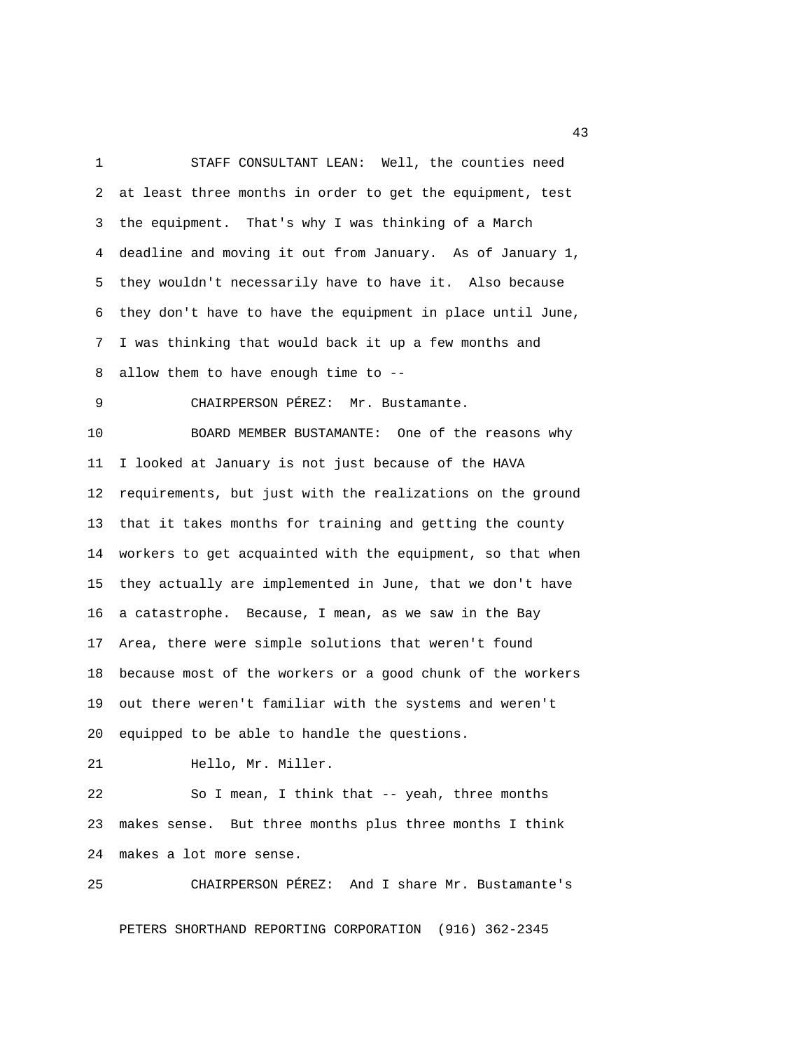STAFF CONSULTANT LEAN: Well, the counties need at least three months in order to get the equipment, test the equipment. That's why I was thinking of a March deadline and moving it out from January. As of January 1, they wouldn't necessarily have to have it. Also because they don't have to have the equipment in place until June, I was thinking that would back it up a few months and allow them to have enough time to --

CHAIRPERSON PÉREZ: Mr. Bustamante.

BOARD MEMBER BUSTAMANTE: One of the reasons why I looked at January is not just because of the HAVA requirements, but just with the realizations on the ground that it takes months for training and getting the county workers to get acquainted with the equipment, so that when they actually are implemented in June, that we don't have a catastrophe. Because, I mean, as we saw in the Bay Area, there were simple solutions that weren't found because most of the workers or a good chunk of the workers out there weren't familiar with the systems and weren't equipped to be able to handle the questions.

Hello, Mr. Miller.

So I mean, I think that -- yeah, three months makes sense. But three months plus three months I think makes a lot more sense.

CHAIRPERSON PÉREZ: And I share Mr. Bustamante's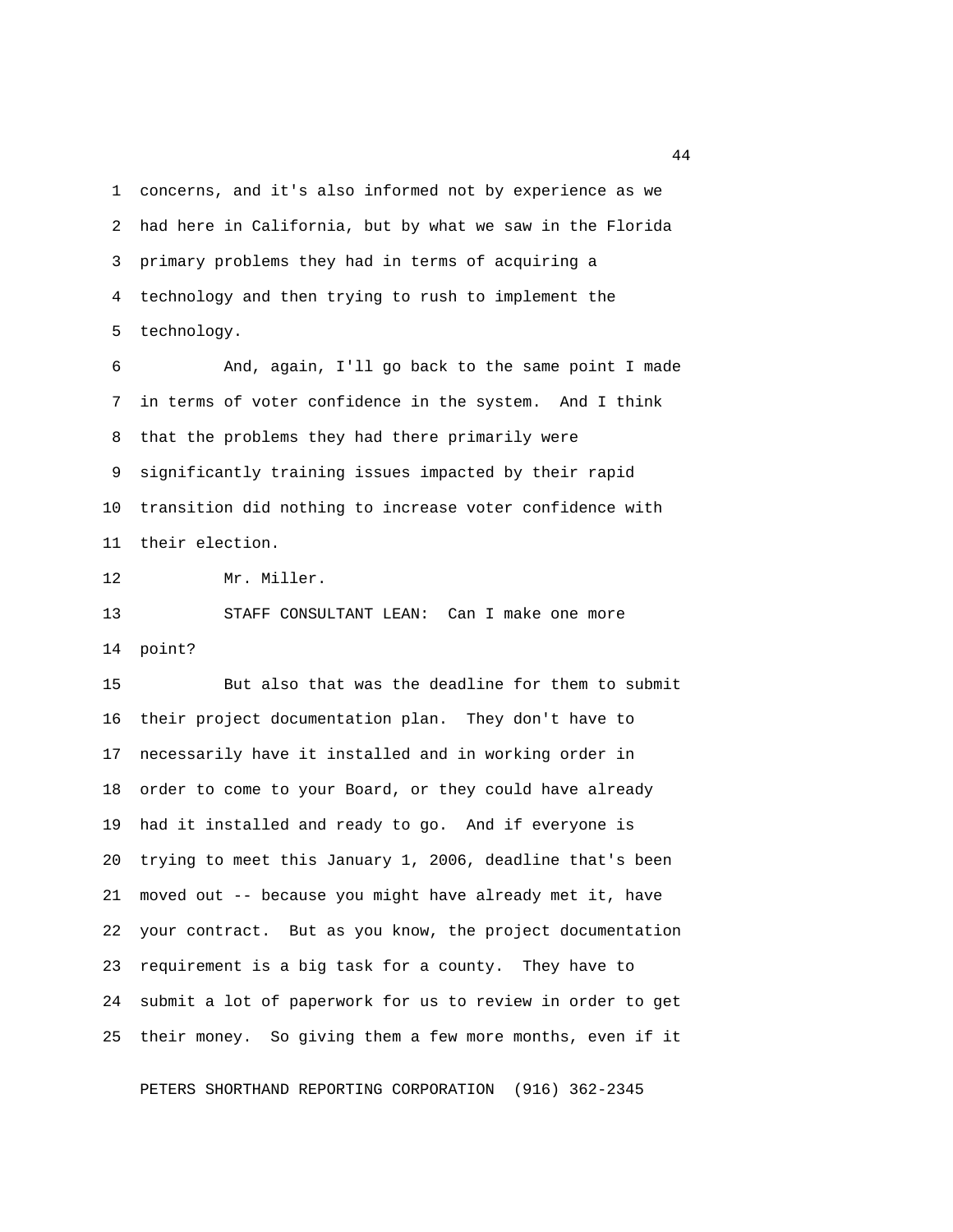concerns, and it's also informed not by experience as we had here in California, but by what we saw in the Florida primary problems they had in terms of acquiring a technology and then trying to rush to implement the technology.

And, again, I'll go back to the same point I made in terms of voter confidence in the system. And I think that the problems they had there primarily were significantly training issues impacted by their rapid transition did nothing to increase voter confidence with their election.

Mr. Miller.

STAFF CONSULTANT LEAN: Can I make one more point?

But also that was the deadline for them to submit their project documentation plan. They don't have to necessarily have it installed and in working order in order to come to your Board, or they could have already had it installed and ready to go. And if everyone is trying to meet this January 1, 2006, deadline that's been moved out -- because you might have already met it, have your contract. But as you know, the project documentation requirement is a big task for a county. They have to submit a lot of paperwork for us to review in order to get their money. So giving them a few more months, even if it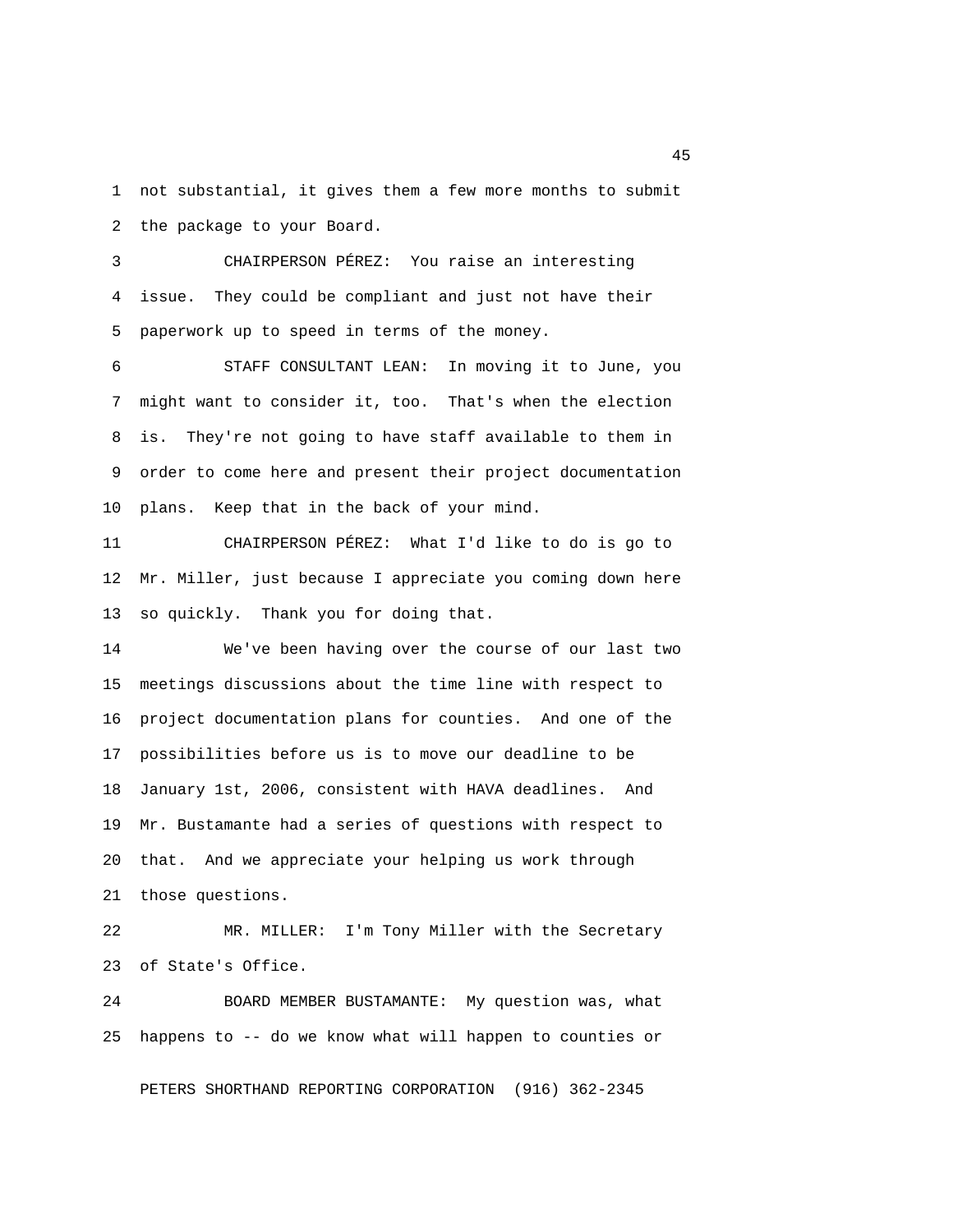not substantial, it gives them a few more months to submit the package to your Board.

CHAIRPERSON PÉREZ: You raise an interesting issue. They could be compliant and just not have their paperwork up to speed in terms of the money.

STAFF CONSULTANT LEAN: In moving it to June, you might want to consider it, too. That's when the election is. They're not going to have staff available to them in order to come here and present their project documentation plans. Keep that in the back of your mind.

CHAIRPERSON PÉREZ: What I'd like to do is go to Mr. Miller, just because I appreciate you coming down here so quickly. Thank you for doing that.

We've been having over the course of our last two meetings discussions about the time line with respect to project documentation plans for counties. And one of the possibilities before us is to move our deadline to be January 1st, 2006, consistent with HAVA deadlines. And Mr. Bustamante had a series of questions with respect to that. And we appreciate your helping us work through those questions.

MR. MILLER: I'm Tony Miller with the Secretary of State's Office.

BOARD MEMBER BUSTAMANTE: My question was, what happens to -- do we know what will happen to counties or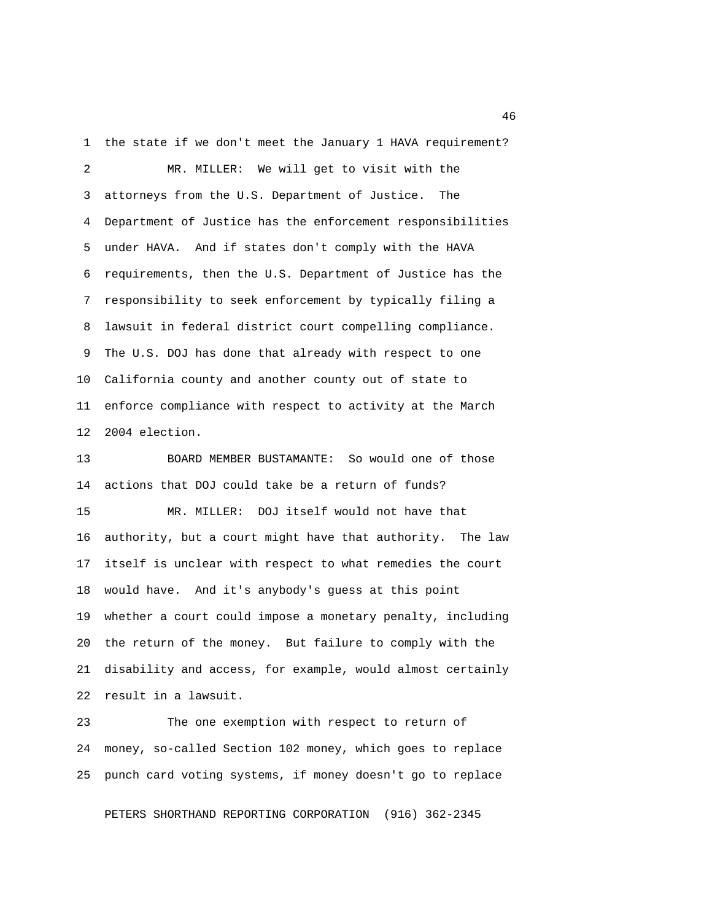the state if we don't meet the January 1 HAVA requirement?

MR. MILLER: We will get to visit with the attorneys from the U.S. Department of Justice. The Department of Justice has the enforcement responsibilities under HAVA. And if states don't comply with the HAVA requirements, then the U.S. Department of Justice has the responsibility to seek enforcement by typically filing a lawsuit in federal district court compelling compliance. The U.S. DOJ has done that already with respect to one California county and another county out of state to enforce compliance with respect to activity at the March 2004 election.

BOARD MEMBER BUSTAMANTE: So would one of those actions that DOJ could take be a return of funds?

MR. MILLER: DOJ itself would not have that authority, but a court might have that authority. The law itself is unclear with respect to what remedies the court would have. And it's anybody's guess at this point whether a court could impose a monetary penalty, including the return of the money. But failure to comply with the disability and access, for example, would almost certainly result in a lawsuit.

The one exemption with respect to return of money, so-called Section 102 money, which goes to replace punch card voting systems, if money doesn't go to replace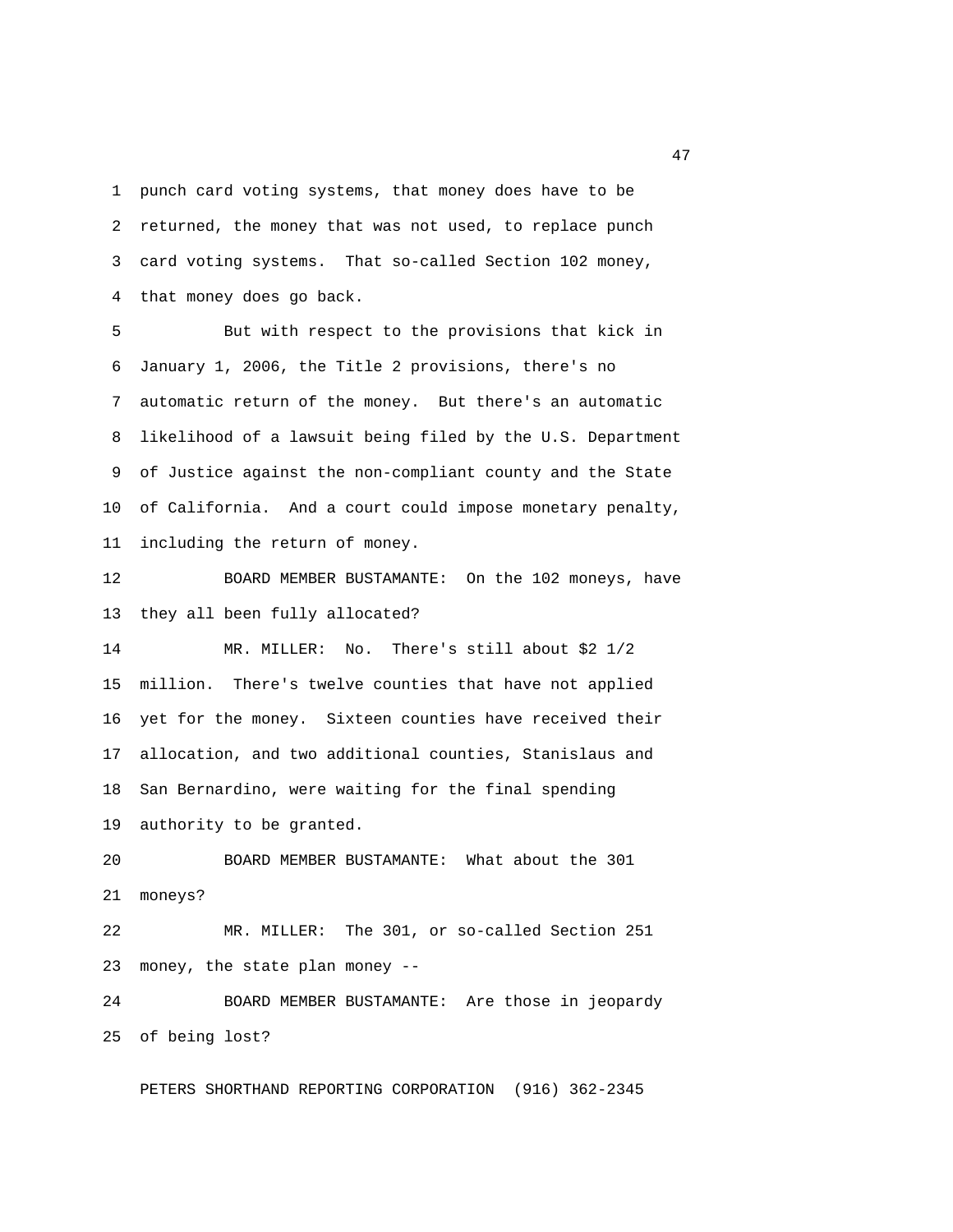punch card voting systems, that money does have to be returned, the money that was not used, to replace punch card voting systems. That so-called Section 102 money, that money does go back.

But with respect to the provisions that kick in January 1, 2006, the Title 2 provisions, there's no automatic return of the money. But there's an automatic likelihood of a lawsuit being filed by the U.S. Department of Justice against the non-compliant county and the State of California. And a court could impose monetary penalty, including the return of money.

BOARD MEMBER BUSTAMANTE: On the 102 moneys, have they all been fully allocated?

MR. MILLER: No. There's still about $2 1/2 million. There's twelve counties that have not applied yet for the money. Sixteen counties have received their allocation, and two additional counties, Stanislaus and San Bernardino, were waiting for the final spending authority to be granted.

BOARD MEMBER BUSTAMANTE: What about the 301 moneys?

MR. MILLER: The 301, or so-called Section 251 money, the state plan money --

BOARD MEMBER BUSTAMANTE: Are those in jeopardy of being lost?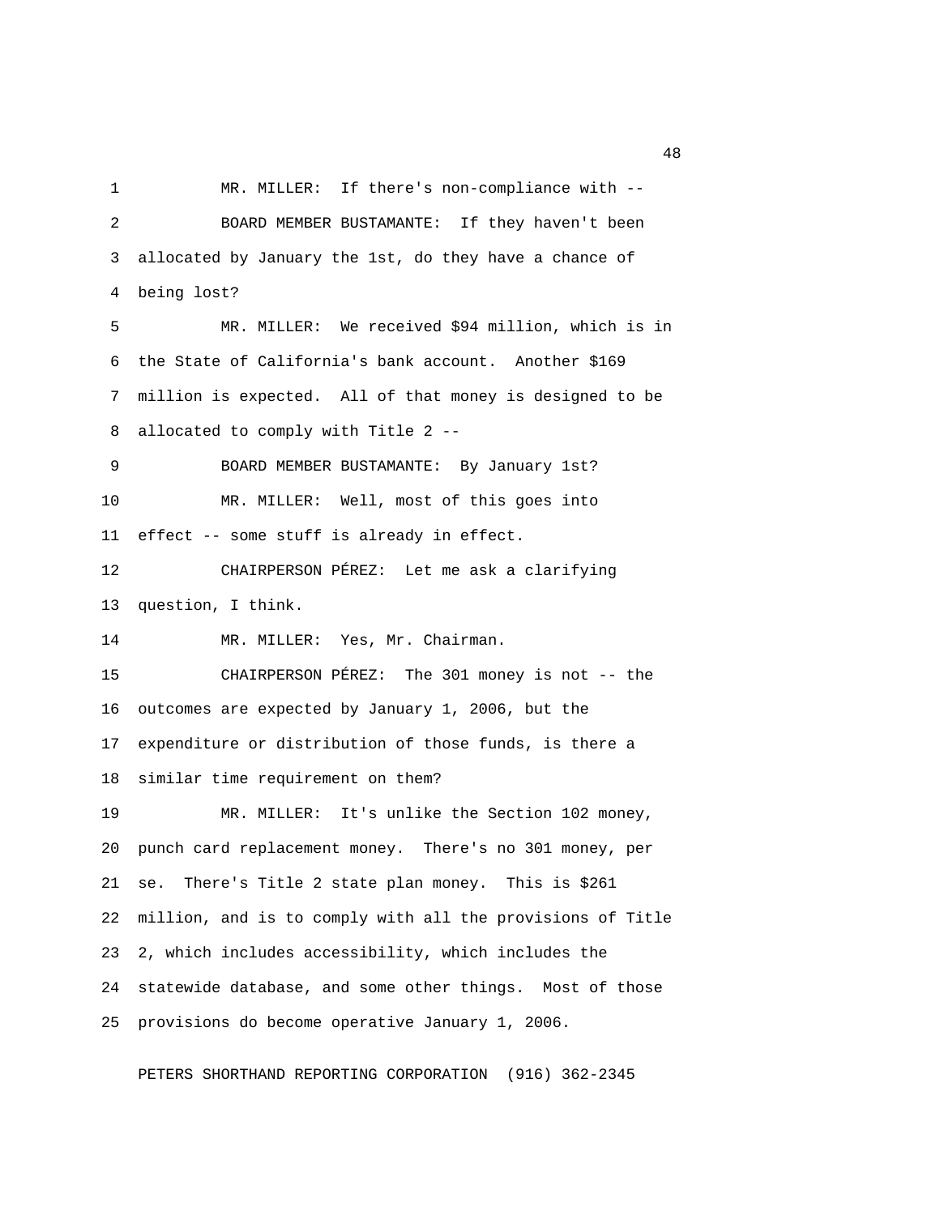MR. MILLER: If there's non-compliance with --

BOARD MEMBER BUSTAMANTE: If they haven't been allocated by January the 1st, do they have a chance of being lost?

MR. MILLER: We received $94 million, which is in the State of California's bank account. Another $169 million is expected. All of that money is designed to be allocated to comply with Title 2 --

BOARD MEMBER BUSTAMANTE: By January 1st?

MR. MILLER: Well, most of this goes into effect -- some stuff is already in effect.

CHAIRPERSON PÉREZ: Let me ask a clarifying question, I think.

MR. MILLER: Yes, Mr. Chairman.

CHAIRPERSON PÉREZ: The 301 money is not -- the outcomes are expected by January 1, 2006, but the expenditure or distribution of those funds, is there a similar time requirement on them?

MR. MILLER: It's unlike the Section 102 money, punch card replacement money. There's no 301 money, per se. There's Title 2 state plan money. This is $261 million, and is to comply with all the provisions of Title 2, which includes accessibility, which includes the statewide database, and some other things. Most of those provisions do become operative January 1, 2006.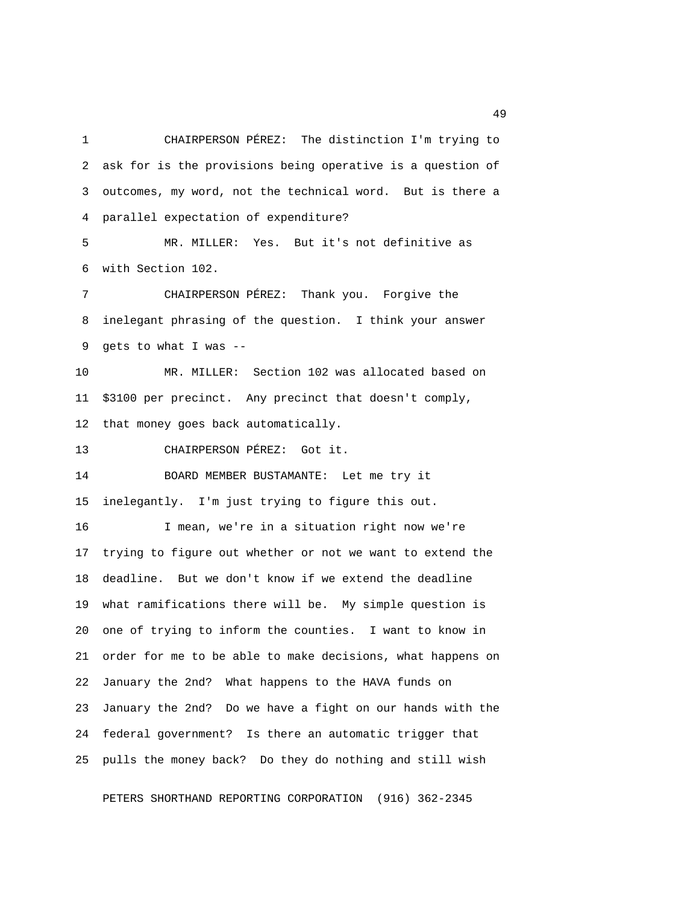CHAIRPERSON PÉREZ: The distinction I'm trying to ask for is the provisions being operative is a question of outcomes, my word, not the technical word. But is there a parallel expectation of expenditure?

MR. MILLER: Yes. But it's not definitive as with Section 102.

CHAIRPERSON PÉREZ: Thank you. Forgive the inelegant phrasing of the question. I think your answer gets to what I was --

MR. MILLER: Section 102 was allocated based on $3100 per precinct. Any precinct that doesn't comply, that money goes back automatically.

CHAIRPERSON PÉREZ: Got it.

BOARD MEMBER BUSTAMANTE: Let me try it inelegantly. I'm just trying to figure this out.

I mean, we're in a situation right now we're trying to figure out whether or not we want to extend the deadline. But we don't know if we extend the deadline what ramifications there will be. My simple question is one of trying to inform the counties. I want to know in order for me to be able to make decisions, what happens on January the 2nd? What happens to the HAVA funds on January the 2nd? Do we have a fight on our hands with the federal government? Is there an automatic trigger that pulls the money back? Do they do nothing and still wish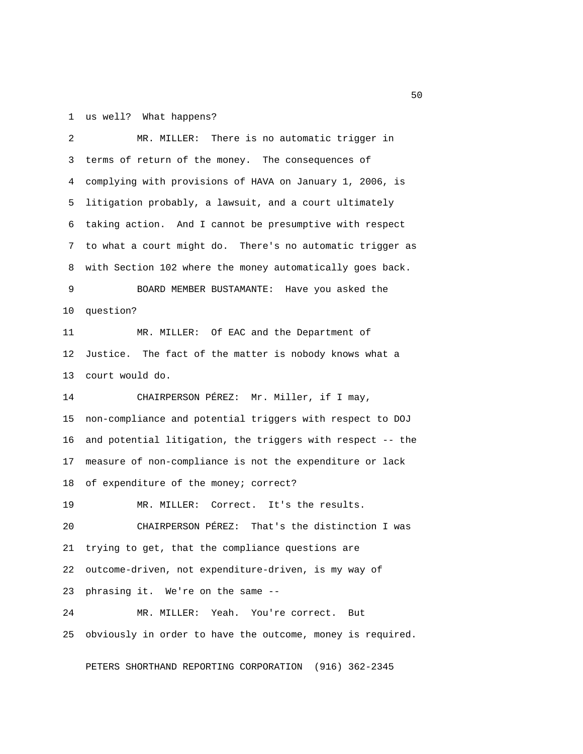us well? What happens?

MR. MILLER: There is no automatic trigger in terms of return of the money. The consequences of complying with provisions of HAVA on January 1, 2006, is litigation probably, a lawsuit, and a court ultimately taking action. And I cannot be presumptive with respect to what a court might do. There's no automatic trigger as with Section 102 where the money automatically goes back.

BOARD MEMBER BUSTAMANTE: Have you asked the question?

MR. MILLER: Of EAC and the Department of Justice. The fact of the matter is nobody knows what a court would do.

CHAIRPERSON PÉREZ: Mr. Miller, if I may, non-compliance and potential triggers with respect to DOJ and potential litigation, the triggers with respect -- the measure of non-compliance is not the expenditure or lack of expenditure of the money; correct?

MR. MILLER: Correct. It's the results.

CHAIRPERSON PÉREZ: That's the distinction I was trying to get, that the compliance questions are outcome-driven, not expenditure-driven, is my way of phrasing it. We're on the same --

MR. MILLER: Yeah. You're correct. But obviously in order to have the outcome, money is required.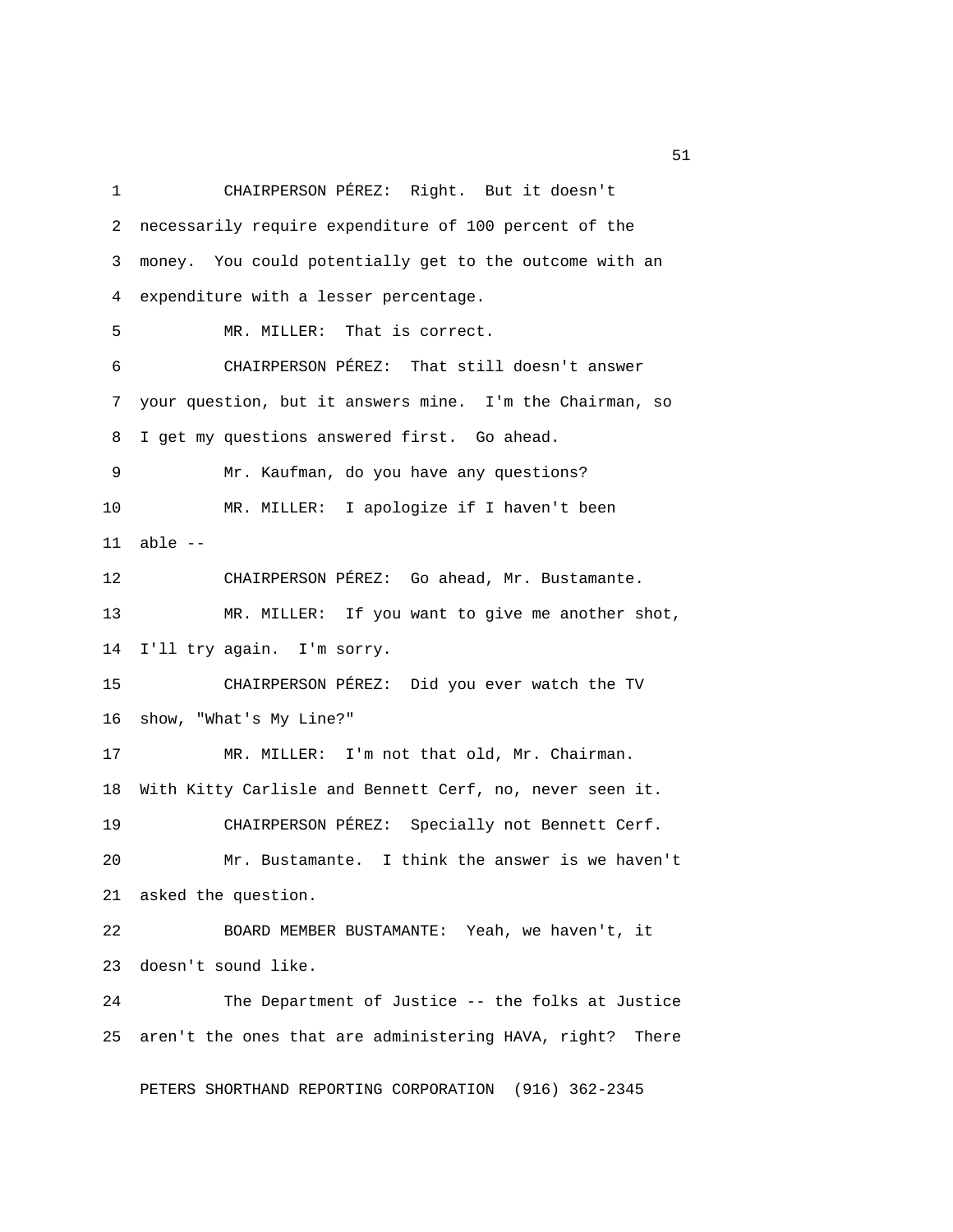CHAIRPERSON PÉREZ: Right. But it doesn't necessarily require expenditure of 100 percent of the money. You could potentially get to the outcome with an expenditure with a lesser percentage.

MR. MILLER: That is correct.

CHAIRPERSON PÉREZ: That still doesn't answer your question, but it answers mine. I'm the Chairman, so I get my questions answered first. Go ahead.

Mr. Kaufman, do you have any questions?

MR. MILLER: I apologize if I haven't been able --

CHAIRPERSON PÉREZ: Go ahead, Mr. Bustamante.

MR. MILLER: If you want to give me another shot, I'll try again. I'm sorry.

CHAIRPERSON PÉREZ: Did you ever watch the TV show, "What's My Line?"

MR. MILLER: I'm not that old, Mr. Chairman. With Kitty Carlisle and Bennett Cerf, no, never seen it.

CHAIRPERSON PÉREZ: Specially not Bennett Cerf.

Mr. Bustamante. I think the answer is we haven't asked the question.

BOARD MEMBER BUSTAMANTE: Yeah, we haven't, it doesn't sound like.

The Department of Justice -- the folks at Justice aren't the ones that are administering HAVA, right? There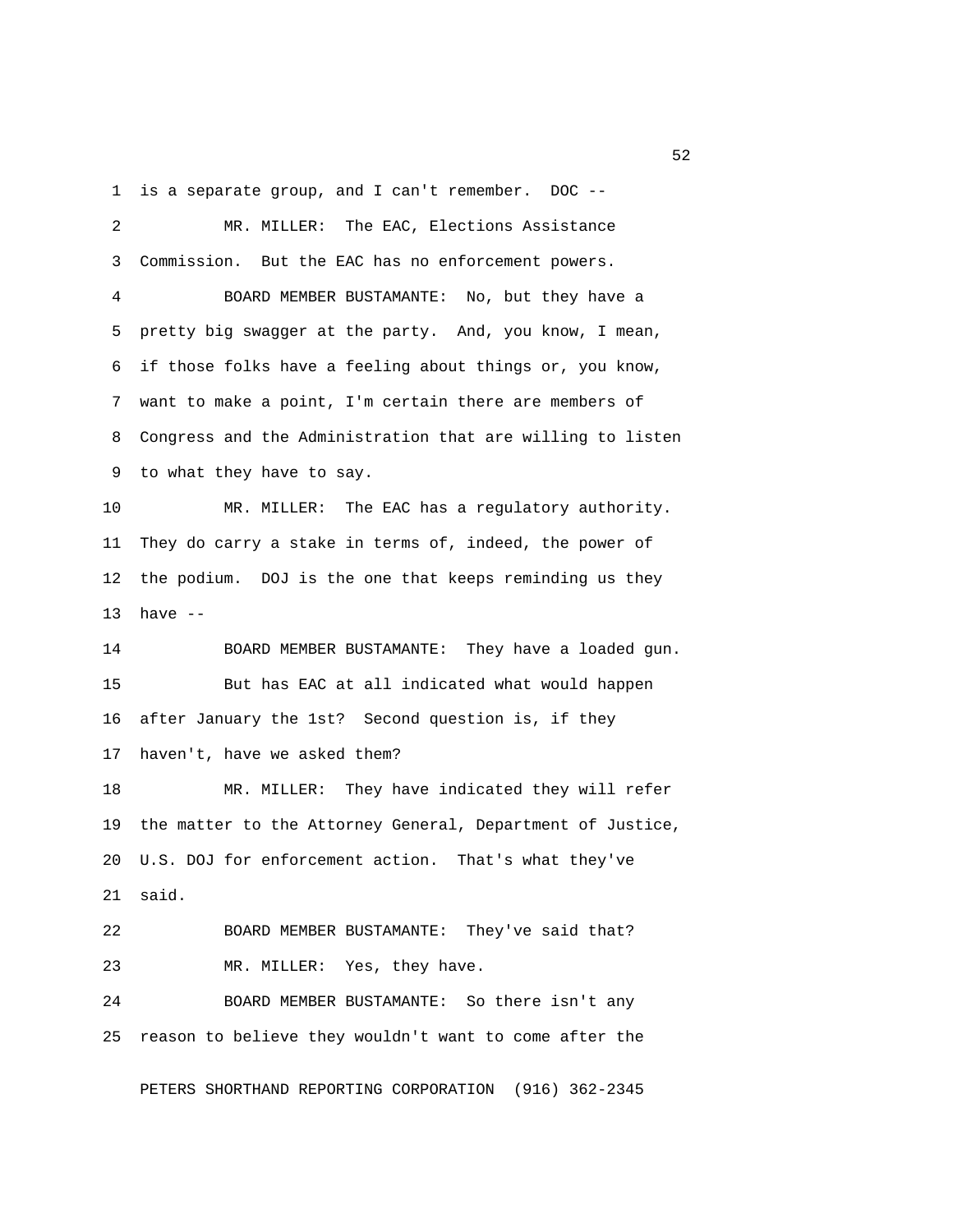is a separate group, and I can't remember. DOC --

MR. MILLER: The EAC, Elections Assistance Commission. But the EAC has no enforcement powers.

BOARD MEMBER BUSTAMANTE: No, but they have a pretty big swagger at the party. And, you know, I mean, if those folks have a feeling about things or, you know, want to make a point, I'm certain there are members of Congress and the Administration that are willing to listen to what they have to say.

MR. MILLER: The EAC has a regulatory authority. They do carry a stake in terms of, indeed, the power of the podium. DOJ is the one that keeps reminding us they have --

BOARD MEMBER BUSTAMANTE: They have a loaded gun. But has EAC at all indicated what would happen after January the 1st? Second question is, if they haven't, have we asked them?

MR. MILLER: They have indicated they will refer the matter to the Attorney General, Department of Justice, U.S. DOJ for enforcement action. That's what they've said.

BOARD MEMBER BUSTAMANTE: They've said that?

MR. MILLER: Yes, they have.

BOARD MEMBER BUSTAMANTE: So there isn't any reason to believe they wouldn't want to come after the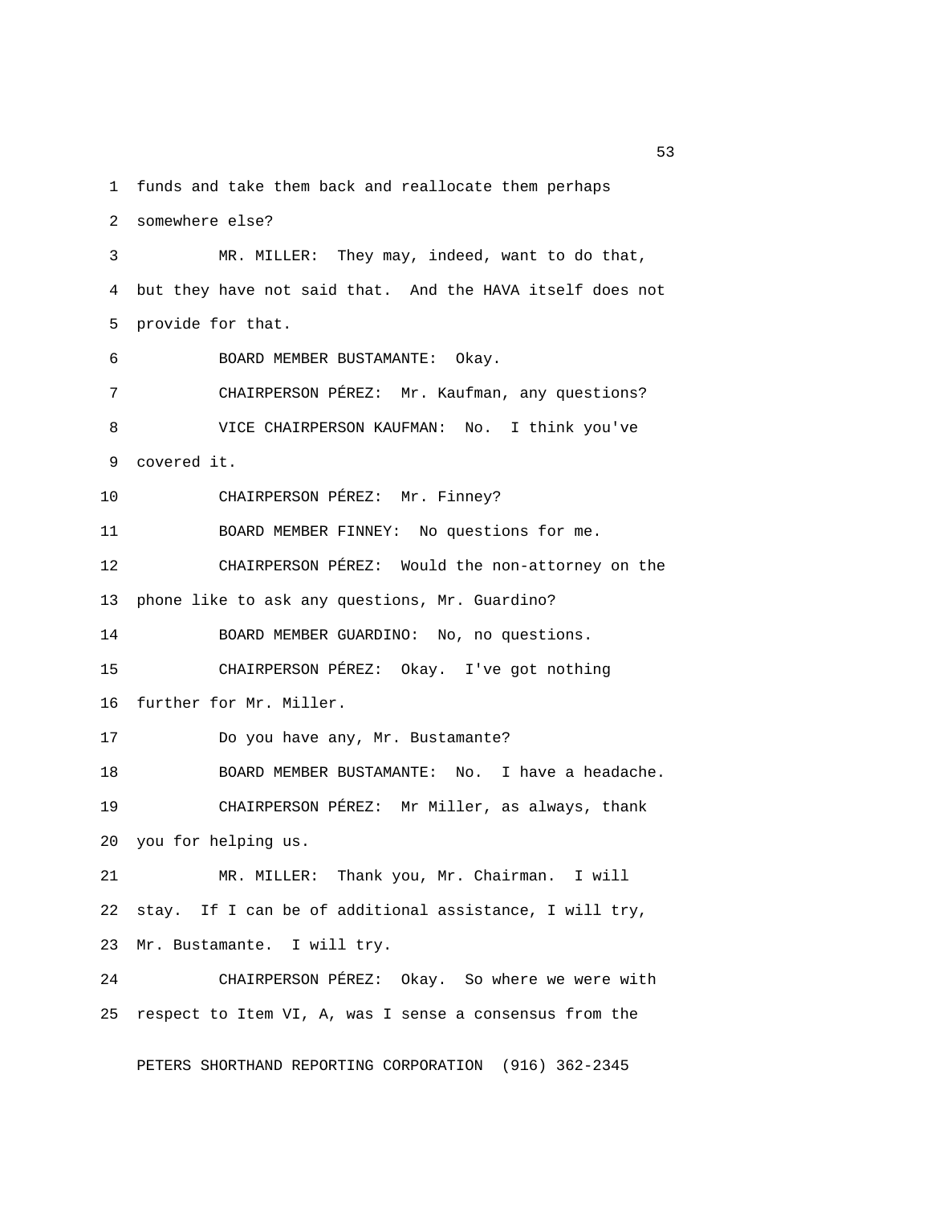funds and take them back and reallocate them perhaps somewhere else?

MR. MILLER: They may, indeed, want to do that, but they have not said that. And the HAVA itself does not provide for that.

BOARD MEMBER BUSTAMANTE: Okay.

CHAIRPERSON PÉREZ: Mr. Kaufman, any questions?

VICE CHAIRPERSON KAUFMAN: No. I think you've covered it.

CHAIRPERSON PÉREZ: Mr. Finney?

BOARD MEMBER FINNEY: No questions for me.

CHAIRPERSON PÉREZ: Would the non-attorney on the phone like to ask any questions, Mr. Guardino?

BOARD MEMBER GUARDINO: No, no questions.

CHAIRPERSON PÉREZ: Okay. I've got nothing further for Mr. Miller.

Do you have any, Mr. Bustamante?

BOARD MEMBER BUSTAMANTE: No. I have a headache.

CHAIRPERSON PÉREZ: Mr Miller, as always, thank you for helping us.

MR. MILLER: Thank you, Mr. Chairman. I will stay. If I can be of additional assistance, I will try, Mr. Bustamante. I will try.

CHAIRPERSON PÉREZ: Okay. So where we were with respect to Item VI, A, was I sense a consensus from the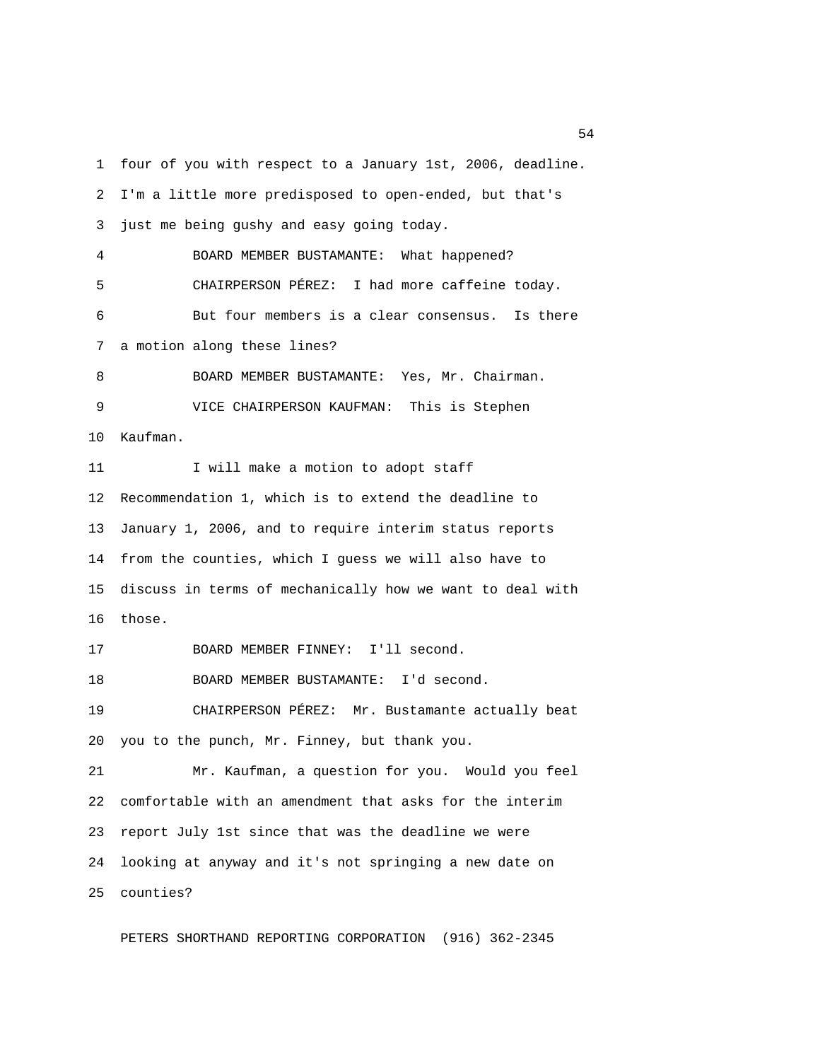four of you with respect to a January 1st, 2006, deadline. I'm a little more predisposed to open-ended, but that's just me being gushy and easy going today.

BOARD MEMBER BUSTAMANTE: What happened?

CHAIRPERSON PÉREZ: I had more caffeine today.

But four members is a clear consensus. Is there a motion along these lines?

BOARD MEMBER BUSTAMANTE: Yes, Mr. Chairman.

VICE CHAIRPERSON KAUFMAN: This is Stephen Kaufman.

I will make a motion to adopt staff Recommendation 1, which is to extend the deadline to January 1, 2006, and to require interim status reports from the counties, which I guess we will also have to discuss in terms of mechanically how we want to deal with those.

BOARD MEMBER FINNEY: I'll second.

BOARD MEMBER BUSTAMANTE: I'd second.

CHAIRPERSON PÉREZ: Mr. Bustamante actually beat you to the punch, Mr. Finney, but thank you.

Mr. Kaufman, a question for you. Would you feel comfortable with an amendment that asks for the interim report July 1st since that was the deadline we were looking at anyway and it's not springing a new date on counties?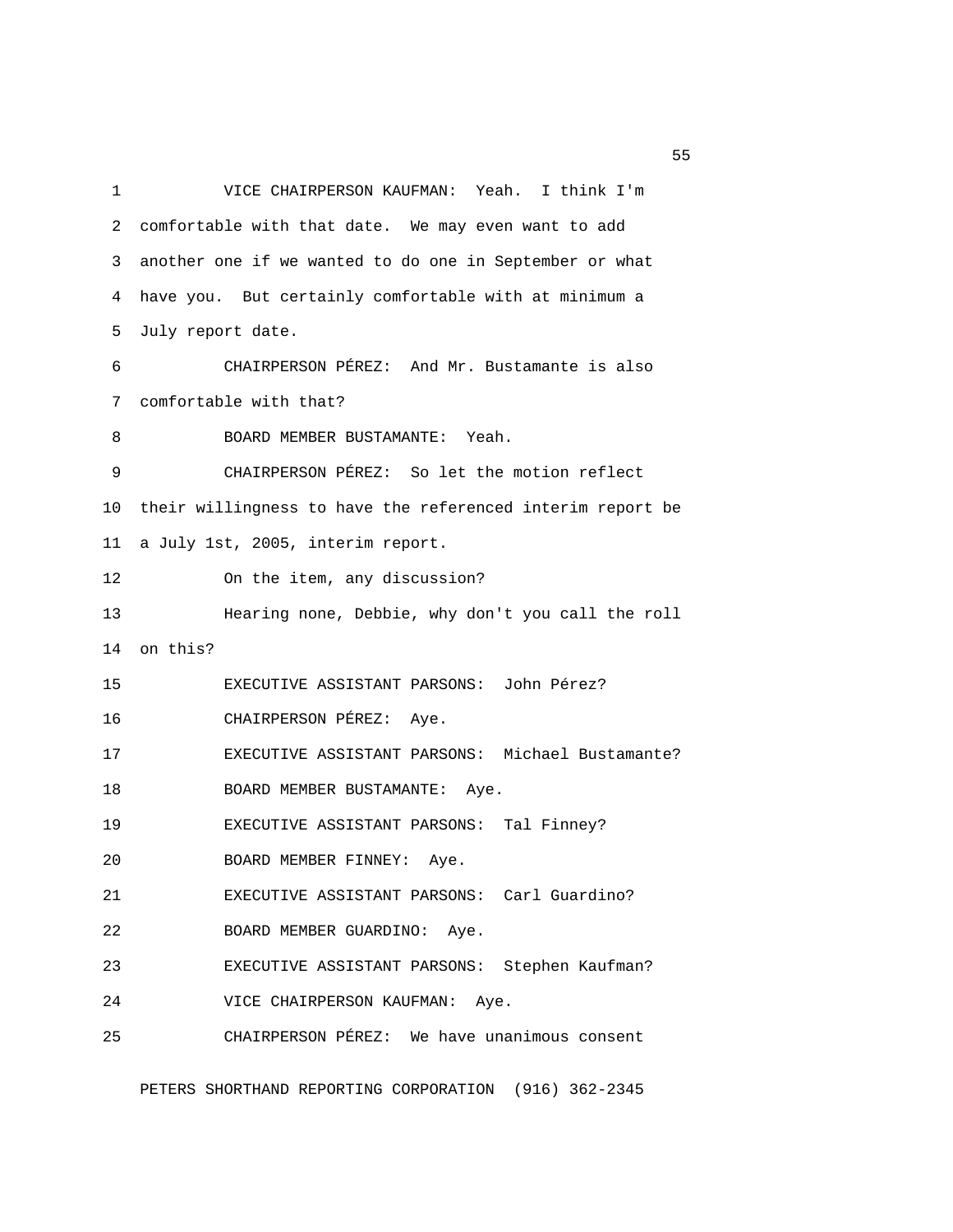1 VICE CHAIRPERSON KAUFMAN: Yeah. I think I'm
2 comfortable with that date. We may even want to add
3 another one if we wanted to do one in September or what
4 have you. But certainly comfortable with at minimum a
5 July report date.
6 CHAIRPERSON PÉREZ: And Mr. Bustamante is also
7 comfortable with that?
8 BOARD MEMBER BUSTAMANTE: Yeah.
9 CHAIRPERSON PÉREZ: So let the motion reflect
10 their willingness to have the referenced interim report be
11 a July 1st, 2005, interim report.
12 On the item, any discussion?
13 Hearing none, Debbie, why don't you call the roll
14 on this?
15 EXECUTIVE ASSISTANT PARSONS: John Pérez?
16 CHAIRPERSON PÉREZ: Aye.
17 EXECUTIVE ASSISTANT PARSONS: Michael Bustamante?
18 BOARD MEMBER BUSTAMANTE: Aye.
19 EXECUTIVE ASSISTANT PARSONS: Tal Finney?
20 BOARD MEMBER FINNEY: Aye.
21 EXECUTIVE ASSISTANT PARSONS: Carl Guardino?
22 BOARD MEMBER GUARDINO: Aye.
23 EXECUTIVE ASSISTANT PARSONS: Stephen Kaufman?
24 VICE CHAIRPERSON KAUFMAN: Aye.
25 CHAIRPERSON PÉREZ: We have unanimous consent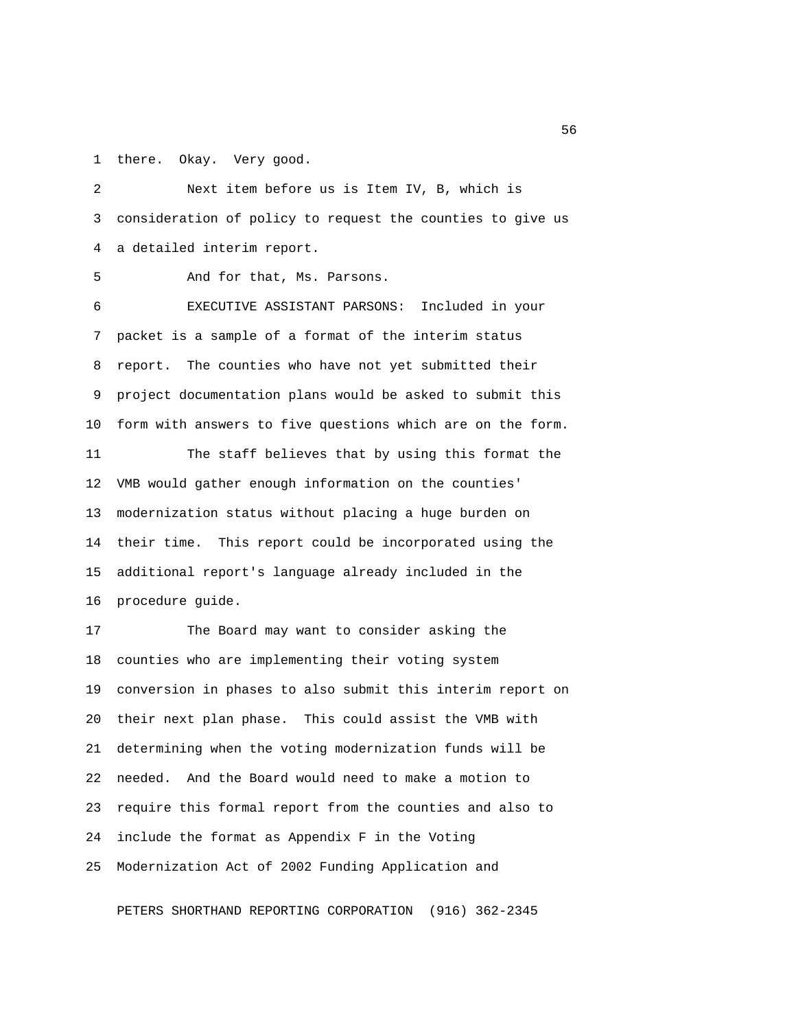there. Okay. Very good.

Next item before us is Item IV, B, which is consideration of policy to request the counties to give us a detailed interim report.

And for that, Ms. Parsons.

EXECUTIVE ASSISTANT PARSONS: Included in your packet is a sample of a format of the interim status report. The counties who have not yet submitted their project documentation plans would be asked to submit this form with answers to five questions which are on the form.

The staff believes that by using this format the VMB would gather enough information on the counties' modernization status without placing a huge burden on their time. This report could be incorporated using the additional report's language already included in the procedure guide.

The Board may want to consider asking the counties who are implementing their voting system conversion in phases to also submit this interim report on their next plan phase. This could assist the VMB with determining when the voting modernization funds will be needed. And the Board would need to make a motion to require this formal report from the counties and also to include the format as Appendix F in the Voting Modernization Act of 2002 Funding Application and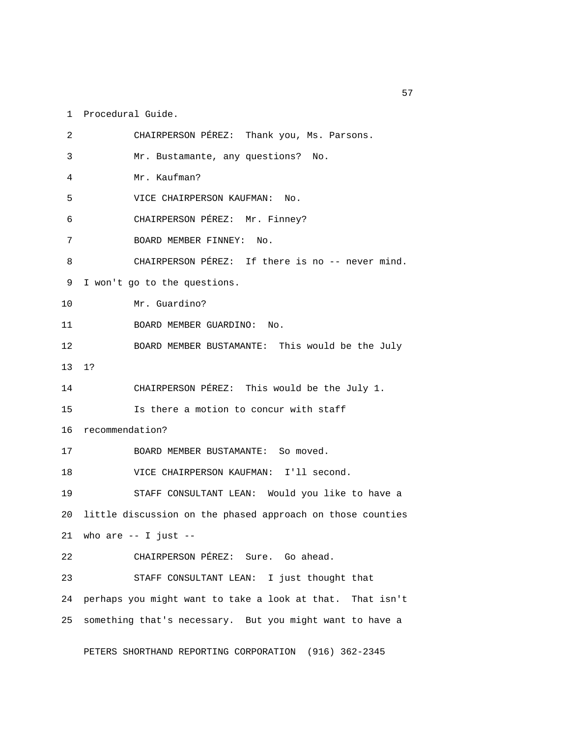1 Procedural Guide.

2 CHAIRPERSON PÉREZ: Thank you, Ms. Parsons.

3 Mr. Bustamante, any questions? No.

4 Mr. Kaufman?

5 VICE CHAIRPERSON KAUFMAN: No.

6 CHAIRPERSON PÉREZ: Mr. Finney?

7 BOARD MEMBER FINNEY: No.

8 CHAIRPERSON PÉREZ: If there is no -- never mind.

9 I won't go to the questions.

10 Mr. Guardino?

11 BOARD MEMBER GUARDINO: No.

12 BOARD MEMBER BUSTAMANTE: This would be the July

13 1?

14 CHAIRPERSON PÉREZ: This would be the July 1.

15 Is there a motion to concur with staff

16 recommendation?

17 BOARD MEMBER BUSTAMANTE: So moved.

18 VICE CHAIRPERSON KAUFMAN: I'll second.

19 STAFF CONSULTANT LEAN: Would you like to have a

20 little discussion on the phased approach on those counties

21 who are -- I just --

22 CHAIRPERSON PÉREZ: Sure. Go ahead.

23 STAFF CONSULTANT LEAN: I just thought that

24 perhaps you might want to take a look at that. That isn't

25 something that's necessary. But you might want to have a

PETERS SHORTHAND REPORTING CORPORATION (916) 362-2345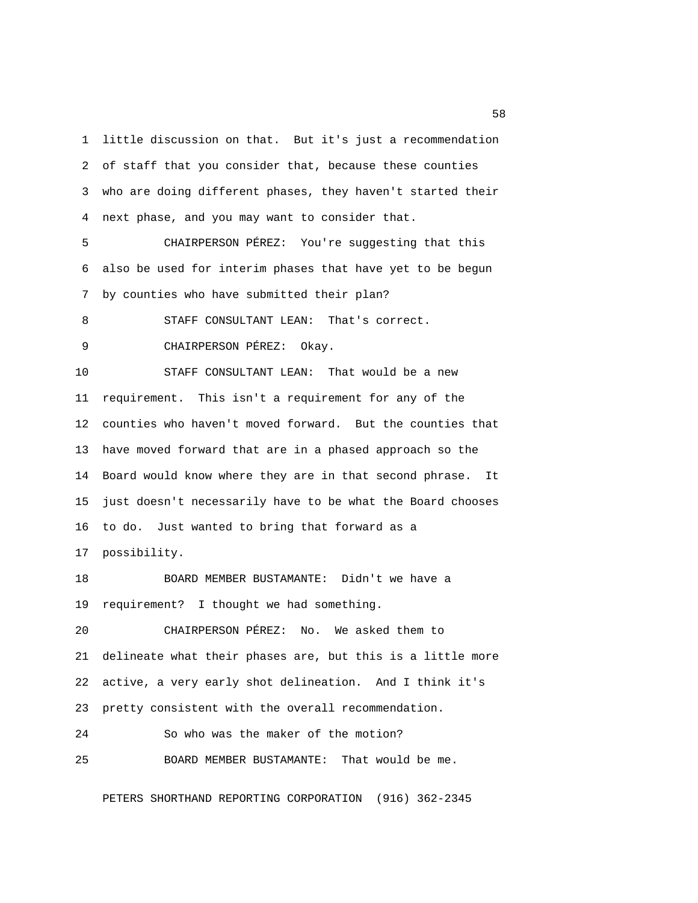little discussion on that. But it's just a recommendation of staff that you consider that, because these counties who are doing different phases, they haven't started their next phase, and you may want to consider that.

CHAIRPERSON PÉREZ: You're suggesting that this also be used for interim phases that have yet to be begun by counties who have submitted their plan?

STAFF CONSULTANT LEAN: That's correct.

CHAIRPERSON PÉREZ: Okay.

STAFF CONSULTANT LEAN: That would be a new requirement. This isn't a requirement for any of the counties who haven't moved forward. But the counties that have moved forward that are in a phased approach so the Board would know where they are in that second phrase. It just doesn't necessarily have to be what the Board chooses to do. Just wanted to bring that forward as a possibility.

BOARD MEMBER BUSTAMANTE: Didn't we have a requirement? I thought we had something.

CHAIRPERSON PÉREZ: No. We asked them to delineate what their phases are, but this is a little more active, a very early shot delineation. And I think it's pretty consistent with the overall recommendation.

So who was the maker of the motion?

BOARD MEMBER BUSTAMANTE: That would be me.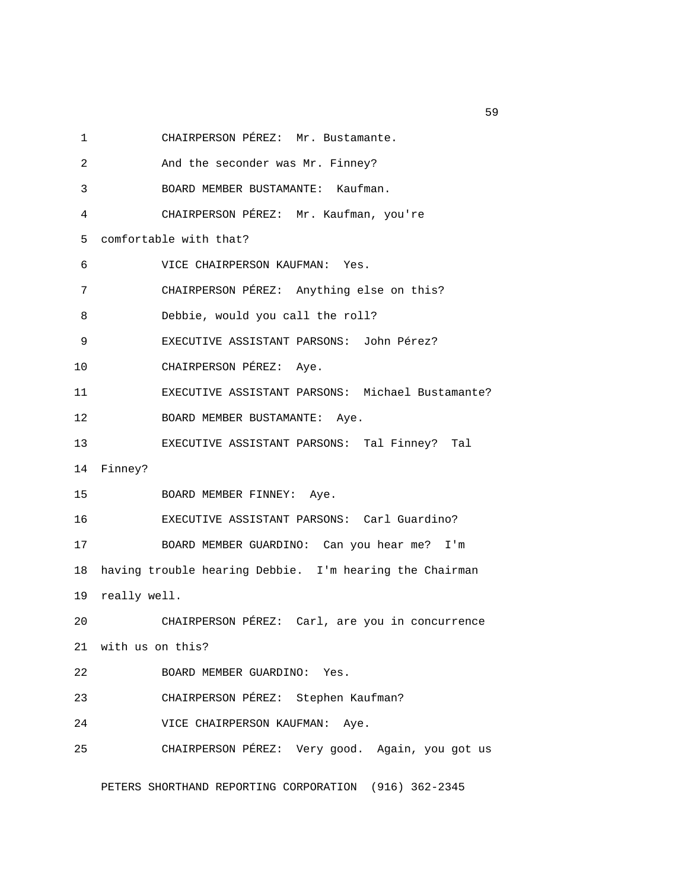CHAIRPERSON PÉREZ: Mr. Bustamante.

And the seconder was Mr. Finney?

BOARD MEMBER BUSTAMANTE: Kaufman.

CHAIRPERSON PÉREZ: Mr. Kaufman, you're comfortable with that?

VICE CHAIRPERSON KAUFMAN: Yes.

CHAIRPERSON PÉREZ: Anything else on this?

Debbie, would you call the roll?

EXECUTIVE ASSISTANT PARSONS: John Pérez?

CHAIRPERSON PÉREZ: Aye.

EXECUTIVE ASSISTANT PARSONS: Michael Bustamante?

BOARD MEMBER BUSTAMANTE: Aye.

EXECUTIVE ASSISTANT PARSONS: Tal Finney? Tal Finney?

BOARD MEMBER FINNEY: Aye.

EXECUTIVE ASSISTANT PARSONS: Carl Guardino?

BOARD MEMBER GUARDINO: Can you hear me? I'm having trouble hearing Debbie. I'm hearing the Chairman really well.

CHAIRPERSON PÉREZ: Carl, are you in concurrence with us on this?

BOARD MEMBER GUARDINO: Yes.

CHAIRPERSON PÉREZ: Stephen Kaufman?

VICE CHAIRPERSON KAUFMAN: Aye.

CHAIRPERSON PÉREZ: Very good. Again, you got us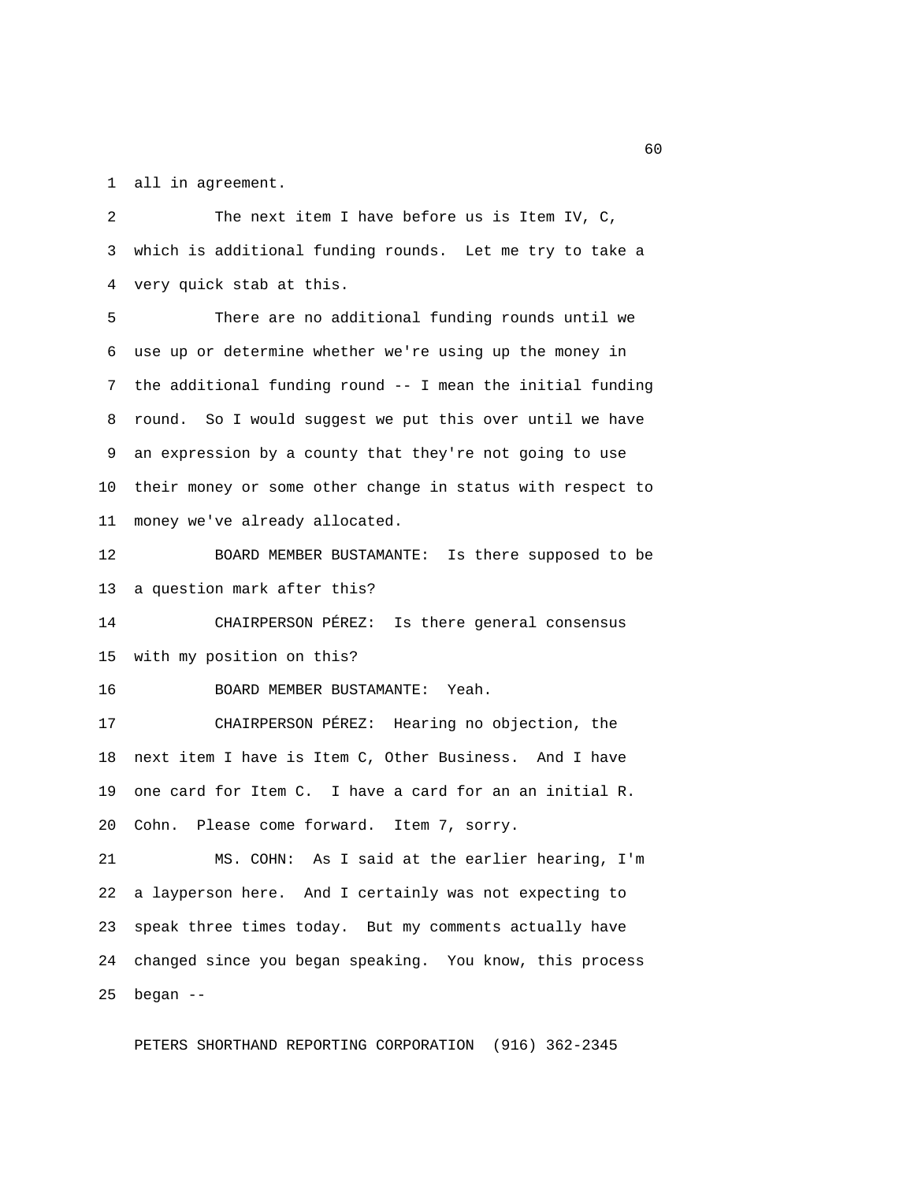all in agreement.

The next item I have before us is Item IV, C, which is additional funding rounds. Let me try to take a very quick stab at this.

There are no additional funding rounds until we use up or determine whether we're using up the money in the additional funding round -- I mean the initial funding round. So I would suggest we put this over until we have an expression by a county that they're not going to use their money or some other change in status with respect to money we've already allocated.

BOARD MEMBER BUSTAMANTE: Is there supposed to be a question mark after this?

CHAIRPERSON PÉREZ: Is there general consensus with my position on this?

BOARD MEMBER BUSTAMANTE: Yeah.

CHAIRPERSON PÉREZ: Hearing no objection, the next item I have is Item C, Other Business. And I have one card for Item C. I have a card for an an initial R. Cohn. Please come forward. Item 7, sorry.

MS. COHN: As I said at the earlier hearing, I'm a layperson here. And I certainly was not expecting to speak three times today. But my comments actually have changed since you began speaking. You know, this process began --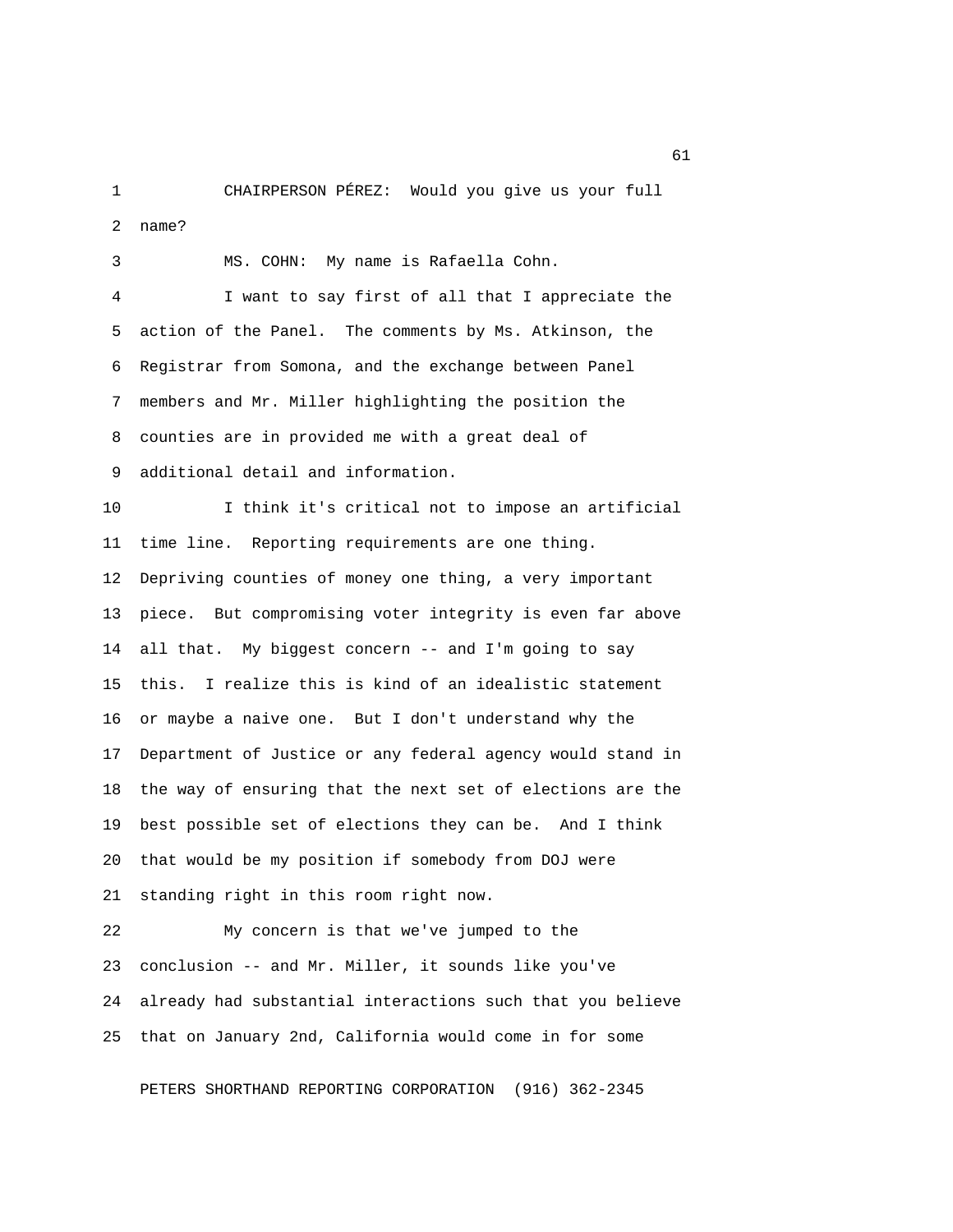CHAIRPERSON PÉREZ: Would you give us your full name?

MS. COHN: My name is Rafaella Cohn.

I want to say first of all that I appreciate the action of the Panel. The comments by Ms. Atkinson, the Registrar from Somona, and the exchange between Panel members and Mr. Miller highlighting the position the counties are in provided me with a great deal of additional detail and information.

I think it's critical not to impose an artificial time line. Reporting requirements are one thing. Depriving counties of money one thing, a very important piece. But compromising voter integrity is even far above all that. My biggest concern -- and I'm going to say this. I realize this is kind of an idealistic statement or maybe a naive one. But I don't understand why the Department of Justice or any federal agency would stand in the way of ensuring that the next set of elections are the best possible set of elections they can be. And I think that would be my position if somebody from DOJ were standing right in this room right now.

My concern is that we've jumped to the conclusion -- and Mr. Miller, it sounds like you've already had substantial interactions such that you believe that on January 2nd, California would come in for some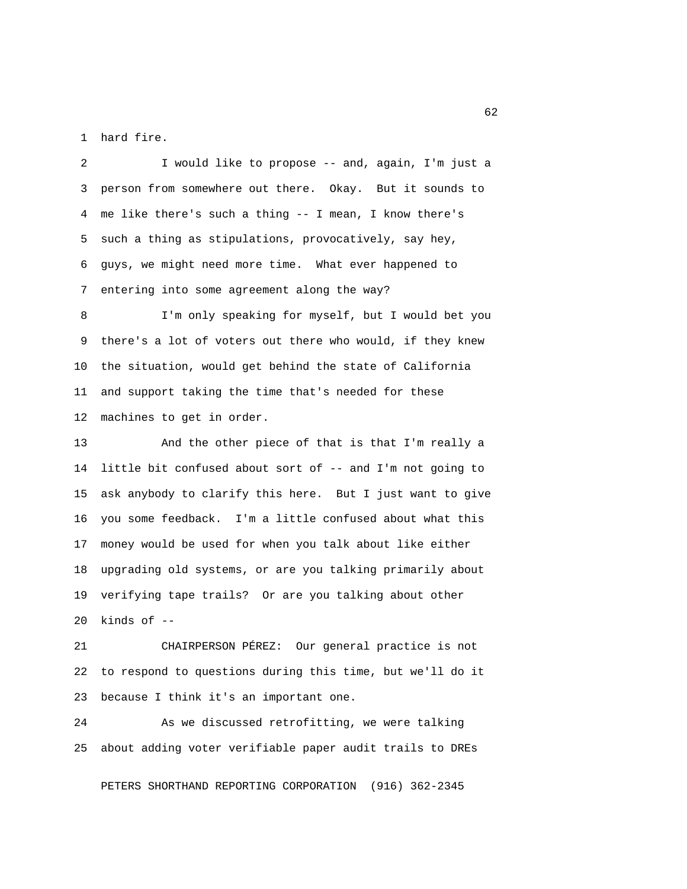hard fire.

I would like to propose -- and, again, I'm just a person from somewhere out there. Okay. But it sounds to me like there's such a thing -- I mean, I know there's such a thing as stipulations, provocatively, say hey, guys, we might need more time. What ever happened to entering into some agreement along the way?

I'm only speaking for myself, but I would bet you there's a lot of voters out there who would, if they knew the situation, would get behind the state of California and support taking the time that's needed for these machines to get in order.

And the other piece of that is that I'm really a little bit confused about sort of -- and I'm not going to ask anybody to clarify this here. But I just want to give you some feedback. I'm a little confused about what this money would be used for when you talk about like either upgrading old systems, or are you talking primarily about verifying tape trails? Or are you talking about other kinds of --

CHAIRPERSON PÉREZ: Our general practice is not to respond to questions during this time, but we'll do it because I think it's an important one.

As we discussed retrofitting, we were talking about adding voter verifiable paper audit trails to DREs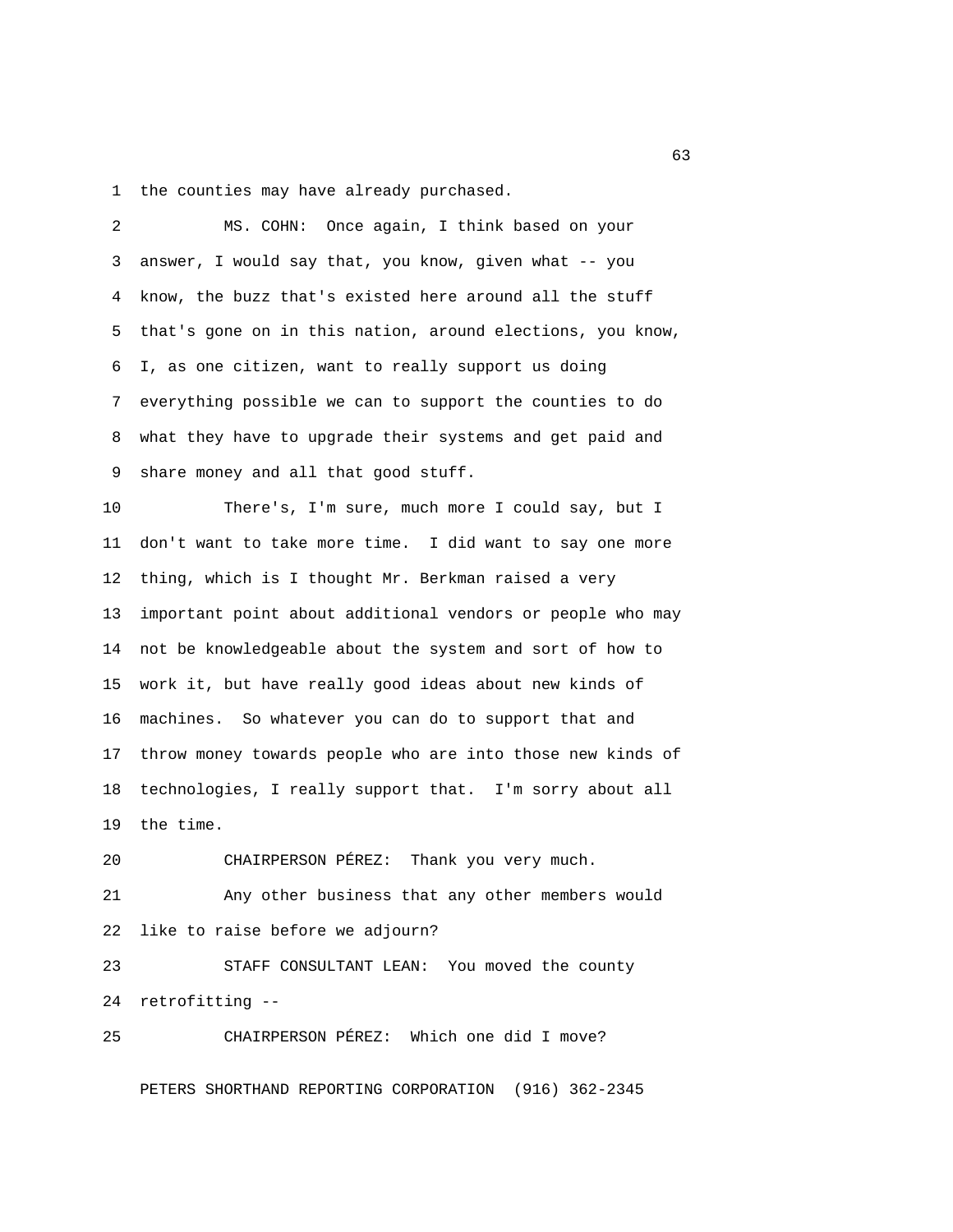the counties may have already purchased.

MS. COHN: Once again, I think based on your answer, I would say that, you know, given what -- you know, the buzz that's existed here around all the stuff that's gone on in this nation, around elections, you know, I, as one citizen, want to really support us doing everything possible we can to support the counties to do what they have to upgrade their systems and get paid and share money and all that good stuff.

There's, I'm sure, much more I could say, but I don't want to take more time. I did want to say one more thing, which is I thought Mr. Berkman raised a very important point about additional vendors or people who may not be knowledgeable about the system and sort of how to work it, but have really good ideas about new kinds of machines. So whatever you can do to support that and throw money towards people who are into those new kinds of technologies, I really support that. I'm sorry about all the time.

CHAIRPERSON PÉREZ: Thank you very much.

Any other business that any other members would like to raise before we adjourn?

STAFF CONSULTANT LEAN: You moved the county retrofitting --

CHAIRPERSON PÉREZ: Which one did I move?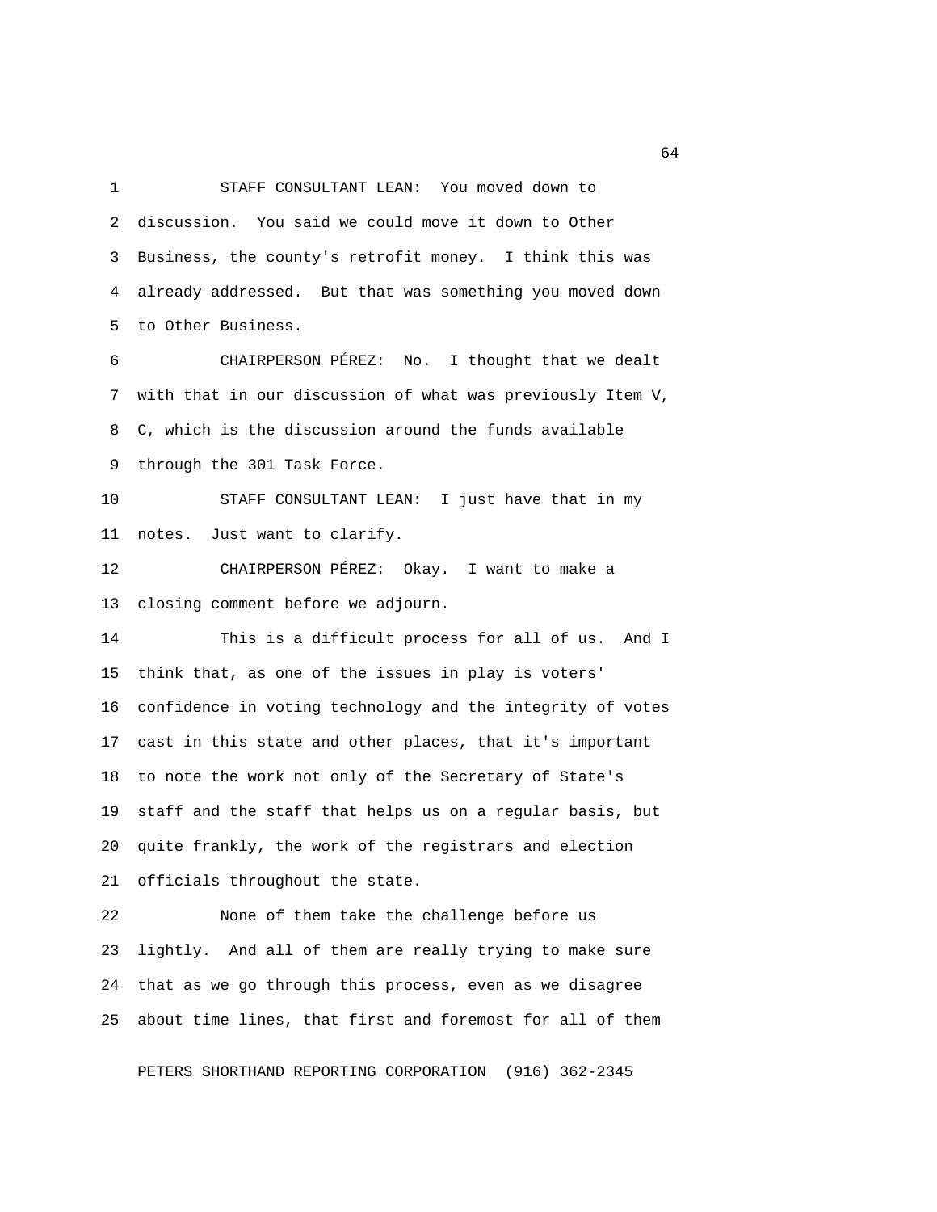STAFF CONSULTANT LEAN: You moved down to discussion. You said we could move it down to Other Business, the county's retrofit money. I think this was already addressed. But that was something you moved down to Other Business.

CHAIRPERSON PÉREZ: No. I thought that we dealt with that in our discussion of what was previously Item V, C, which is the discussion around the funds available through the 301 Task Force.

STAFF CONSULTANT LEAN: I just have that in my notes. Just want to clarify.

CHAIRPERSON PÉREZ: Okay. I want to make a closing comment before we adjourn.

This is a difficult process for all of us. And I think that, as one of the issues in play is voters' confidence in voting technology and the integrity of votes cast in this state and other places, that it's important to note the work not only of the Secretary of State's staff and the staff that helps us on a regular basis, but quite frankly, the work of the registrars and election officials throughout the state.

None of them take the challenge before us lightly. And all of them are really trying to make sure that as we go through this process, even as we disagree about time lines, that first and foremost for all of them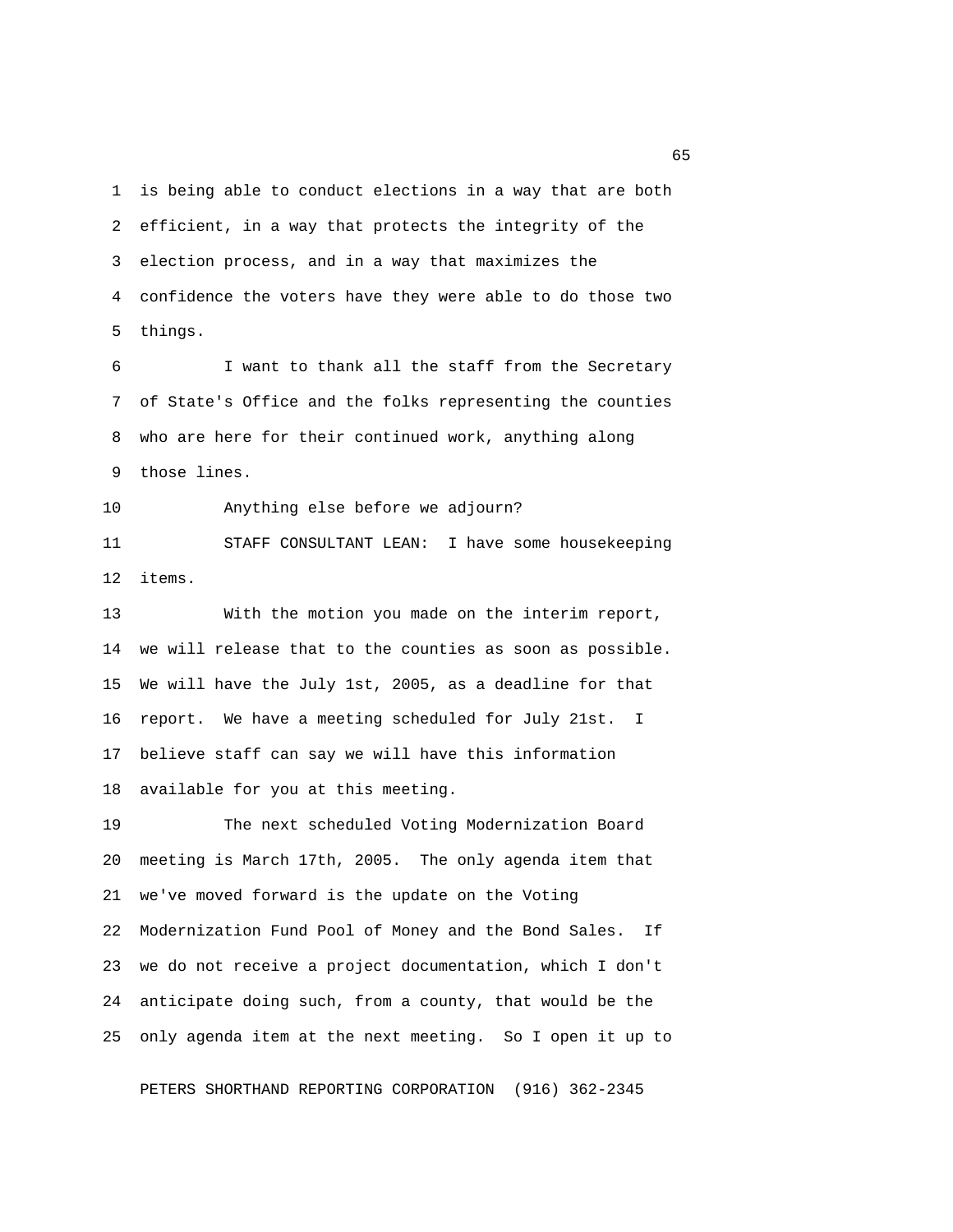is being able to conduct elections in a way that are both efficient, in a way that protects the integrity of the election process, and in a way that maximizes the confidence the voters have they were able to do those two things.

I want to thank all the staff from the Secretary of State's Office and the folks representing the counties who are here for their continued work, anything along those lines.

Anything else before we adjourn?

STAFF CONSULTANT LEAN: I have some housekeeping items.

With the motion you made on the interim report, we will release that to the counties as soon as possible. We will have the July 1st, 2005, as a deadline for that report. We have a meeting scheduled for July 21st. I believe staff can say we will have this information available for you at this meeting.

The next scheduled Voting Modernization Board meeting is March 17th, 2005. The only agenda item that we've moved forward is the update on the Voting Modernization Fund Pool of Money and the Bond Sales. If we do not receive a project documentation, which I don't anticipate doing such, from a county, that would be the only agenda item at the next meeting. So I open it up to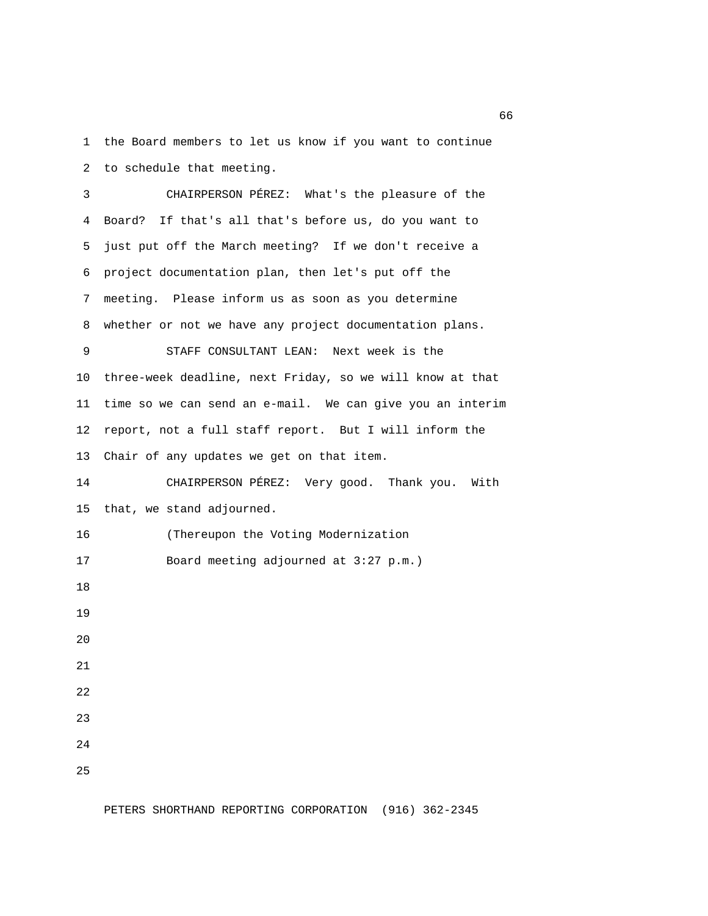the Board members to let us know if you want to continue to schedule that meeting.

CHAIRPERSON PÉREZ: What's the pleasure of the Board? If that's all that's before us, do you want to just put off the March meeting? If we don't receive a project documentation plan, then let's put off the meeting. Please inform us as soon as you determine whether or not we have any project documentation plans.

STAFF CONSULTANT LEAN: Next week is the three-week deadline, next Friday, so we will know at that time so we can send an e-mail. We can give you an interim report, not a full staff report. But I will inform the Chair of any updates we get on that item.

CHAIRPERSON PÉREZ: Very good. Thank you. With that, we stand adjourned.

(Thereupon the Voting Modernization Board meeting adjourned at 3:27 p.m.)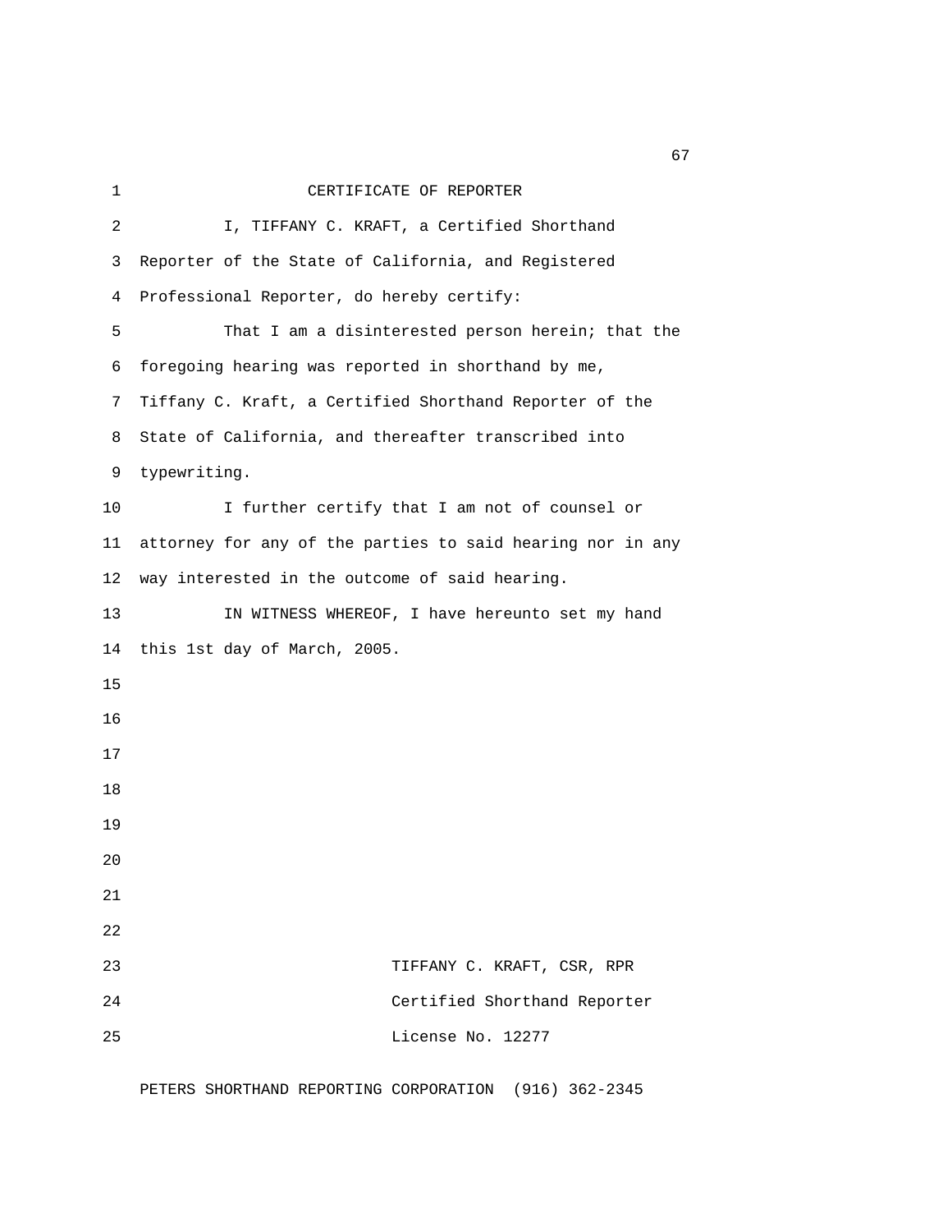# CERTIFICATE OF REPORTER

I, TIFFANY C. KRAFT, a Certified Shorthand Reporter of the State of California, and Registered Professional Reporter, do hereby certify:

That I am a disinterested person herein; that the foregoing hearing was reported in shorthand by me, Tiffany C. Kraft, a Certified Shorthand Reporter of the State of California, and thereafter transcribed into typewriting.

I further certify that I am not of counsel or attorney for any of the parties to said hearing nor in any way interested in the outcome of said hearing.

IN WITNESS WHEREOF, I have hereunto set my hand this 1st day of March, 2005.

TIFFANY C. KRAFT, CSR, RPR
Certified Shorthand Reporter
License No. 12277